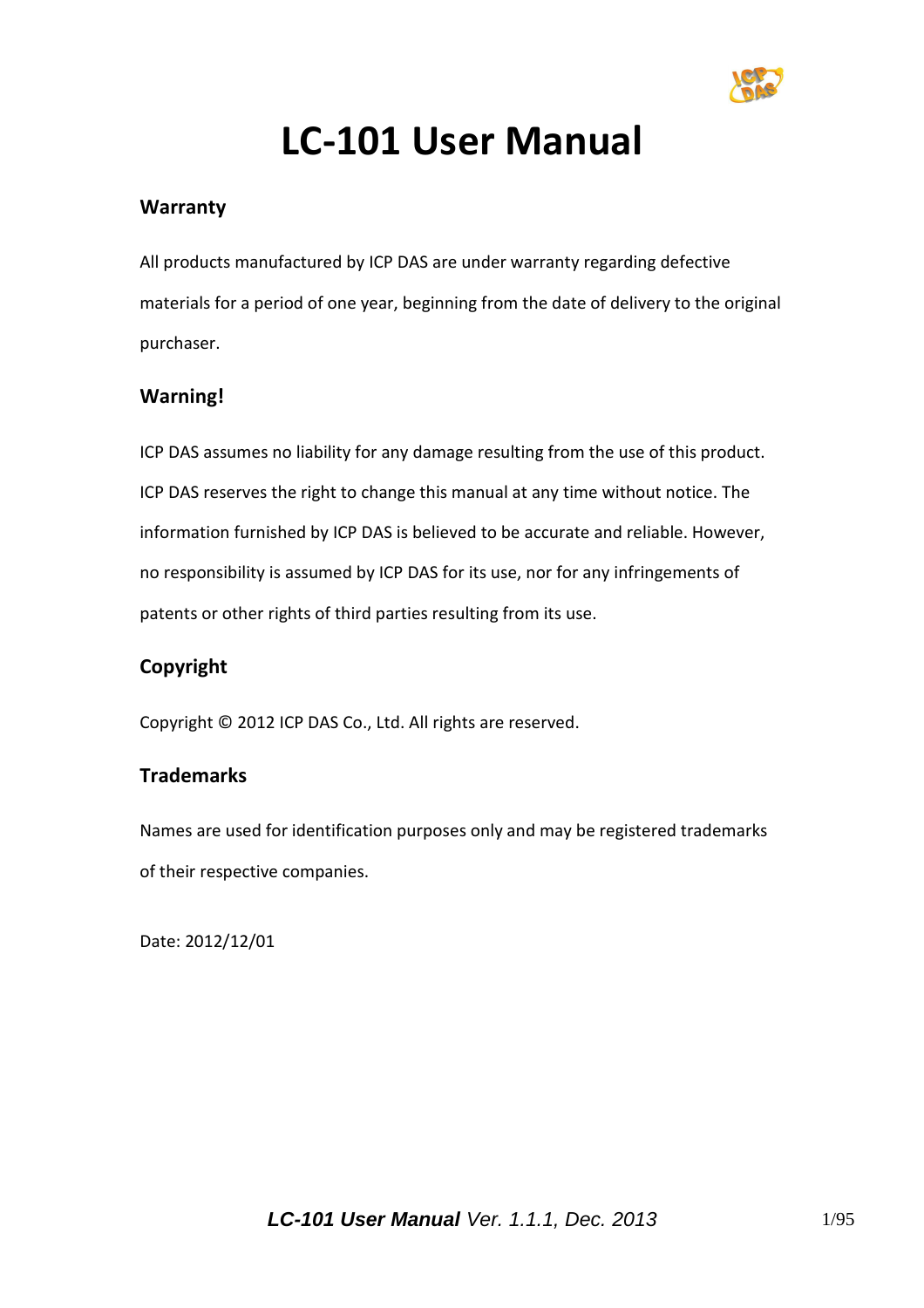# LC-101 User Manual

## Warranty

All products manufactured by ICP DAS are under warranty regarding defective materials for a period of one year, beginning from the date of delivery to the original purchaser.

## Warning!

ICP DAS assumes no liability for any damage resulting from the use of this product. ICP DAS reserves the right to change this manual at any time without notice. The information furnished by ICP DAS is believed to be accurate and reliable. However, no responsibility is assumed by ICP DAS for its use, nor for any infringements of patents or other rights of third parties resulting from its use.

## Copyright

Copyright © 2012 ICP DAS Co., Ltd. All rights are reserved.

## Trademarks

Names are used for identification purposes only and may be registered trademarks of their respective companies.

Date: 2012/12/01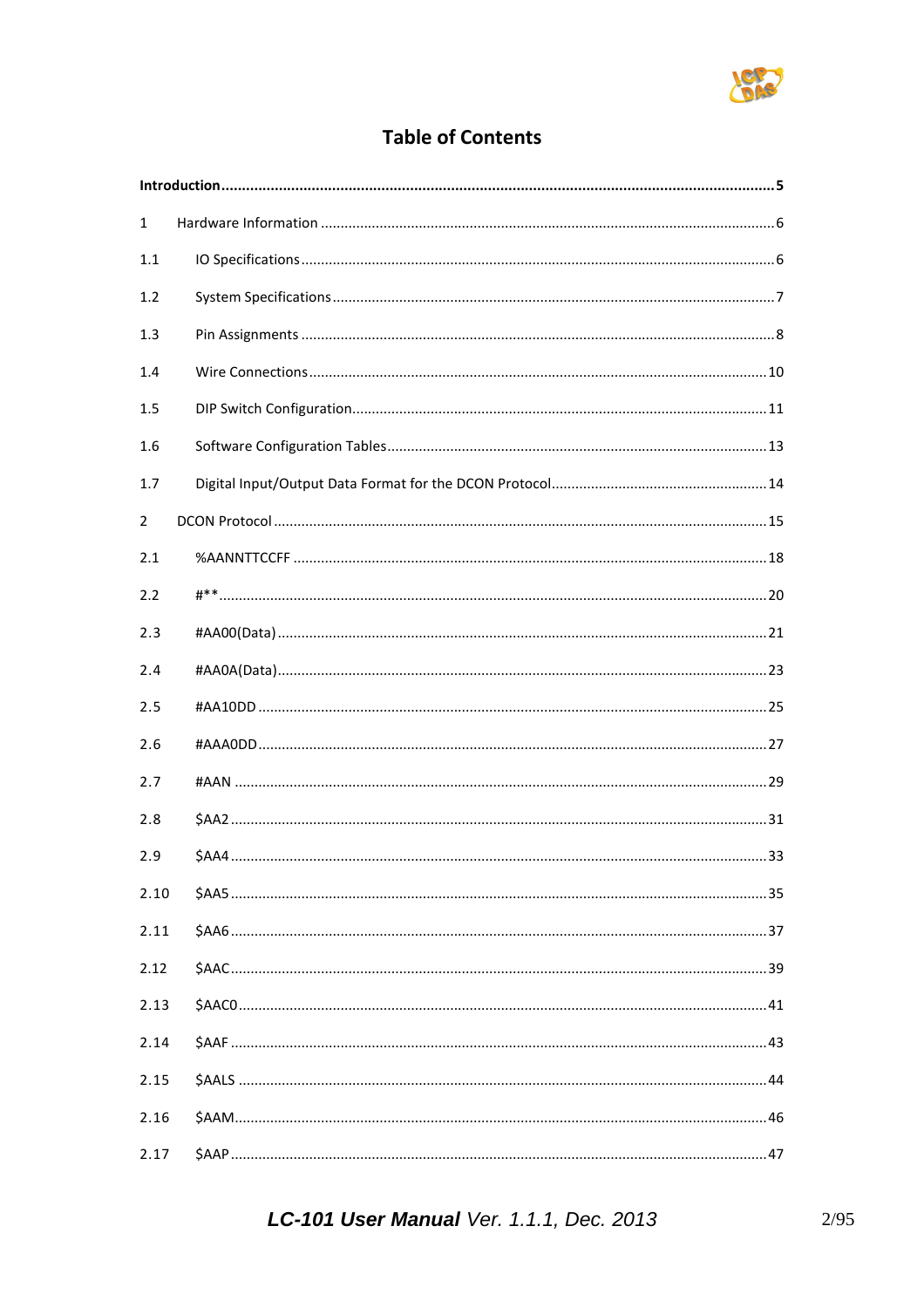# Table of Contents

**Introduction** .......... **5**

1 Hardware Information .......... 6

1.1 IO Specifications .......... 6

1.2 System Specifications .......... 7

1.3 Pin Assignments .......... 8

1.4 Wire Connections .......... 10

1.5 DIP Switch Configuration .......... 11

1.6 Software Configuration Tables .......... 13

1.7 Digital Input/Output Data Format for the DCON Protocol .......... 14

2 DCON Protocol .......... 15

2.1 %AANNTTCCFF .......... 18

2.2 #** .......... 20

2.3 #AA00(Data) .......... 21

2.4 #AA0A(Data) .......... 23

2.5 #AA10DD .......... 25

2.6 #AAA0DD .......... 27

2.7 #AAN .......... 29

2.8 $AA2 .......... 31

2.9 $AA4 .......... 33

2.10 $AA5 .......... 35

2.11 $AA6 .......... 37

2.12 $AAC .......... 39

2.13 $AAC0 .......... 41

2.14 $AAF .......... 43

2.15 $AALS .......... 44

2.16 $AAM .......... 46

2.17 $AAP .......... 47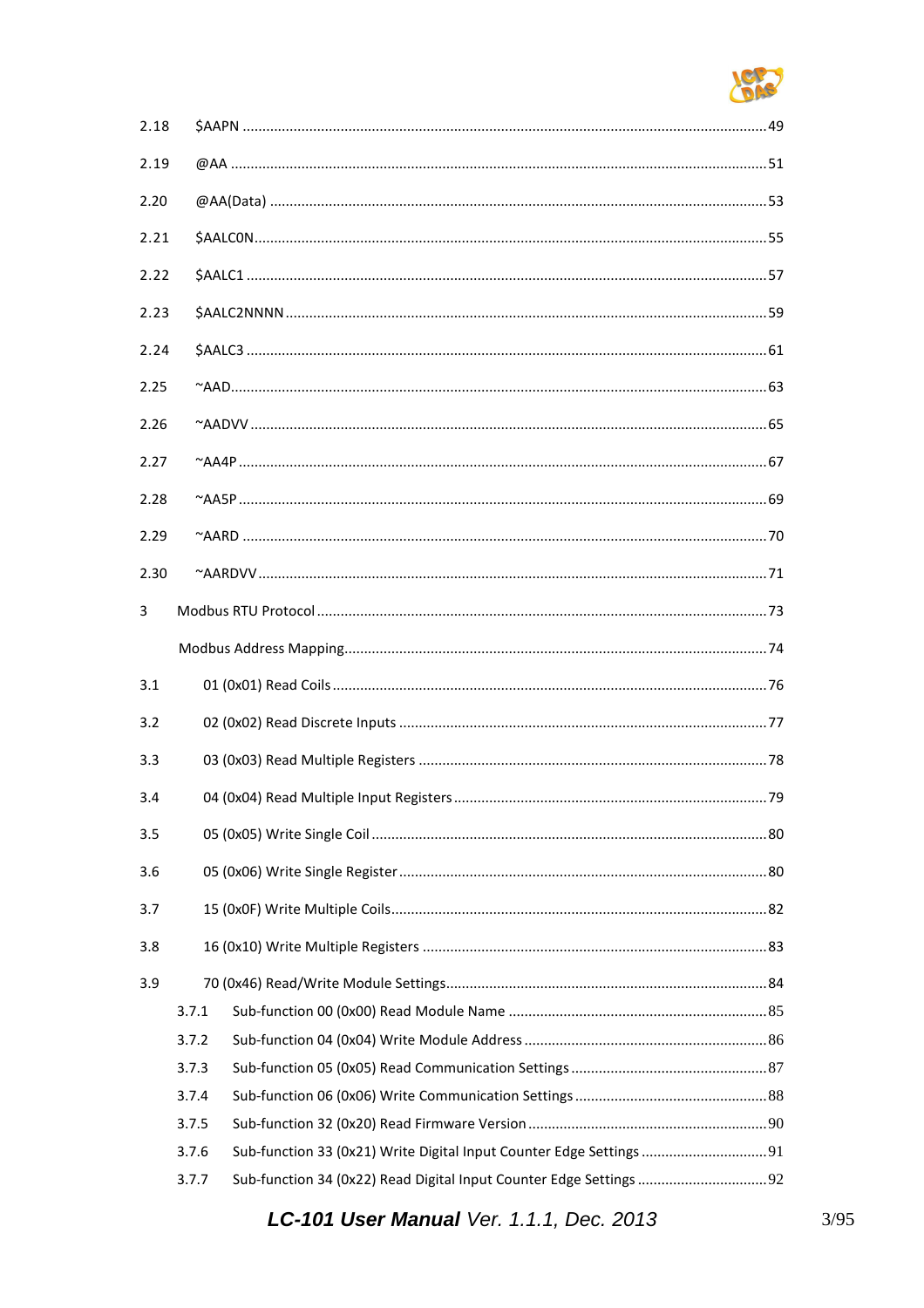2.18 $AAPN ........................................................................................................................ 49

2.19 @AA ........................................................................................................................... 51

2.20 @AA(Data) ................................................................................................................. 53

2.21 $AALC0N..................................................................................................................... 55

2.22 $AALC1 ....................................................................................................................... 57

2.23 $AALC2NNNN ............................................................................................................. 59

2.24 $AALC3 ....................................................................................................................... 61

2.25 ~AAD........................................................................................................................... 63

2.26 ~AADVV ...................................................................................................................... 65

2.27 ~AA4P ......................................................................................................................... 67

2.28 ~AA5P ......................................................................................................................... 69

2.29 ~AARD ........................................................................................................................ 70

2.30 ~AARDVV .................................................................................................................... 71

3 Modbus RTU Protocol ..................................................................................................... 73

Modbus Address Mapping.............................................................................................. 74

3.1 01 (0x01) Read Coils ................................................................................................. 76

3.2 02 (0x02) Read Discrete Inputs ................................................................................ 77

3.3 03 (0x03) Read Multiple Registers ........................................................................... 78

3.4 04 (0x04) Read Multiple Input Registers .................................................................. 79

3.5 05 (0x05) Write Single Coil ....................................................................................... 80

3.6 05 (0x06) Write Single Register ................................................................................ 80

3.7 15 (0x0F) Write Multiple Coils................................................................................... 82

3.8 16 (0x10) Write Multiple Registers ........................................................................... 83

3.9 70 (0x46) Read/Write Module Settings..................................................................... 84

- 3.7.1 Sub-function 00 (0x00) Read Module Name ................................................................. 85
- 3.7.2 Sub-function 04 (0x04) Write Module Address ............................................................. 86
- 3.7.3 Sub-function 05 (0x05) Read Communication Settings .................................................. 87
- 3.7.4 Sub-function 06 (0x06) Write Communication Settings ................................................. 88
- 3.7.5 Sub-function 32 (0x20) Read Firmware Version ............................................................ 90
- 3.7.6 Sub-function 33 (0x21) Write Digital Input Counter Edge Settings ................................ 91
- 3.7.7 Sub-function 34 (0x22) Read Digital Input Counter Edge Settings ................................. 92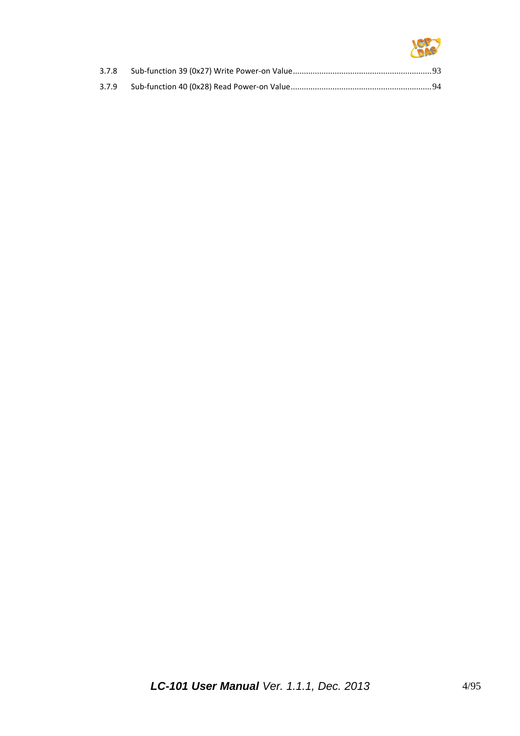3.7.8 Sub-function 39 (0x27) Write Power-on Value ........................................................... 93

3.7.9 Sub-function 40 (0x28) Read Power-on Value ............................................................ 94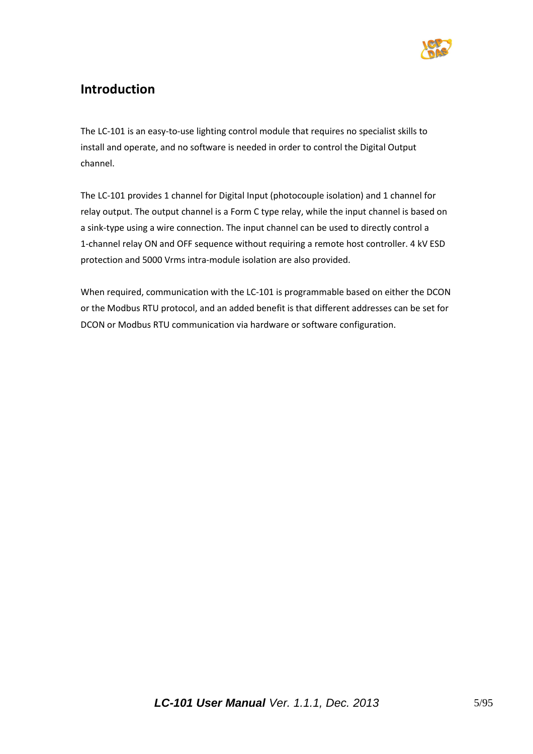## Introduction

The LC-101 is an easy-to-use lighting control module that requires no specialist skills to install and operate, and no software is needed in order to control the Digital Output channel.

The LC-101 provides 1 channel for Digital Input (photocouple isolation) and 1 channel for relay output. The output channel is a Form C type relay, while the input channel is based on a sink-type using a wire connection. The input channel can be used to directly control a 1-channel relay ON and OFF sequence without requiring a remote host controller. 4 kV ESD protection and 5000 Vrms intra-module isolation are also provided.

When required, communication with the LC-101 is programmable based on either the DCON or the Modbus RTU protocol, and an added benefit is that different addresses can be set for DCON or Modbus RTU communication via hardware or software configuration.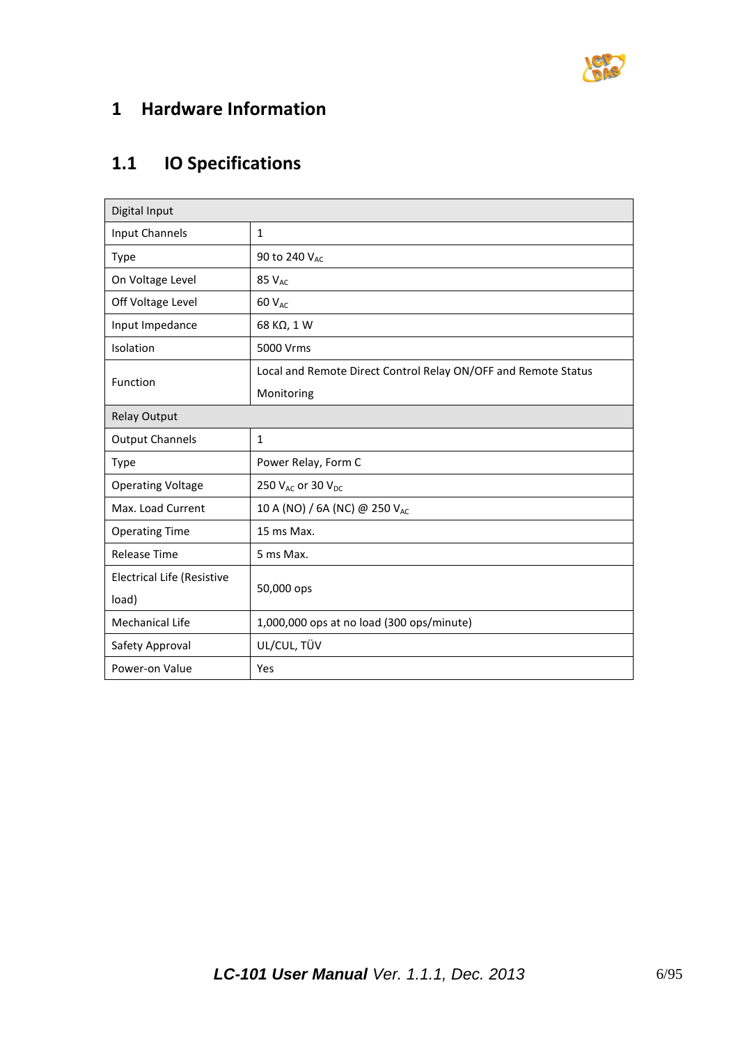# 1 Hardware Information

## 1.1 IO Specifications

| Digital Input | |
|---|---|
| Input Channels | 1 |
| Type | 90 to 240 $V_{AC}$ |
| On Voltage Level | 85 $V_{AC}$ |
| Off Voltage Level | 60 $V_{AC}$ |
| Input Impedance | 68 KΩ, 1 W |
| Isolation | 5000 Vrms |
| Function | Local and Remote Direct Control Relay ON/OFF and Remote Status Monitoring |
| **Relay Output** | |
| Output Channels | 1 |
| Type | Power Relay, Form C |
| Operating Voltage | 250 $V_{AC}$ or 30 $V_{DC}$ |
| Max. Load Current | 10 A (NO) / 6A (NC) @ 250 $V_{AC}$ |
| Operating Time | 15 ms Max. |
| Release Time | 5 ms Max. |
| Electrical Life (Resistive load) | 50,000 ops |
| Mechanical Life | 1,000,000 ops at no load (300 ops/minute) |
| Safety Approval | UL/CUL, TÜV |
| Power-on Value | Yes |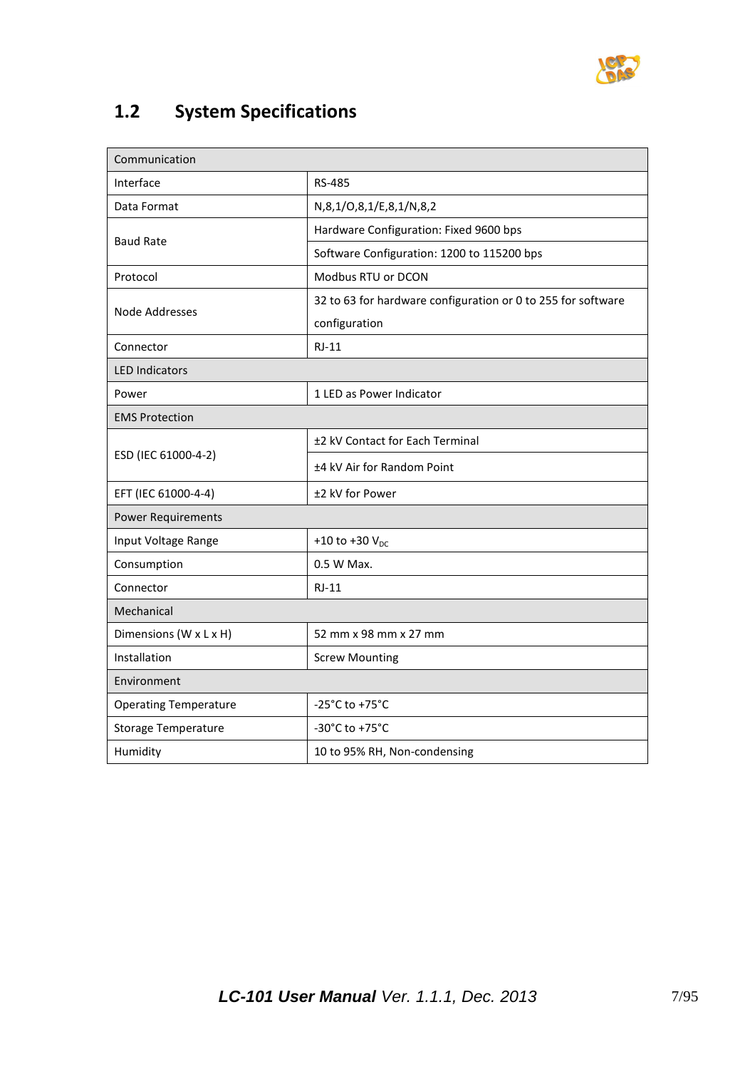## 1.2 System Specifications

| Communication | |
|---|---|
| Interface | RS-485 |
| Data Format | N,8,1/O,8,1/E,8,1/N,8,2 |
| Baud Rate | Hardware Configuration: Fixed 9600 bps |
| | Software Configuration: 1200 to 115200 bps |
| Protocol | Modbus RTU or DCON |
| Node Addresses | 32 to 63 for hardware configuration or 0 to 255 for software configuration |
| Connector | RJ-11 |
| **LED Indicators** | |
| Power | 1 LED as Power Indicator |
| **EMS Protection** | |
| ESD (IEC 61000-4-2) | ±2 kV Contact for Each Terminal |
| | ±4 kV Air for Random Point |
| EFT (IEC 61000-4-4) | ±2 kV for Power |
| **Power Requirements** | |
| Input Voltage Range | +10 to +30 $V_{DC}$ |
| Consumption | 0.5 W Max. |
| Connector | RJ-11 |
| **Mechanical** | |
| Dimensions (W x L x H) | 52 mm x 98 mm x 27 mm |
| Installation | Screw Mounting |
| **Environment** | |
| Operating Temperature | -25°C to +75°C |
| Storage Temperature | -30°C to +75°C |
| Humidity | 10 to 95% RH, Non-condensing |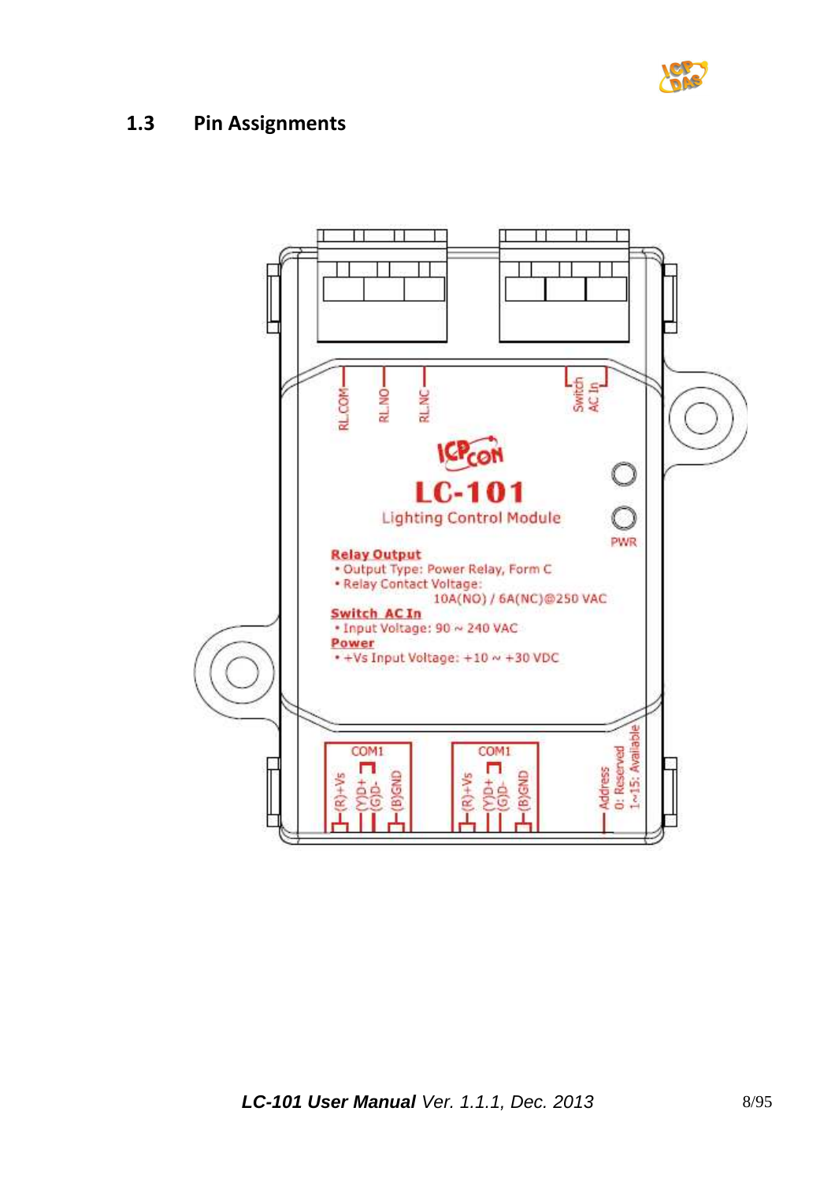## 1.3 Pin Assignments

RL.COM RL.NO RL.NC Switch AC In

LC-101

Lighting Control Module

PWR

**Relay Output**

- Output Type: Power Relay, Form C
- Relay Contact Voltage: 10A(NO) / 6A(NC)@250 VAC

**Switch AC In**

- Input Voltage: 90 ~ 240 VAC

**Power**

- +Vs Input Voltage: +10 ~ +30 VDC

COM1: (R)+Vs (Y)D+ (G)D- (B)GND

COM1: (R)+Vs (Y)D+ (G)D- (B)GND

Address 0: Reserved 1~15: Available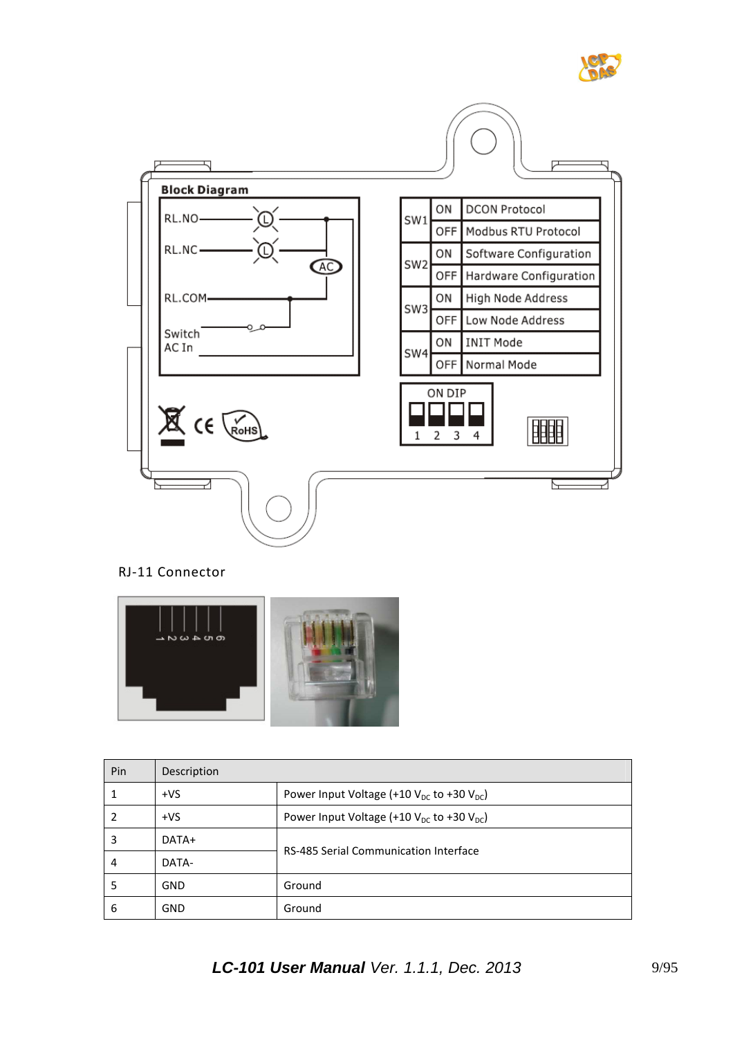**Block Diagram**

| SW1 | ON | DCON Protocol |
|---|---|---|
| | OFF | Modbus RTU Protocol |
| SW2 | ON | Software Configuration |
| | OFF | Hardware Configuration |
| SW3 | ON | High Node Address |
| | OFF | Low Node Address |
| SW4 | ON | INIT Mode |
| | OFF | Normal Mode |

RJ-11 Connector

| Pin | Description | |
|---|---|---|
| 1 | +VS | Power Input Voltage (+10 $V_{DC}$ to +30 $V_{DC}$) |
| 2 | +VS | Power Input Voltage (+10 $V_{DC}$ to +30 $V_{DC}$) |
| 3 | DATA+ | RS-485 Serial Communication Interface |
| 4 | DATA- | |
| 5 | GND | Ground |
| 6 | GND | Ground |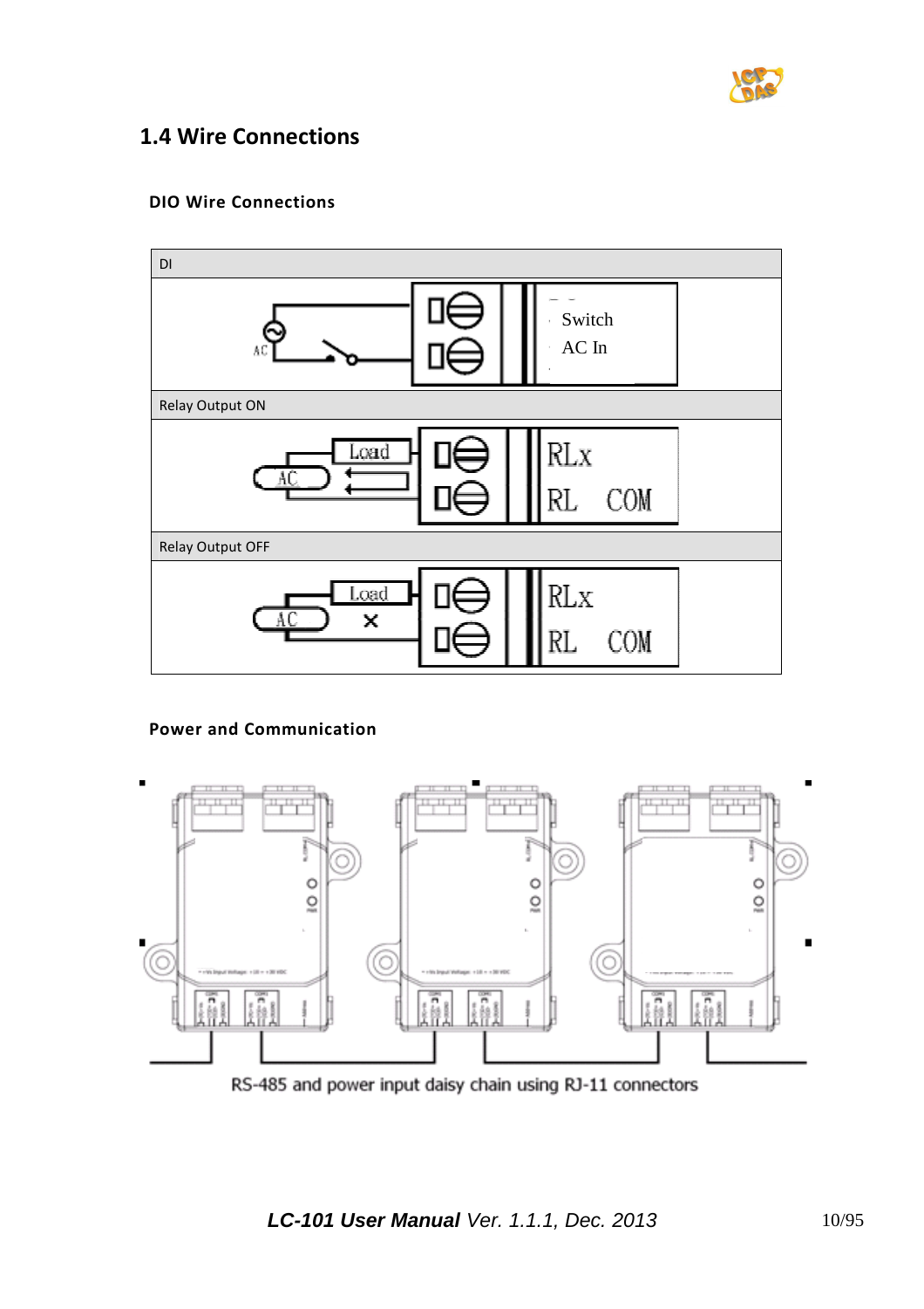## 1.4 Wire Connections

### DIO Wire Connections

| DI |
| --- |
| Switch<br>AC In |
| Relay Output ON |
| Load, AC — RLx, RL COM |
| Relay Output OFF |
| Load, AC — RLx, RL COM |

### Power and Communication

RS-485 and power input daisy chain using RJ-11 connectors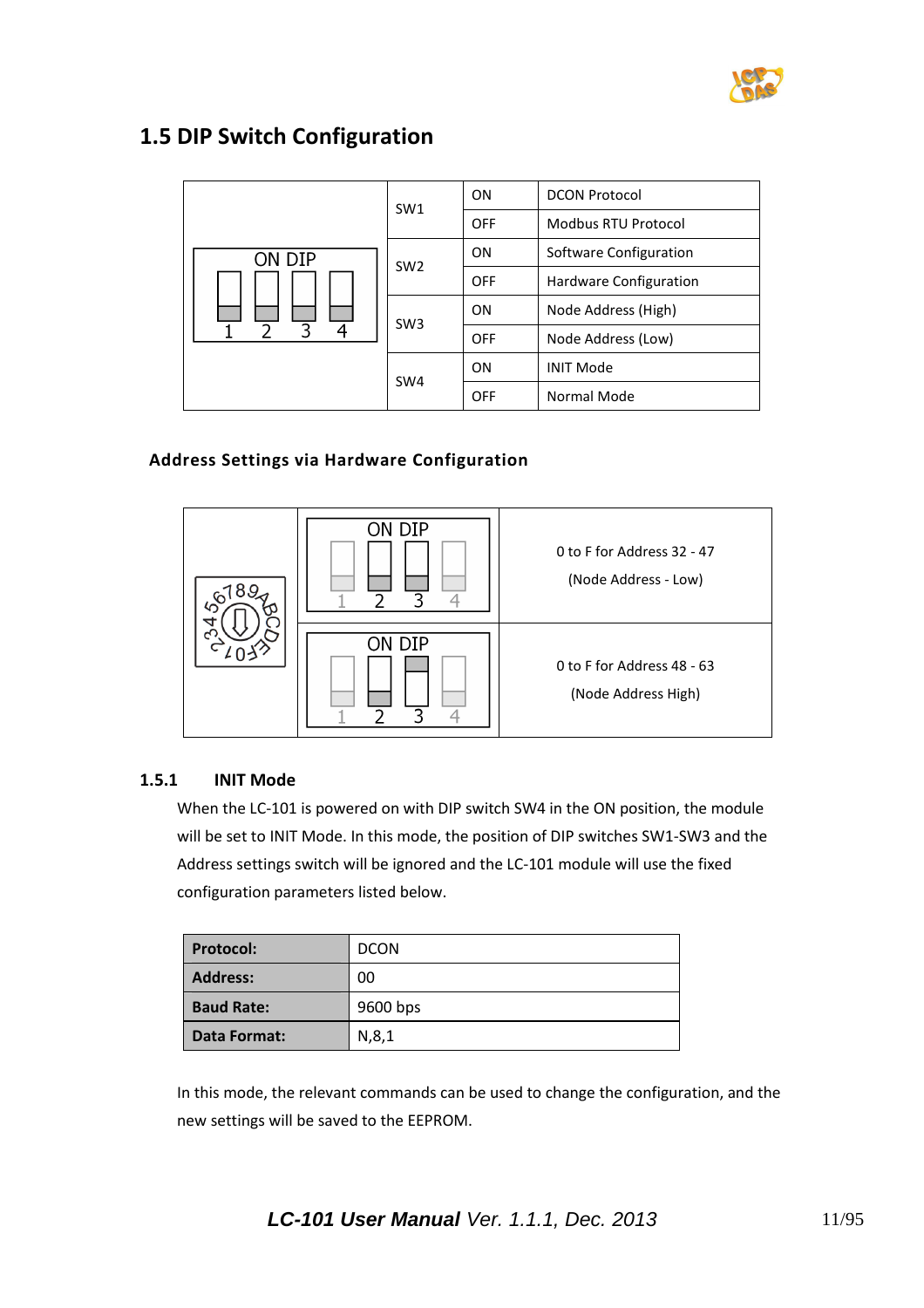## 1.5 DIP Switch Configuration

| ON DIP 1 2 3 4 | Switch | Position | Function |
|---|---|---|---|
| | SW1 | ON | DCON Protocol |
| | | OFF | Modbus RTU Protocol |
| | SW2 | ON | Software Configuration |
| | | OFF | Hardware Configuration |
| | SW3 | ON | Node Address (High) |
| | | OFF | Node Address (Low) |
| | SW4 | ON | INIT Mode |
| | | OFF | Normal Mode |

**Address Settings via Hardware Configuration**

| Rotary switch (0–F) | DIP switch | Address |
|---|---|---|
| | ON DIP 1 2 3 4 | 0 to F for Address 32 - 47 (Node Address - Low) |
| | ON DIP 1 2 3 4 | 0 to F for Address 48 - 63 (Node Address High) |

### 1.5.1 INIT Mode

When the LC-101 is powered on with DIP switch SW4 in the ON position, the module will be set to INIT Mode. In this mode, the position of DIP switches SW1-SW3 and the Address settings switch will be ignored and the LC-101 module will use the fixed configuration parameters listed below.

| **Protocol:** | DCON |
|---|---|
| **Address:** | 00 |
| **Baud Rate:** | 9600 bps |
| **Data Format:** | N,8,1 |

In this mode, the relevant commands can be used to change the configuration, and the new settings will be saved to the EEPROM.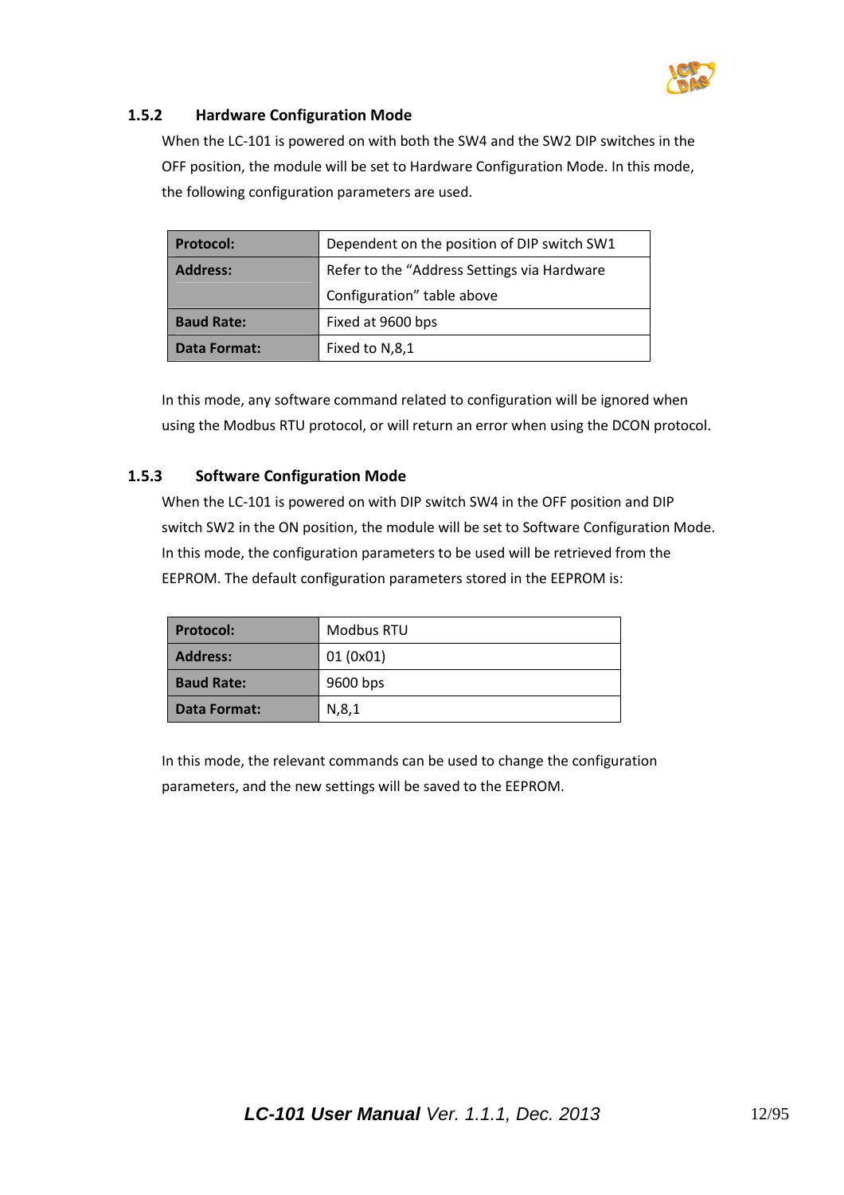### 1.5.2 Hardware Configuration Mode

When the LC-101 is powered on with both the SW4 and the SW2 DIP switches in the OFF position, the module will be set to Hardware Configuration Mode. In this mode, the following configuration parameters are used.

| **Protocol:** | Dependent on the position of DIP switch SW1 |
|---|---|
| **Address:** | Refer to the “Address Settings via Hardware Configuration” table above |
| **Baud Rate:** | Fixed at 9600 bps |
| **Data Format:** | Fixed to N,8,1 |

In this mode, any software command related to configuration will be ignored when using the Modbus RTU protocol, or will return an error when using the DCON protocol.

### 1.5.3 Software Configuration Mode

When the LC-101 is powered on with DIP switch SW4 in the OFF position and DIP switch SW2 in the ON position, the module will be set to Software Configuration Mode. In this mode, the configuration parameters to be used will be retrieved from the EEPROM. The default configuration parameters stored in the EEPROM is:

| **Protocol:** | Modbus RTU |
|---|---|
| **Address:** | 01 (0x01) |
| **Baud Rate:** | 9600 bps |
| **Data Format:** | N,8,1 |

In this mode, the relevant commands can be used to change the configuration parameters, and the new settings will be saved to the EEPROM.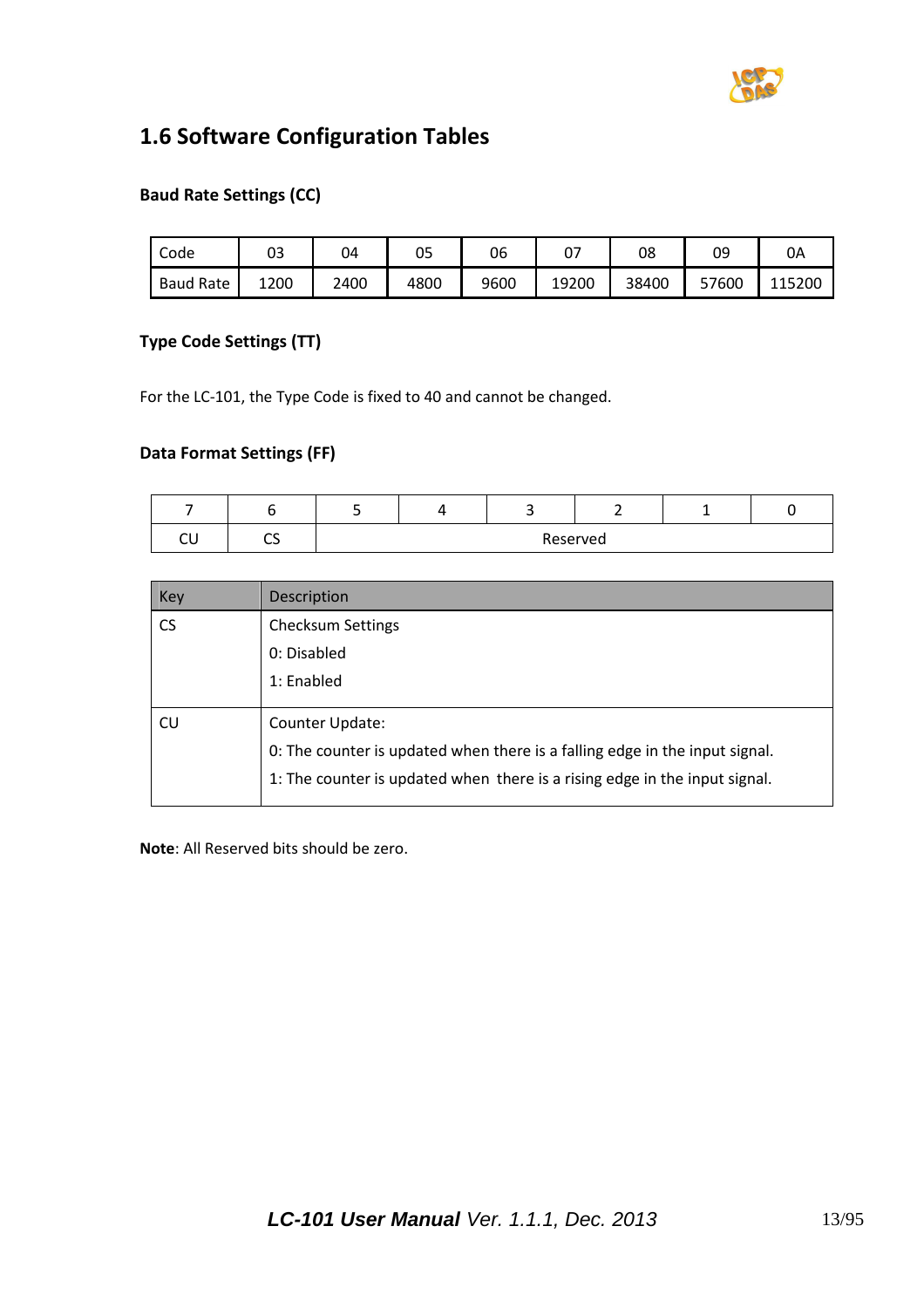## 1.6 Software Configuration Tables

**Baud Rate Settings (CC)**

| Code | 03 | 04 | 05 | 06 | 07 | 08 | 09 | 0A |
|---|---|---|---|---|---|---|---|---|
| Baud Rate | 1200 | 2400 | 4800 | 9600 | 19200 | 38400 | 57600 | 115200 |

**Type Code Settings (TT)**

For the LC-101, the Type Code is fixed to 40 and cannot be changed.

**Data Format Settings (FF)**

| 7 | 6 | 5 | 4 | 3 | 2 | 1 | 0 |
|---|---|---|---|---|---|---|---|
| CU | CS | Reserved | | | | | |

| Key | Description |
|---|---|
| CS | Checksum Settings<br>0: Disabled<br>1: Enabled |
| CU | Counter Update:<br>0: The counter is updated when there is a falling edge in the input signal.<br>1: The counter is updated when there is a rising edge in the input signal. |

**Note**: All Reserved bits should be zero.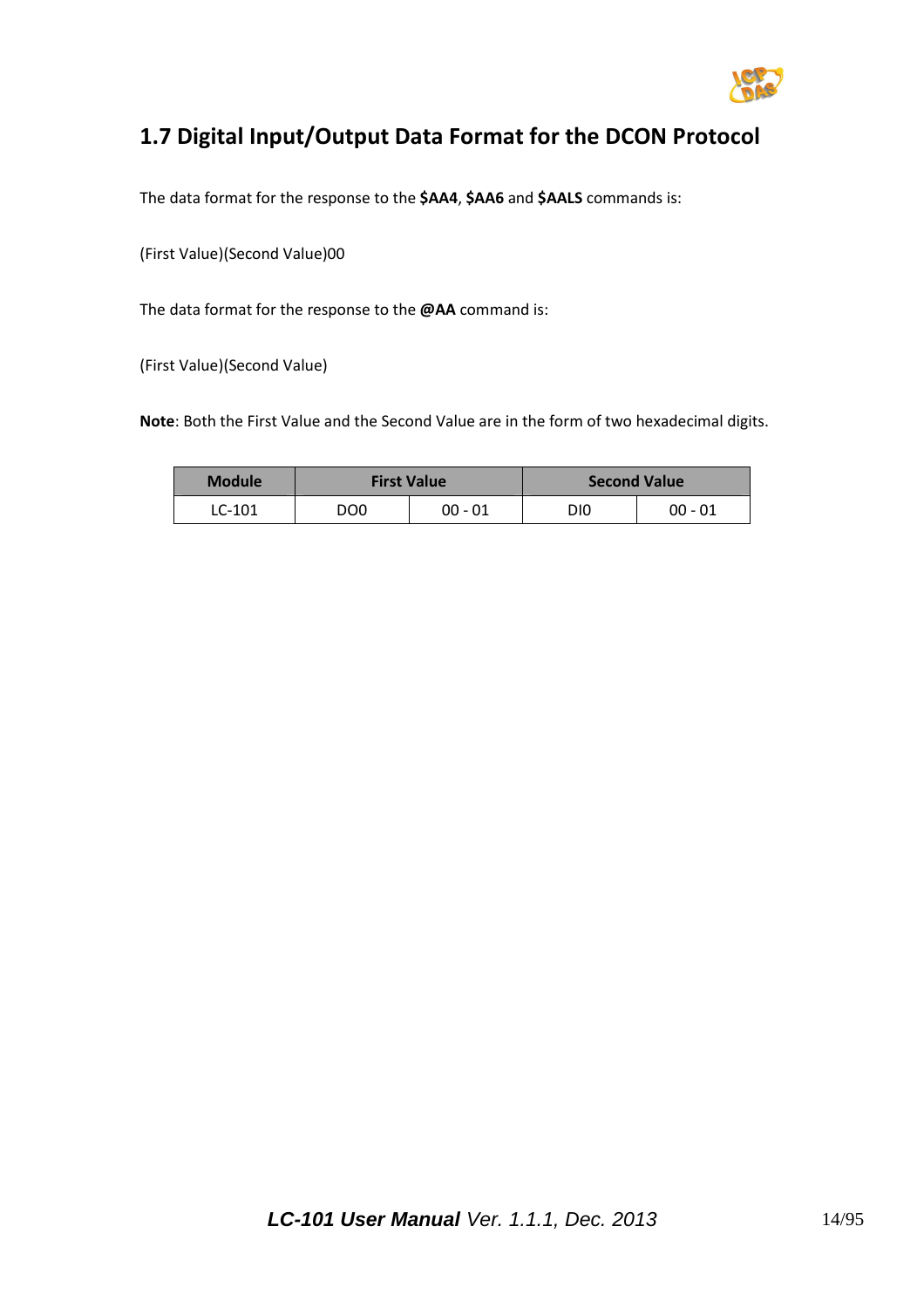## 1.7 Digital Input/Output Data Format for the DCON Protocol

The data format for the response to the **$AA4**, **$AA6** and **$AALS** commands is:

(First Value)(Second Value)00

The data format for the response to the **@AA** command is:

(First Value)(Second Value)

**Note**: Both the First Value and the Second Value are in the form of two hexadecimal digits.

| Module | First Value | | Second Value | |
|---|---|---|---|---|
| LC-101 | DO0 | 00 - 01 | DI0 | 00 - 01 |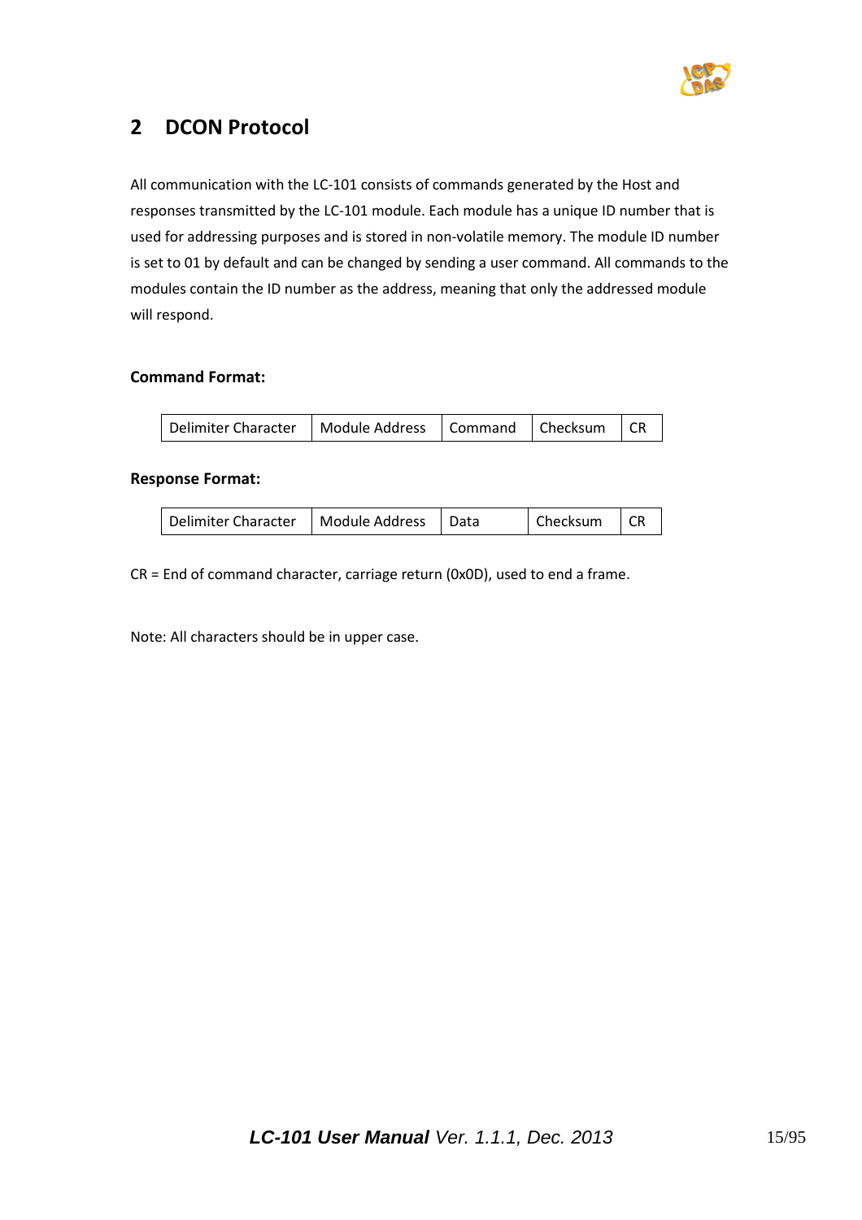# 2 DCON Protocol

All communication with the LC-101 consists of commands generated by the Host and responses transmitted by the LC-101 module. Each module has a unique ID number that is used for addressing purposes and is stored in non-volatile memory. The module ID number is set to 01 by default and can be changed by sending a user command. All commands to the modules contain the ID number as the address, meaning that only the addressed module will respond.

**Command Format:**

| Delimiter Character | Module Address | Command | Checksum | CR |
|---|---|---|---|---|

**Response Format:**

| Delimiter Character | Module Address | Data | Checksum | CR |
|---|---|---|---|---|

CR = End of command character, carriage return (0x0D), used to end a frame.

Note: All characters should be in upper case.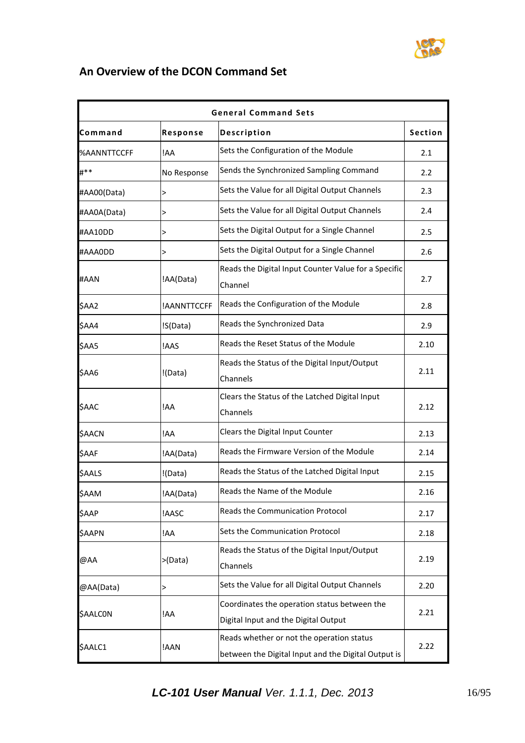## An Overview of the DCON Command Set

| General Command Sets | | | |
|---|---|---|---|
| **Command** | **Response** | **Description** | **Section** |
| %AANNTTCCFF | !AA | Sets the Configuration of the Module | 2.1 |
| #** | No Response | Sends the Synchronized Sampling Command | 2.2 |
| #AA00(Data) | > | Sets the Value for all Digital Output Channels | 2.3 |
| #AA0A(Data) | > | Sets the Value for all Digital Output Channels | 2.4 |
| #AA10DD | > | Sets the Digital Output for a Single Channel | 2.5 |
| #AAA0DD | > | Sets the Digital Output for a Single Channel | 2.6 |
| #AAN | !AA(Data) | Reads the Digital Input Counter Value for a Specific Channel | 2.7 |
| $AA2 | !AANNTTCCFF | Reads the Configuration of the Module | 2.8 |
| $AA4 | !S(Data) | Reads the Synchronized Data | 2.9 |
| $AA5 | !AAS | Reads the Reset Status of the Module | 2.10 |
| $AA6 | !(Data) | Reads the Status of the Digital Input/Output Channels | 2.11 |
| $AAC | !AA | Clears the Status of the Latched Digital Input Channels | 2.12 |
| $AACN | !AA | Clears the Digital Input Counter | 2.13 |
| $AAF | !AA(Data) | Reads the Firmware Version of the Module | 2.14 |
| $AALS | !(Data) | Reads the Status of the Latched Digital Input | 2.15 |
| $AAM | !AA(Data) | Reads the Name of the Module | 2.16 |
| $AAP | !AASC | Reads the Communication Protocol | 2.17 |
| $AAPN | !AA | Sets the Communication Protocol | 2.18 |
| @AA | >(Data) | Reads the Status of the Digital Input/Output Channels | 2.19 |
| @AA(Data) | > | Sets the Value for all Digital Output Channels | 2.20 |
| $AALC0N | !AA | Coordinates the operation status between the Digital Input and the Digital Output | 2.21 |
| $AALC1 | !AAN | Reads whether or not the operation status between the Digital Input and the Digital Output is | 2.22 |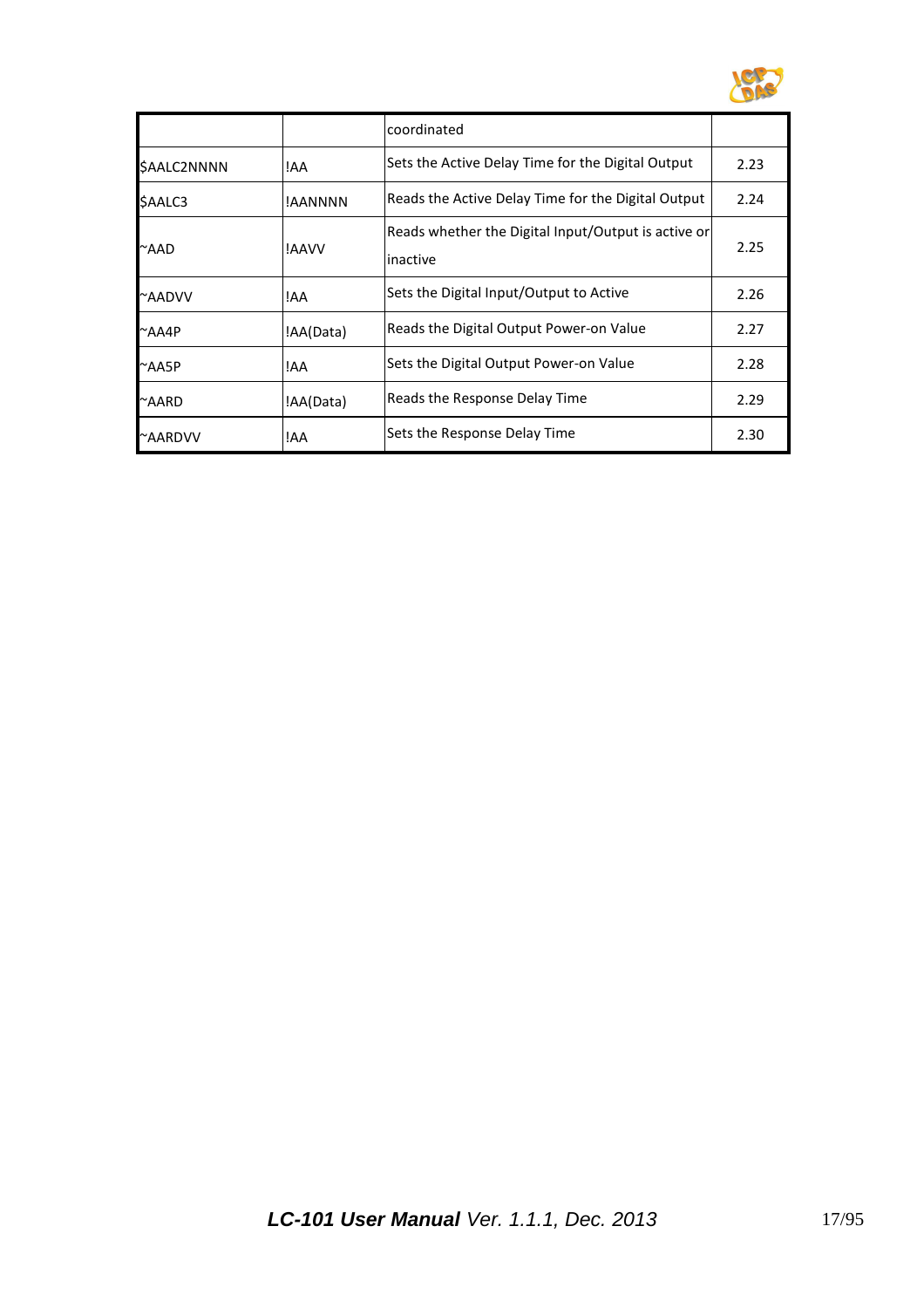| | | | |
|---|---|---|---|
| | | coordinated | |
| $AALC2NNNN | !AA | Sets the Active Delay Time for the Digital Output | 2.23 |
| $AALC3 | !AANNNN | Reads the Active Delay Time for the Digital Output | 2.24 |
| ~AAD | !AAVV | Reads whether the Digital Input/Output is active or inactive | 2.25 |
| ~AADVV | !AA | Sets the Digital Input/Output to Active | 2.26 |
| ~AA4P | !AA(Data) | Reads the Digital Output Power-on Value | 2.27 |
| ~AA5P | !AA | Sets the Digital Output Power-on Value | 2.28 |
| ~AARD | !AA(Data) | Reads the Response Delay Time | 2.29 |
| ~AARDVV | !AA | Sets the Response Delay Time | 2.30 |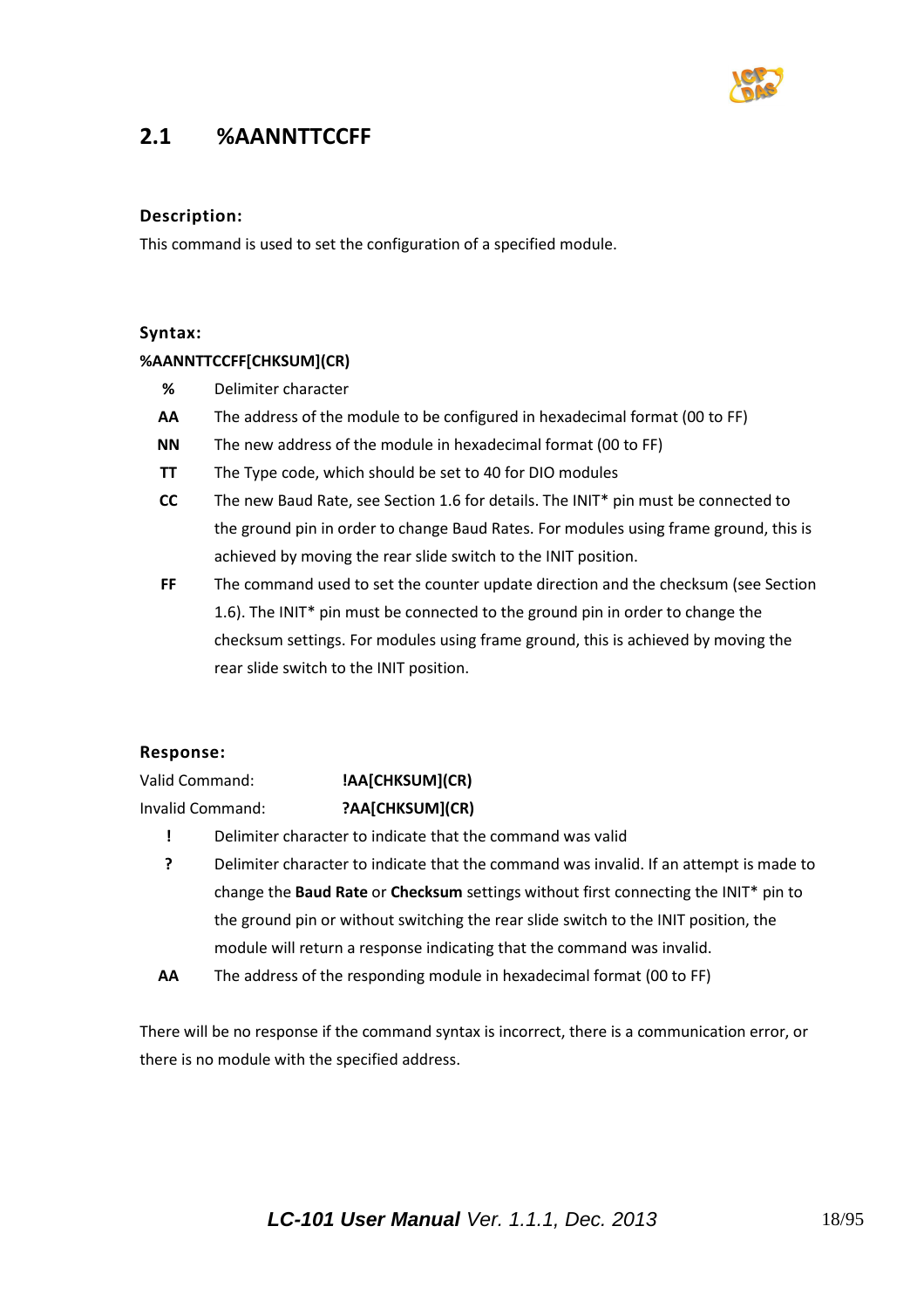## 2.1 %AANNTTCCFF

### Description:

This command is used to set the configuration of a specified module.

### Syntax:

**%AANNTTCCFF[CHKSUM](CR)**

| | |
|---|---|
| **%** | Delimiter character |
| **AA** | The address of the module to be configured in hexadecimal format (00 to FF) |
| **NN** | The new address of the module in hexadecimal format (00 to FF) |
| **TT** | The Type code, which should be set to 40 for DIO modules |
| **CC** | The new Baud Rate, see Section 1.6 for details. The INIT* pin must be connected to the ground pin in order to change Baud Rates. For modules using frame ground, this is achieved by moving the rear slide switch to the INIT position. |
| **FF** | The command used to set the counter update direction and the checksum (see Section 1.6). The INIT* pin must be connected to the ground pin in order to change the checksum settings. For modules using frame ground, this is achieved by moving the rear slide switch to the INIT position. |

### Response:

Valid Command: **!AA[CHKSUM](CR)**

Invalid Command: **?AA[CHKSUM](CR)**

| | |
|---|---|
| **!** | Delimiter character to indicate that the command was valid |
| **?** | Delimiter character to indicate that the command was invalid. If an attempt is made to change the **Baud Rate** or **Checksum** settings without first connecting the INIT* pin to the ground pin or without switching the rear slide switch to the INIT position, the module will return a response indicating that the command was invalid. |
| **AA** | The address of the responding module in hexadecimal format (00 to FF) |

There will be no response if the command syntax is incorrect, there is a communication error, or there is no module with the specified address.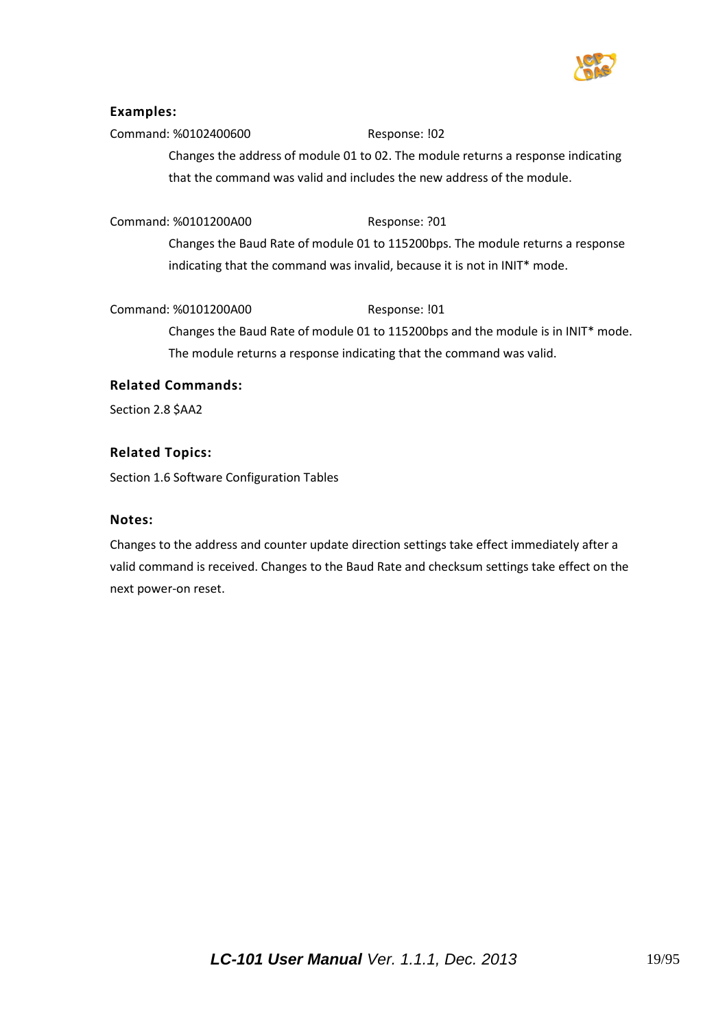### Examples:

Command: %0102400600 Response: !02

Changes the address of module 01 to 02. The module returns a response indicating that the command was valid and includes the new address of the module.

Command: %0101200A00 Response: ?01

Changes the Baud Rate of module 01 to 115200bps. The module returns a response indicating that the command was invalid, because it is not in INIT* mode.

Command: %0101200A00 Response: !01

Changes the Baud Rate of module 01 to 115200bps and the module is in INIT* mode. The module returns a response indicating that the command was valid.

### Related Commands:

Section 2.8 $AA2

### Related Topics:

Section 1.6 Software Configuration Tables

### Notes:

Changes to the address and counter update direction settings take effect immediately after a valid command is received. Changes to the Baud Rate and checksum settings take effect on the next power-on reset.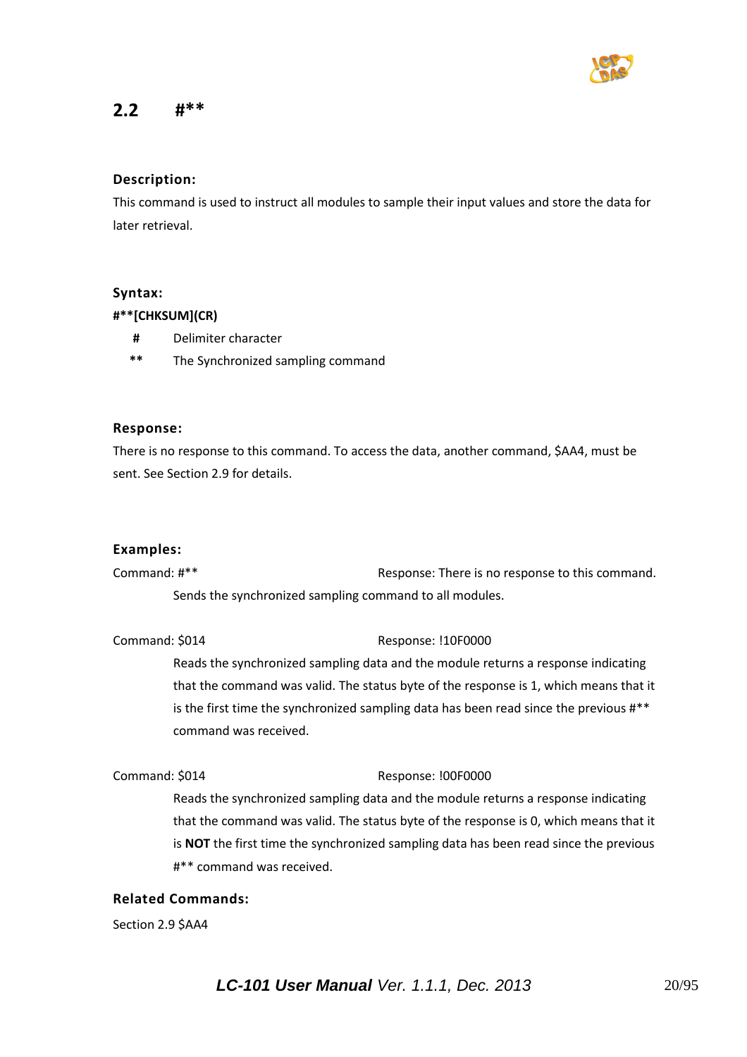## 2.2 #**

### Description:

This command is used to instruct all modules to sample their input values and store the data for later retrieval.

### Syntax:

**#**[CHKSUM](CR)**

| | |
|---|---|
| **#** | Delimiter character |
| ** | The Synchronized sampling command |

### Response:

There is no response to this command. To access the data, another command, $AA4, must be sent. See Section 2.9 for details.

### Examples:

Command: #** Response: There is no response to this command.

Sends the synchronized sampling command to all modules.

Command: $014 Response: !10F0000

Reads the synchronized sampling data and the module returns a response indicating that the command was valid. The status byte of the response is 1, which means that it is the first time the synchronized sampling data has been read since the previous #** command was received.

Command: $014 Response: !00F0000

Reads the synchronized sampling data and the module returns a response indicating that the command was valid. The status byte of the response is 0, which means that it is **NOT** the first time the synchronized sampling data has been read since the previous #** command was received.

### Related Commands:

Section 2.9 $AA4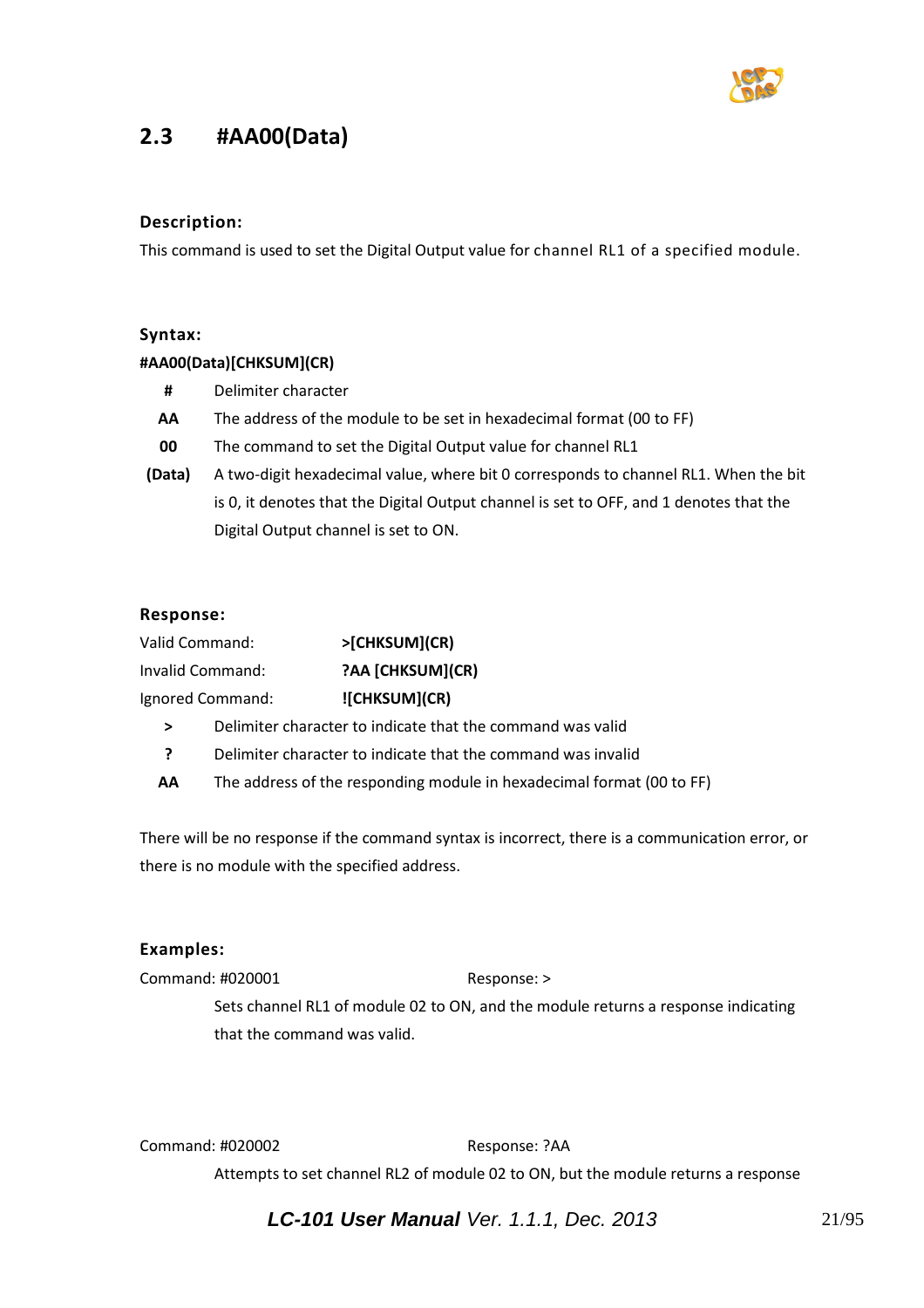## 2.3 #AA00(Data)

### Description:

This command is used to set the Digital Output value for channel RL1 of a specified module.

### Syntax:

**#AA00(Data)[CHKSUM](CR)**

| | |
|---|---|
| **#** | Delimiter character |
| **AA** | The address of the module to be set in hexadecimal format (00 to FF) |
| **00** | The command to set the Digital Output value for channel RL1 |
| **(Data)** | A two-digit hexadecimal value, where bit 0 corresponds to channel RL1. When the bit is 0, it denotes that the Digital Output channel is set to OFF, and 1 denotes that the Digital Output channel is set to ON. |

### Response:

| | |
|---|---|
| Valid Command: | **>[CHKSUM](CR)** |
| Invalid Command: | **?AA [CHKSUM](CR)** |
| Ignored Command: | **![CHKSUM](CR)** |

| | |
|---|---|
| **>** | Delimiter character to indicate that the command was valid |
| **?** | Delimiter character to indicate that the command was invalid |
| **AA** | The address of the responding module in hexadecimal format (00 to FF) |

There will be no response if the command syntax is incorrect, there is a communication error, or there is no module with the specified address.

### Examples:

Command: #020001 Response: >

Sets channel RL1 of module 02 to ON, and the module returns a response indicating that the command was valid.

Command: #020002 Response: ?AA

Attempts to set channel RL2 of module 02 to ON, but the module returns a response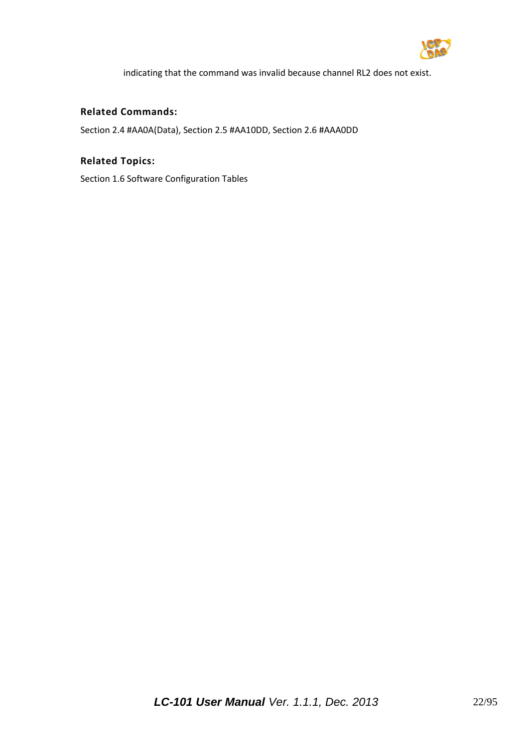indicating that the command was invalid because channel RL2 does not exist.

**Related Commands:**

Section 2.4 #AA0A(Data), Section 2.5 #AA10DD, Section 2.6 #AAA0DD

**Related Topics:**

Section 1.6 Software Configuration Tables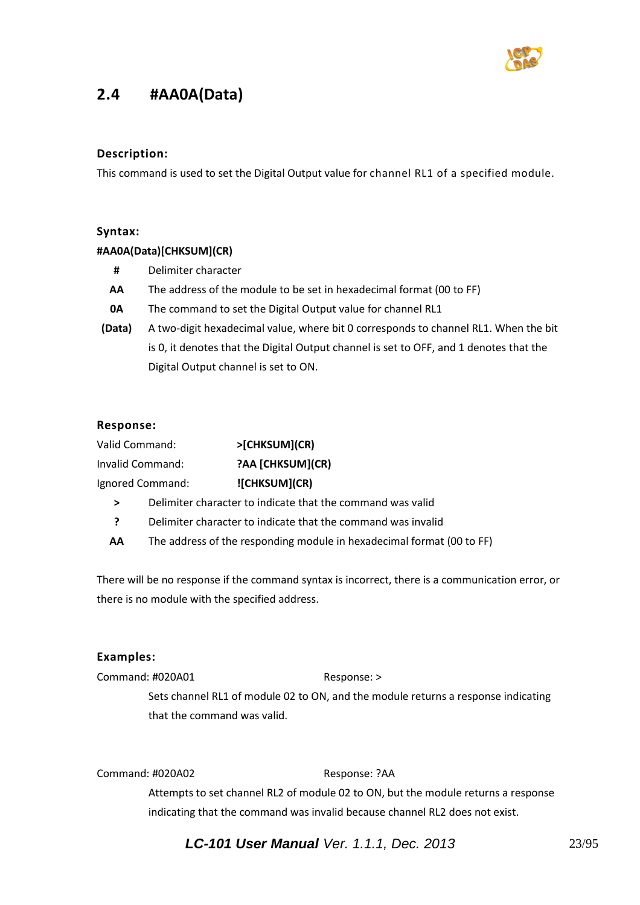## 2.4 #AA0A(Data)

### Description:

This command is used to set the Digital Output value for channel RL1 of a specified module.

### Syntax:

**#AA0A(Data)[CHKSUM](CR)**

| | |
|---|---|
| **#** | Delimiter character |
| **AA** | The address of the module to be set in hexadecimal format (00 to FF) |
| **0A** | The command to set the Digital Output value for channel RL1 |
| **(Data)** | A two-digit hexadecimal value, where bit 0 corresponds to channel RL1. When the bit is 0, it denotes that the Digital Output channel is set to OFF, and 1 denotes that the Digital Output channel is set to ON. |

### Response:

Valid Command: **>[CHKSUM](CR)**

Invalid Command: **?AA [CHKSUM](CR)**

Ignored Command: **![CHKSUM](CR)**

| | |
|---|---|
| **>** | Delimiter character to indicate that the command was valid |
| **?** | Delimiter character to indicate that the command was invalid |
| **AA** | The address of the responding module in hexadecimal format (00 to FF) |

There will be no response if the command syntax is incorrect, there is a communication error, or there is no module with the specified address.

### Examples:

Command: #020A01 Response: >

Sets channel RL1 of module 02 to ON, and the module returns a response indicating that the command was valid.

Command: #020A02 Response: ?AA

Attempts to set channel RL2 of module 02 to ON, but the module returns a response indicating that the command was invalid because channel RL2 does not exist.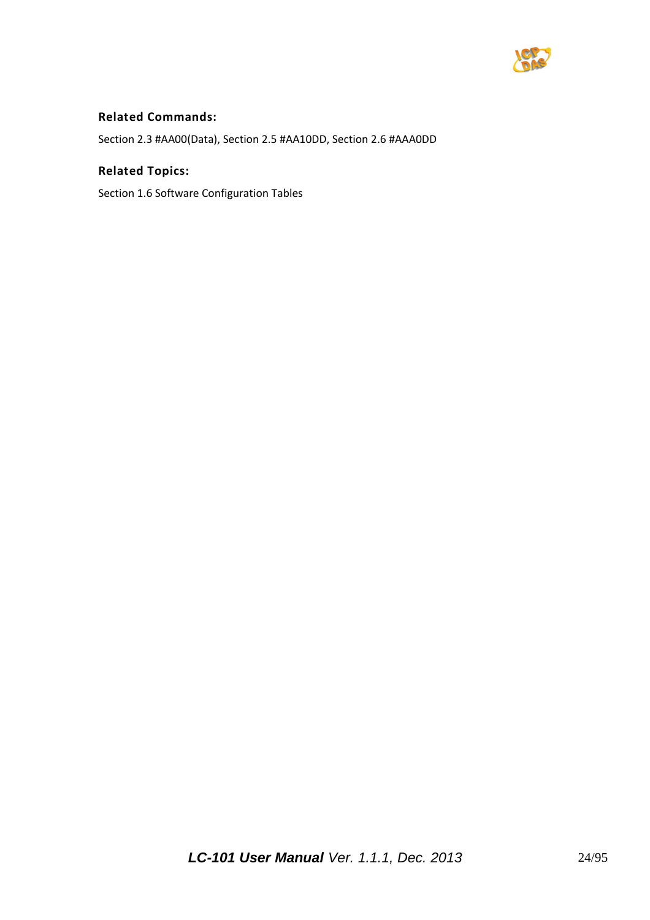**Related Commands:**

Section 2.3 #AA00(Data), Section 2.5 #AA10DD, Section 2.6 #AAA0DD

**Related Topics:**

Section 1.6 Software Configuration Tables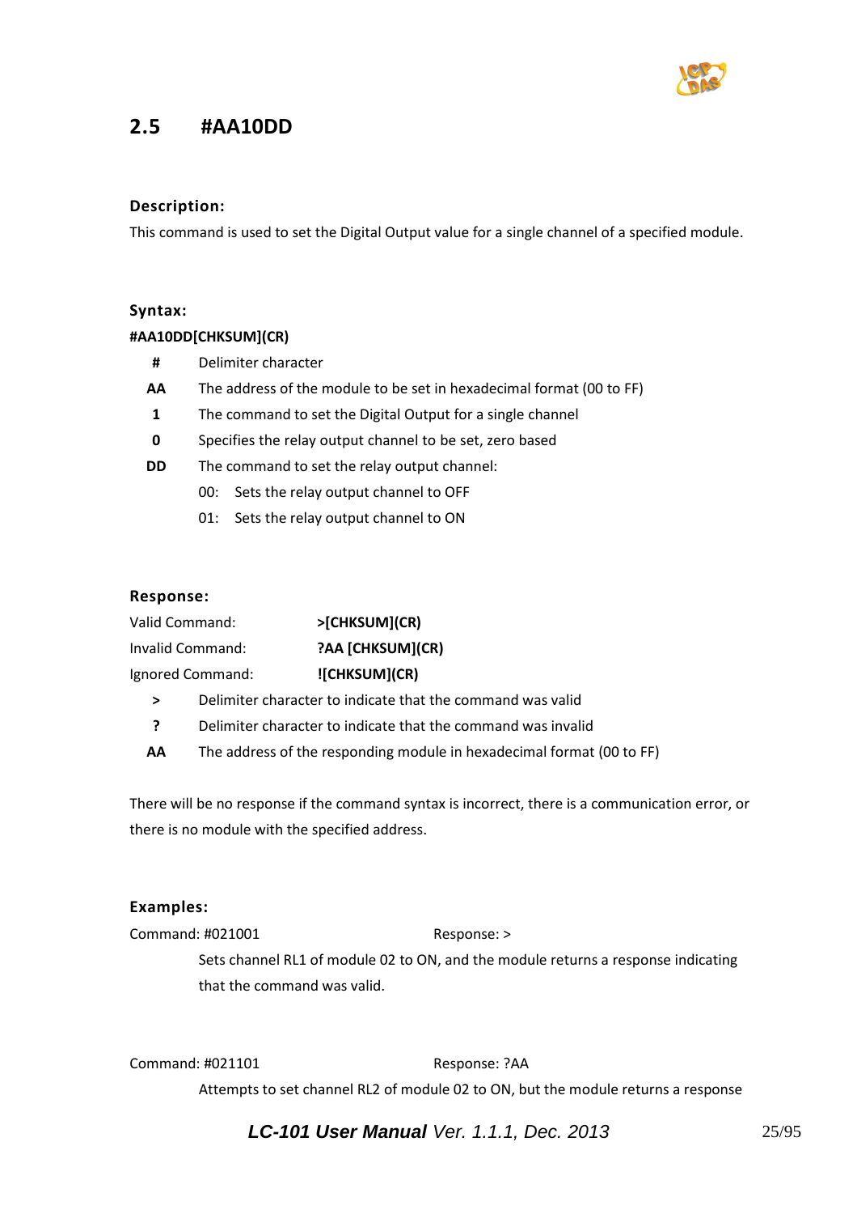## 2.5 #AA10DD

### Description:

This command is used to set the Digital Output value for a single channel of a specified module.

### Syntax:

**#AA10DD[CHKSUM](CR)**

| | |
|---|---|
| **#** | Delimiter character |
| **AA** | The address of the module to be set in hexadecimal format (00 to FF) |
| **1** | The command to set the Digital Output for a single channel |
| **0** | Specifies the relay output channel to be set, zero based |
| **DD** | The command to set the relay output channel: |

00: Sets the relay output channel to OFF

01: Sets the relay output channel to ON

### Response:

| | |
|---|---|
| Valid Command: | **>[CHKSUM](CR)** |
| Invalid Command: | **?AA [CHKSUM](CR)** |
| Ignored Command: | **![CHKSUM](CR)** |

| | |
|---|---|
| **>** | Delimiter character to indicate that the command was valid |
| **?** | Delimiter character to indicate that the command was invalid |
| **AA** | The address of the responding module in hexadecimal format (00 to FF) |

There will be no response if the command syntax is incorrect, there is a communication error, or there is no module with the specified address.

### Examples:

Command: #021001 Response: >

Sets channel RL1 of module 02 to ON, and the module returns a response indicating that the command was valid.

Command: #021101 Response: ?AA

Attempts to set channel RL2 of module 02 to ON, but the module returns a response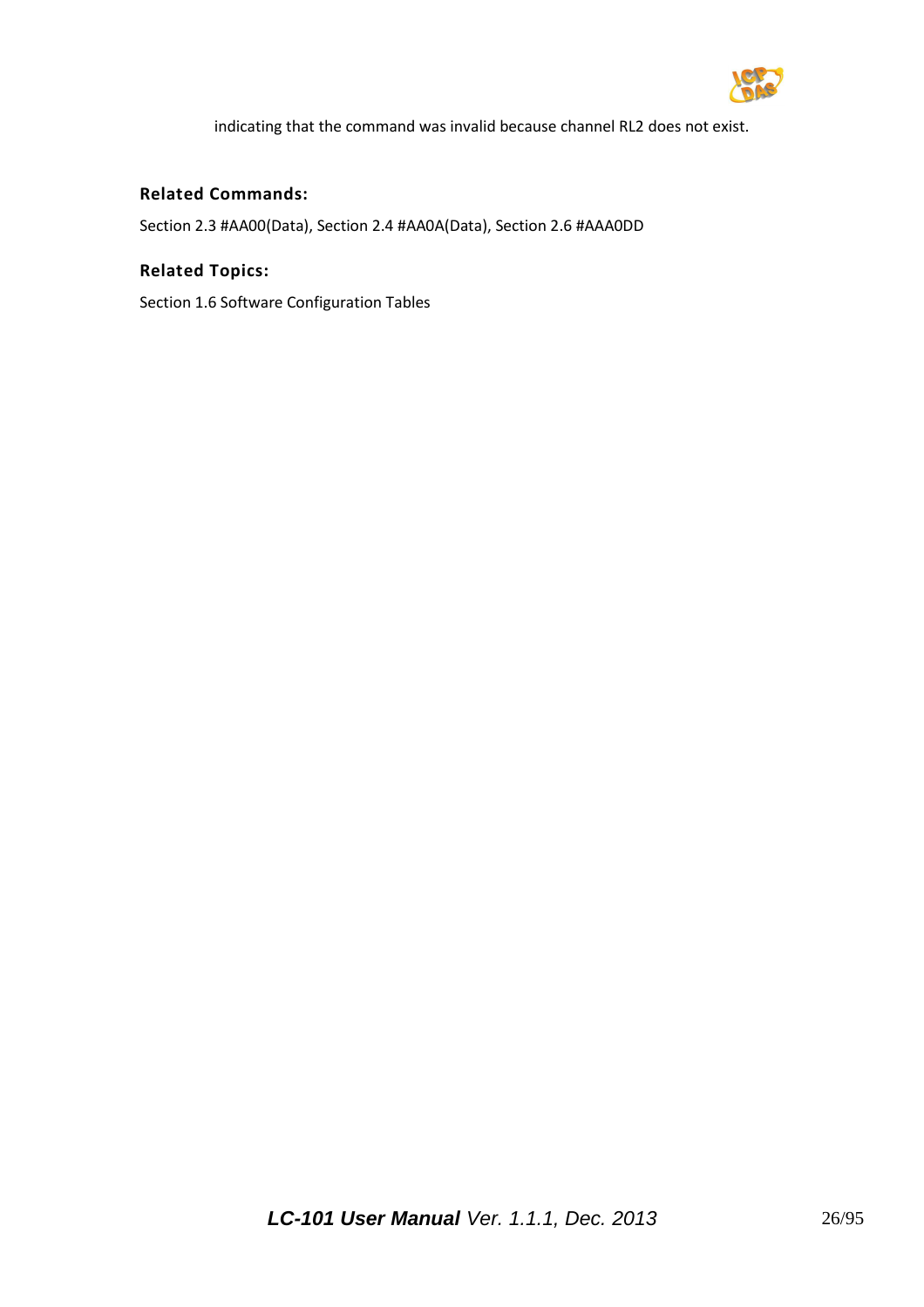indicating that the command was invalid because channel RL2 does not exist.

### Related Commands:

Section 2.3 #AA00(Data), Section 2.4 #AA0A(Data), Section 2.6 #AAA0DD

### Related Topics:

Section 1.6 Software Configuration Tables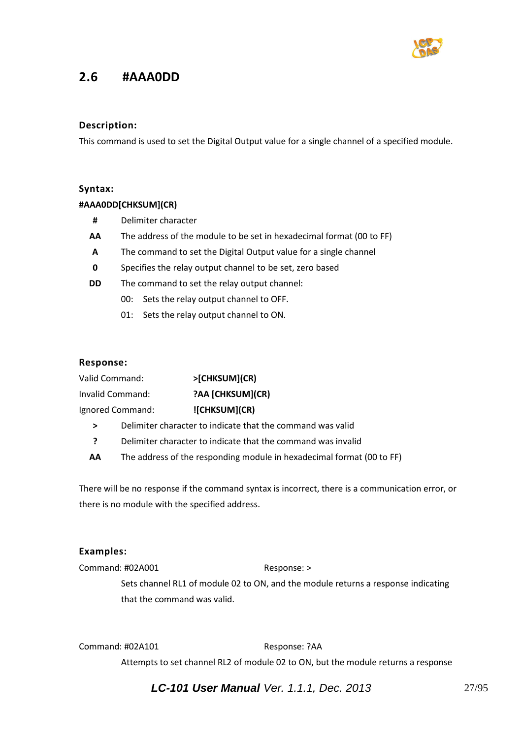## 2.6 #AAA0DD

### Description:

This command is used to set the Digital Output value for a single channel of a specified module.

### Syntax:

**#AAA0DD[CHKSUM](CR)**

| | |
|---|---|
| **#** | Delimiter character |
| **AA** | The address of the module to be set in hexadecimal format (00 to FF) |
| **A** | The command to set the Digital Output value for a single channel |
| **0** | Specifies the relay output channel to be set, zero based |
| **DD** | The command to set the relay output channel: |

- 00: Sets the relay output channel to OFF.
- 01: Sets the relay output channel to ON.

### Response:

| | |
|---|---|
| Valid Command: | **>[CHKSUM](CR)** |
| Invalid Command: | **?AA [CHKSUM](CR)** |
| Ignored Command: | **![CHKSUM](CR)** |

| | |
|---|---|
| **>** | Delimiter character to indicate that the command was valid |
| **?** | Delimiter character to indicate that the command was invalid |
| **AA** | The address of the responding module in hexadecimal format (00 to FF) |

There will be no response if the command syntax is incorrect, there is a communication error, or there is no module with the specified address.

### Examples:

Command: #02A001 Response: >

Sets channel RL1 of module 02 to ON, and the module returns a response indicating that the command was valid.

Command: #02A101 Response: ?AA

Attempts to set channel RL2 of module 02 to ON, but the module returns a response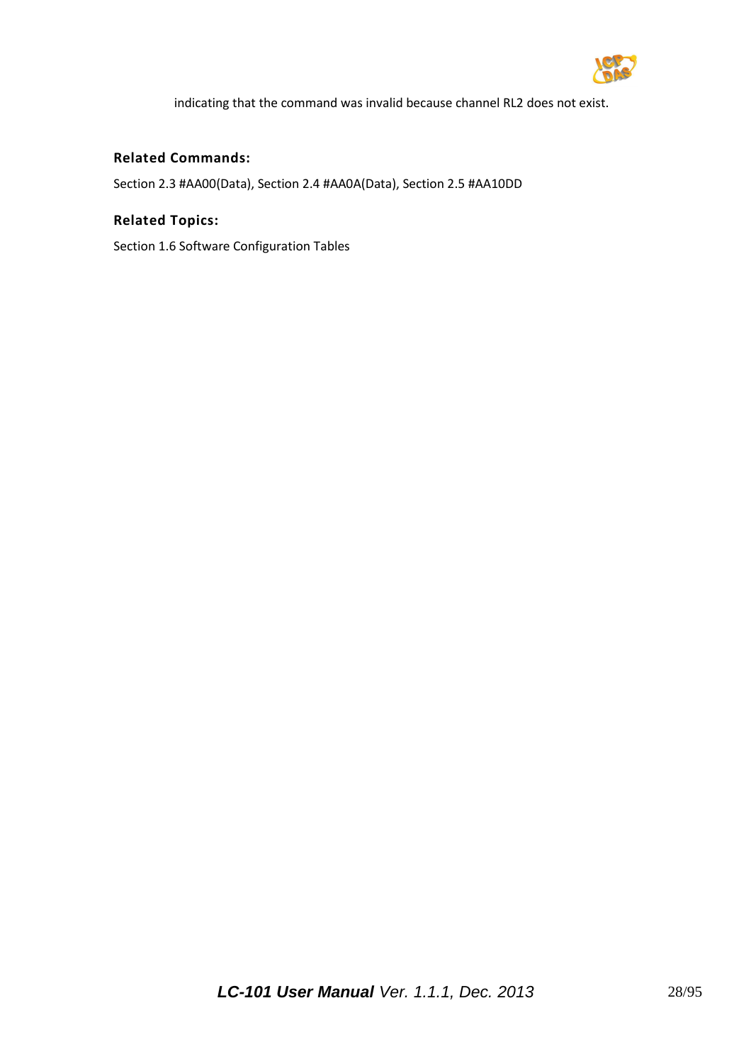indicating that the command was invalid because channel RL2 does not exist.

### Related Commands:

Section 2.3 #AA00(Data), Section 2.4 #AA0A(Data), Section 2.5 #AA10DD

### Related Topics:

Section 1.6 Software Configuration Tables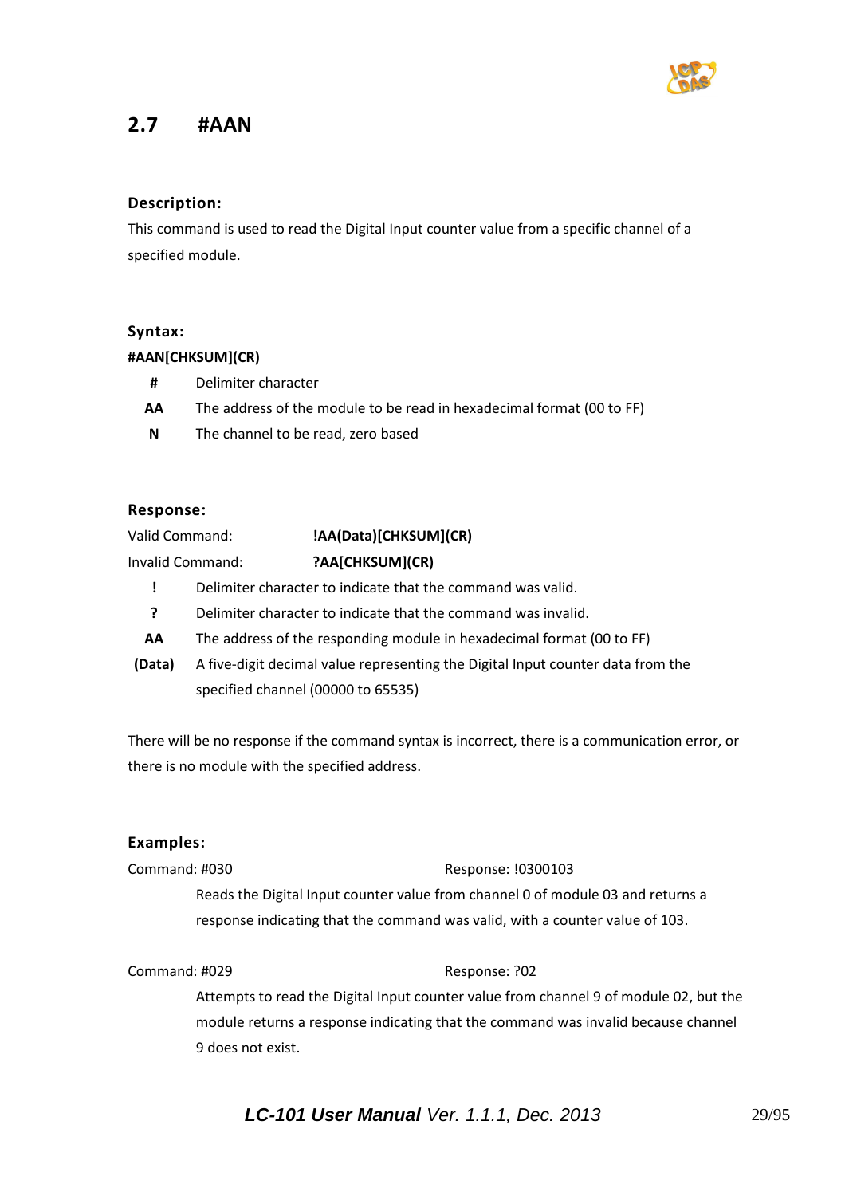## 2.7 #AAN

### Description:

This command is used to read the Digital Input counter value from a specific channel of a specified module.

### Syntax:

**#AAN[CHKSUM](CR)**

| | |
|---|---|
| **#** | Delimiter character |
| **AA** | The address of the module to be read in hexadecimal format (00 to FF) |
| **N** | The channel to be read, zero based |

### Response:

Valid Command: **!AA(Data)[CHKSUM](CR)**

Invalid Command: **?AA[CHKSUM](CR)**

| | |
|---|---|
| **!** | Delimiter character to indicate that the command was valid. |
| **?** | Delimiter character to indicate that the command was invalid. |
| **AA** | The address of the responding module in hexadecimal format (00 to FF) |
| **(Data)** | A five-digit decimal value representing the Digital Input counter data from the specified channel (00000 to 65535) |

There will be no response if the command syntax is incorrect, there is a communication error, or there is no module with the specified address.

### Examples:

Command: #030 Response: !0300103

Reads the Digital Input counter value from channel 0 of module 03 and returns a response indicating that the command was valid, with a counter value of 103.

Command: #029 Response: ?02

Attempts to read the Digital Input counter value from channel 9 of module 02, but the module returns a response indicating that the command was invalid because channel 9 does not exist.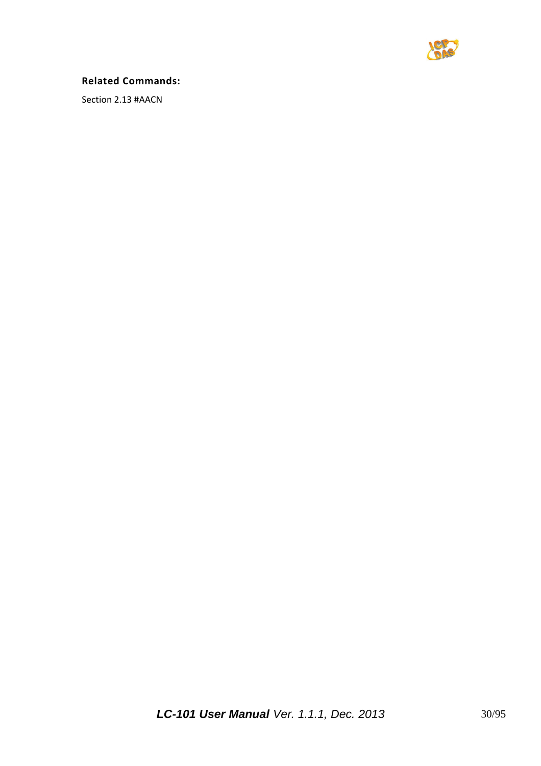**Related Commands:**

Section 2.13 #AACN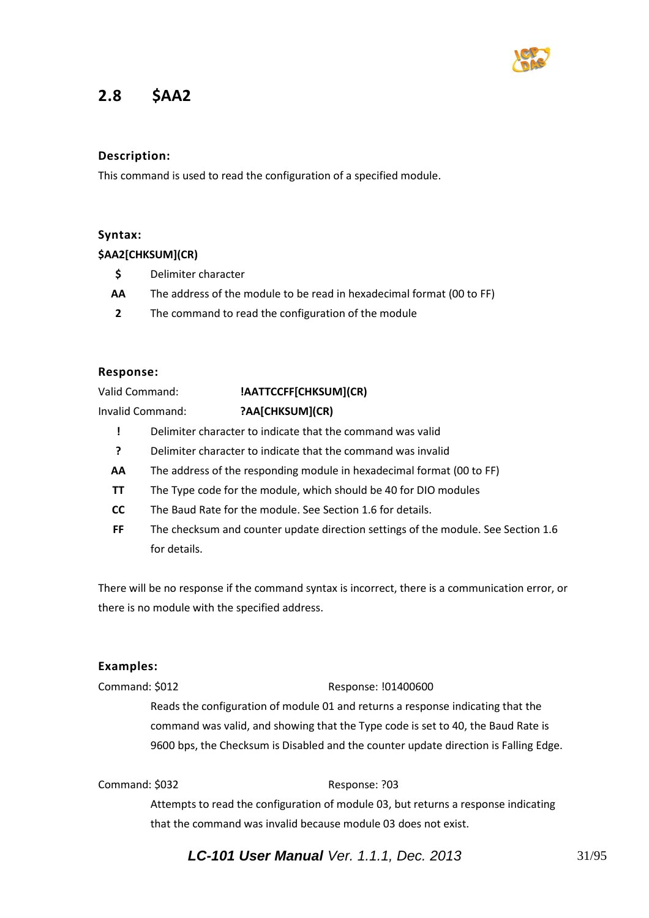## 2.8 $AA2

### Description:

This command is used to read the configuration of a specified module.

### Syntax:

**$AA2[CHKSUM](CR)**

| | |
|---|---|
| **$** | Delimiter character |
| **AA** | The address of the module to be read in hexadecimal format (00 to FF) |
| **2** | The command to read the configuration of the module |

### Response:

Valid Command: **!AATTCCFF[CHKSUM](CR)**

Invalid Command: **?AA[CHKSUM](CR)**

| | |
|---|---|
| **!** | Delimiter character to indicate that the command was valid |
| **?** | Delimiter character to indicate that the command was invalid |
| **AA** | The address of the responding module in hexadecimal format (00 to FF) |
| **TT** | The Type code for the module, which should be 40 for DIO modules |
| **CC** | The Baud Rate for the module. See Section 1.6 for details. |
| **FF** | The checksum and counter update direction settings of the module. See Section 1.6 for details. |

There will be no response if the command syntax is incorrect, there is a communication error, or there is no module with the specified address.

### Examples:

Command: $012 Response: !01400600

Reads the configuration of module 01 and returns a response indicating that the command was valid, and showing that the Type code is set to 40, the Baud Rate is 9600 bps, the Checksum is Disabled and the counter update direction is Falling Edge.

Command: $032 Response: ?03

Attempts to read the configuration of module 03, but returns a response indicating that the command was invalid because module 03 does not exist.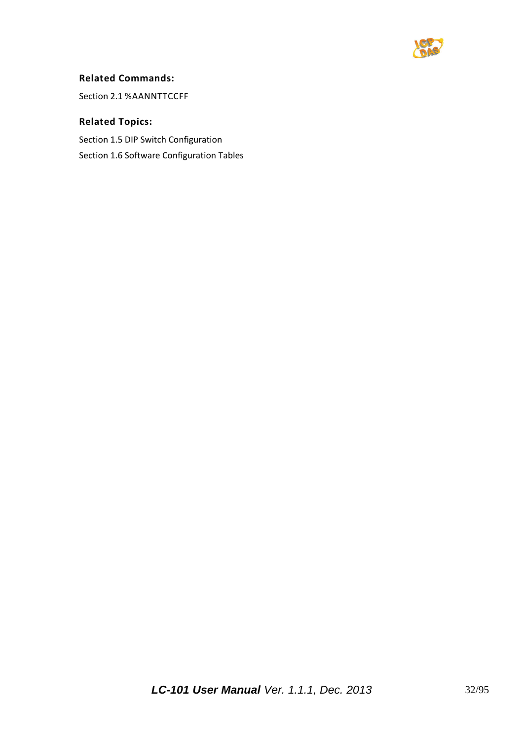**Related Commands:**

Section 2.1 %AANNTTCCFF

**Related Topics:**

Section 1.5 DIP Switch Configuration

Section 1.6 Software Configuration Tables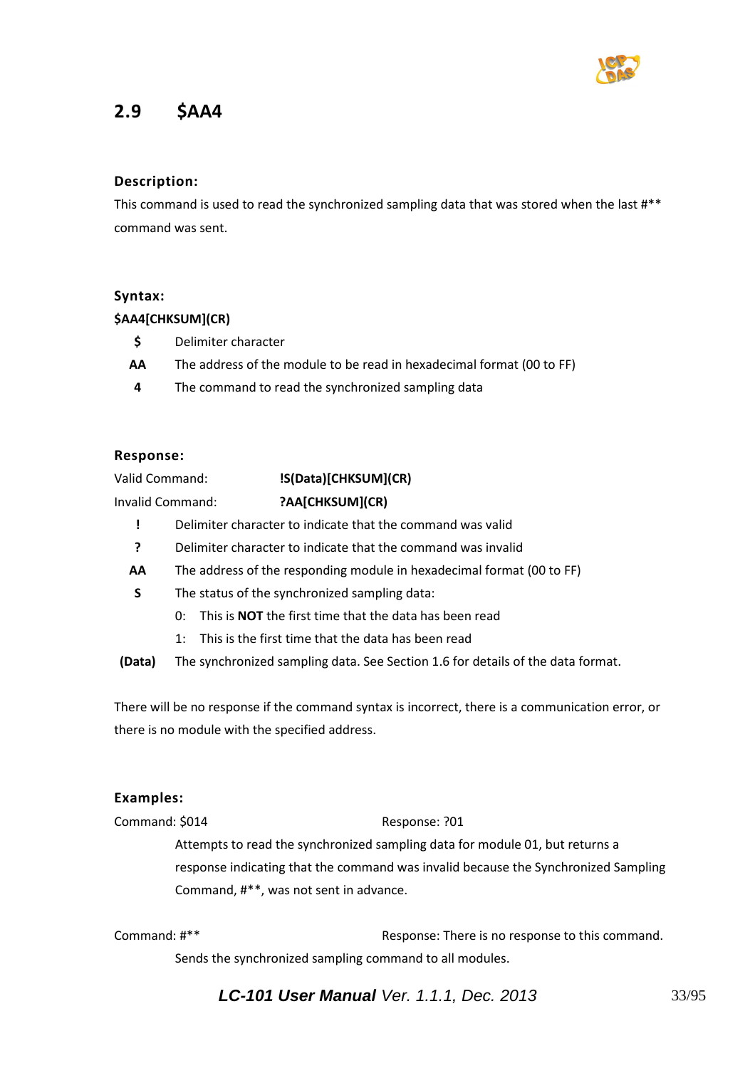## 2.9 $AA4

### Description:

This command is used to read the synchronized sampling data that was stored when the last #** command was sent.

### Syntax:

**$AA4[CHKSUM](CR)**

| | |
|---|---|
| **$** | Delimiter character |
| **AA** | The address of the module to be read in hexadecimal format (00 to FF) |
| **4** | The command to read the synchronized sampling data |

### Response:

Valid Command: **!S(Data)[CHKSUM](CR)**

Invalid Command: **?AA[CHKSUM](CR)**

| | |
|---|---|
| **!** | Delimiter character to indicate that the command was valid |
| **?** | Delimiter character to indicate that the command was invalid |
| **AA** | The address of the responding module in hexadecimal format (00 to FF) |
| **S** | The status of the synchronized sampling data:<br>0: This is **NOT** the first time that the data has been read<br>1: This is the first time that the data has been read |
| **(Data)** | The synchronized sampling data. See Section 1.6 for details of the data format. |

There will be no response if the command syntax is incorrect, there is a communication error, or there is no module with the specified address.

### Examples:

Command: $014 Response: ?01

Attempts to read the synchronized sampling data for module 01, but returns a response indicating that the command was invalid because the Synchronized Sampling Command, #**, was not sent in advance.

Command: #** Response: There is no response to this command.

Sends the synchronized sampling command to all modules.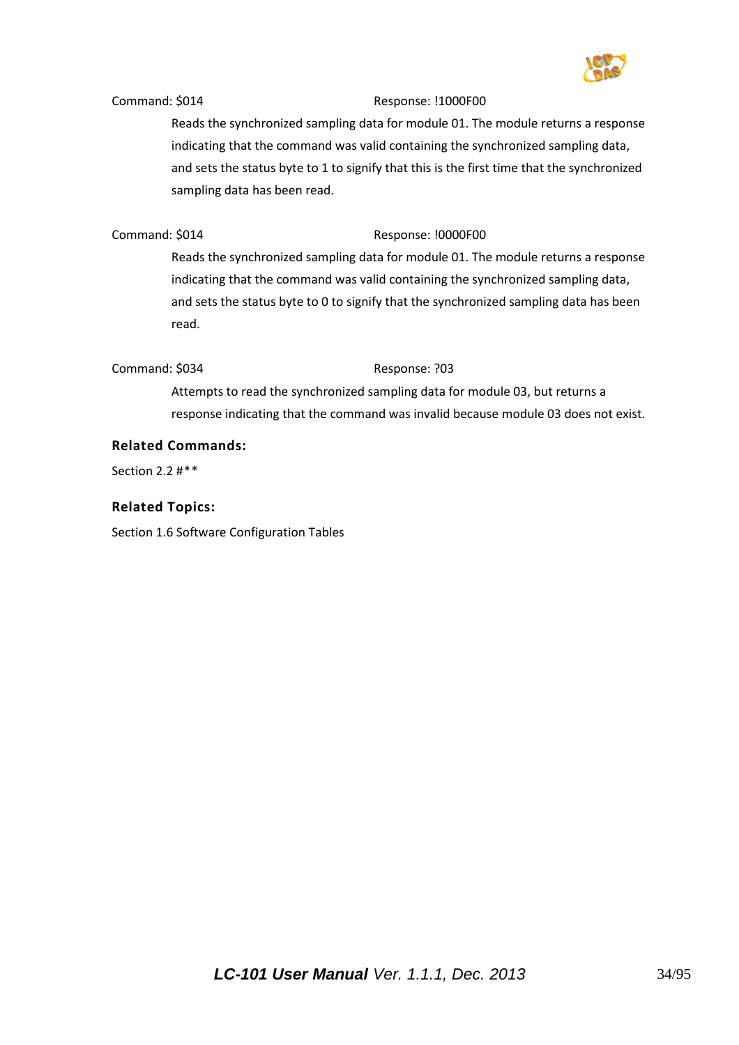Command: $014 Response: !1000F00

Reads the synchronized sampling data for module 01. The module returns a response indicating that the command was valid containing the synchronized sampling data, and sets the status byte to 1 to signify that this is the first time that the synchronized sampling data has been read.

Command: $014 Response: !0000F00

Reads the synchronized sampling data for module 01. The module returns a response indicating that the command was valid containing the synchronized sampling data, and sets the status byte to 0 to signify that the synchronized sampling data has been read.

Command: $034 Response: ?03

Attempts to read the synchronized sampling data for module 03, but returns a response indicating that the command was invalid because module 03 does not exist.

**Related Commands:**

Section 2.2 #**

**Related Topics:**

Section 1.6 Software Configuration Tables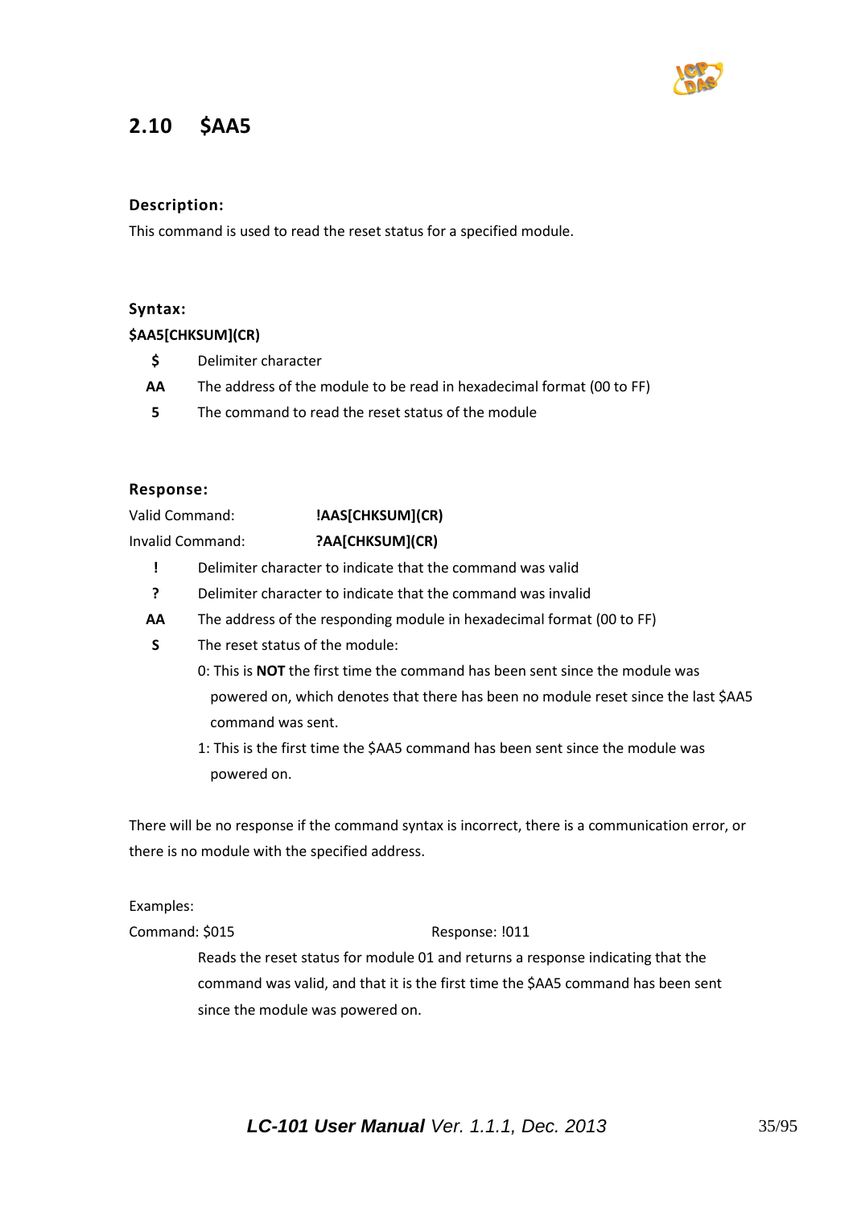## 2.10 $AA5

**Description:**

This command is used to read the reset status for a specified module.

**Syntax:**

**$AA5[CHKSUM](CR)**

| | |
|---|---|
| **$** | Delimiter character |
| **AA** | The address of the module to be read in hexadecimal format (00 to FF) |
| **5** | The command to read the reset status of the module |

**Response:**

Valid Command: **!AAS[CHKSUM](CR)**

Invalid Command: **?AA[CHKSUM](CR)**

**!** Delimiter character to indicate that the command was valid

**?** Delimiter character to indicate that the command was invalid

**AA** The address of the responding module in hexadecimal format (00 to FF)

**S** The reset status of the module:

0: This is **NOT** the first time the command has been sent since the module was powered on, which denotes that there has been no module reset since the last $AA5 command was sent.

1: This is the first time the $AA5 command has been sent since the module was powered on.

There will be no response if the command syntax is incorrect, there is a communication error, or there is no module with the specified address.

Examples:

Command: $015 Response: !011

Reads the reset status for module 01 and returns a response indicating that the command was valid, and that it is the first time the $AA5 command has been sent since the module was powered on.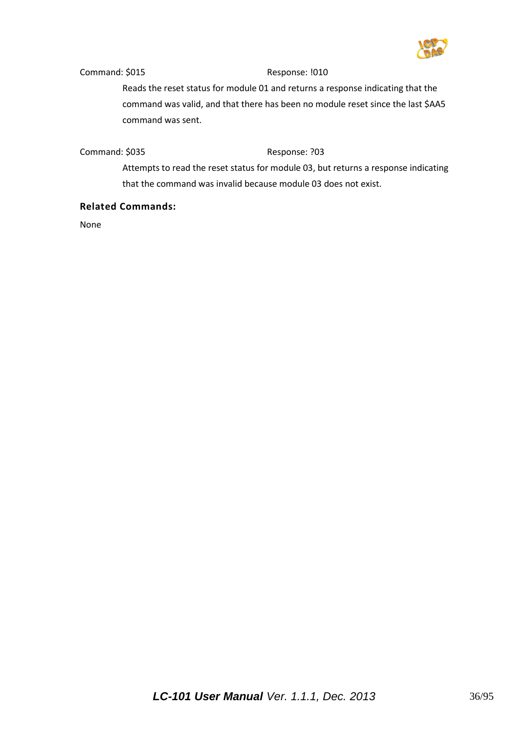Command: $015 Response: !010

Reads the reset status for module 01 and returns a response indicating that the command was valid, and that there has been no module reset since the last $AA5 command was sent.

Command: $035 Response: ?03

Attempts to read the reset status for module 03, but returns a response indicating that the command was invalid because module 03 does not exist.

**Related Commands:**

None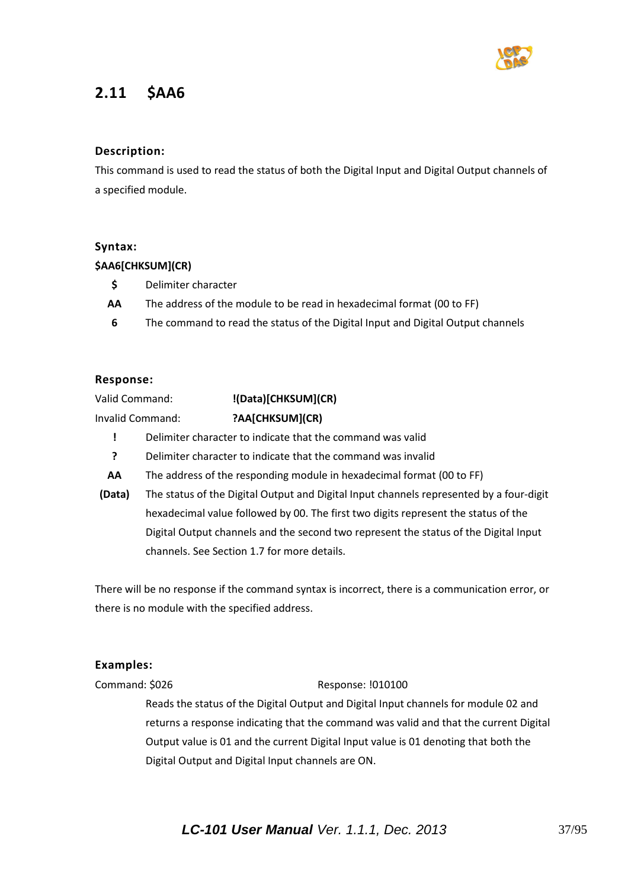## 2.11 $AA6

### Description:

This command is used to read the status of both the Digital Input and Digital Output channels of a specified module.

### Syntax:

**$AA6[CHKSUM](CR)**

| | |
|---|---|
| **$** | Delimiter character |
| **AA** | The address of the module to be read in hexadecimal format (00 to FF) |
| **6** | The command to read the status of the Digital Input and Digital Output channels |

### Response:

Valid Command: **!(Data)[CHKSUM](CR)**

Invalid Command: **?AA[CHKSUM](CR)**

| | |
|---|---|
| **!** | Delimiter character to indicate that the command was valid |
| **?** | Delimiter character to indicate that the command was invalid |
| **AA** | The address of the responding module in hexadecimal format (00 to FF) |
| **(Data)** | The status of the Digital Output and Digital Input channels represented by a four-digit hexadecimal value followed by 00. The first two digits represent the status of the Digital Output channels and the second two represent the status of the Digital Input channels. See Section 1.7 for more details. |

There will be no response if the command syntax is incorrect, there is a communication error, or there is no module with the specified address.

### Examples:

Command: $026 Response: !010100

Reads the status of the Digital Output and Digital Input channels for module 02 and returns a response indicating that the command was valid and that the current Digital Output value is 01 and the current Digital Input value is 01 denoting that both the Digital Output and Digital Input channels are ON.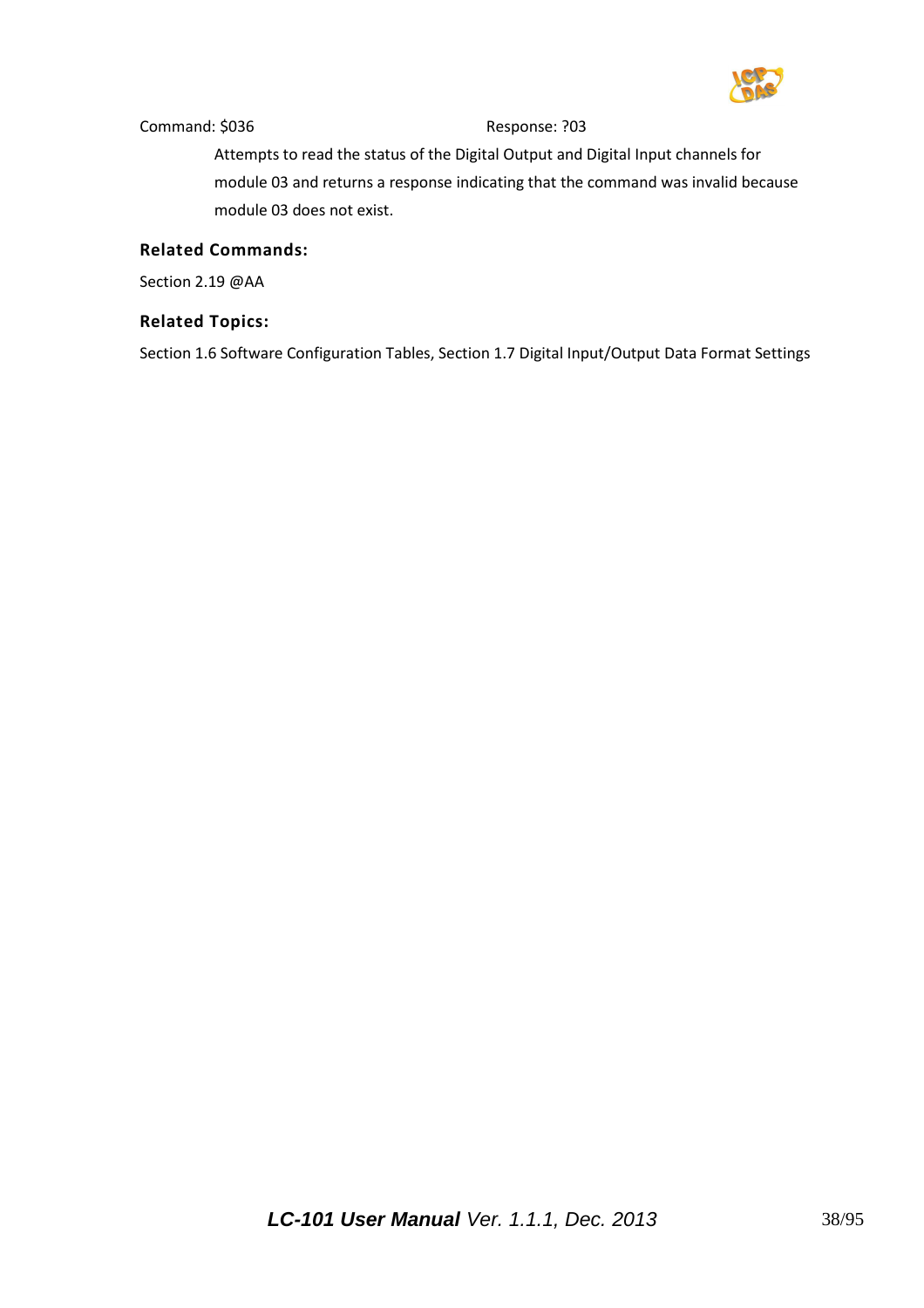Command: $036 Response: ?03

Attempts to read the status of the Digital Output and Digital Input channels for module 03 and returns a response indicating that the command was invalid because module 03 does not exist.

### Related Commands:

Section 2.19 @AA

### Related Topics:

Section 1.6 Software Configuration Tables, Section 1.7 Digital Input/Output Data Format Settings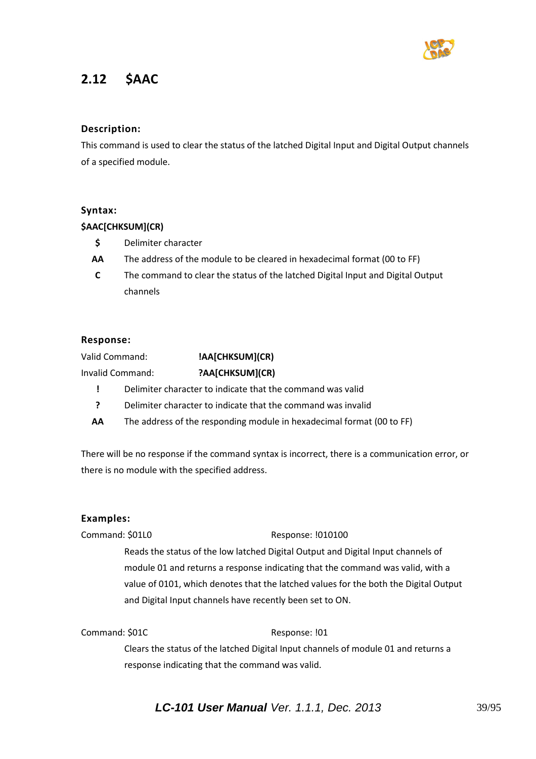## 2.12 $AAC

### Description:

This command is used to clear the status of the latched Digital Input and Digital Output channels of a specified module.

### Syntax:

**$AAC[CHKSUM](CR)**

| | |
|---|---|
| **$** | Delimiter character |
| **AA** | The address of the module to be cleared in hexadecimal format (00 to FF) |
| **C** | The command to clear the status of the latched Digital Input and Digital Output channels |

### Response:

Valid Command: **!AA[CHKSUM](CR)**

Invalid Command: **?AA[CHKSUM](CR)**

| | |
|---|---|
| **!** | Delimiter character to indicate that the command was valid |
| **?** | Delimiter character to indicate that the command was invalid |
| **AA** | The address of the responding module in hexadecimal format (00 to FF) |

There will be no response if the command syntax is incorrect, there is a communication error, or there is no module with the specified address.

### Examples:

Command: $01L0 Response: !010100

Reads the status of the low latched Digital Output and Digital Input channels of module 01 and returns a response indicating that the command was valid, with a value of 0101, which denotes that the latched values for the both the Digital Output and Digital Input channels have recently been set to ON.

Command: $01C Response: !01

Clears the status of the latched Digital Input channels of module 01 and returns a response indicating that the command was valid.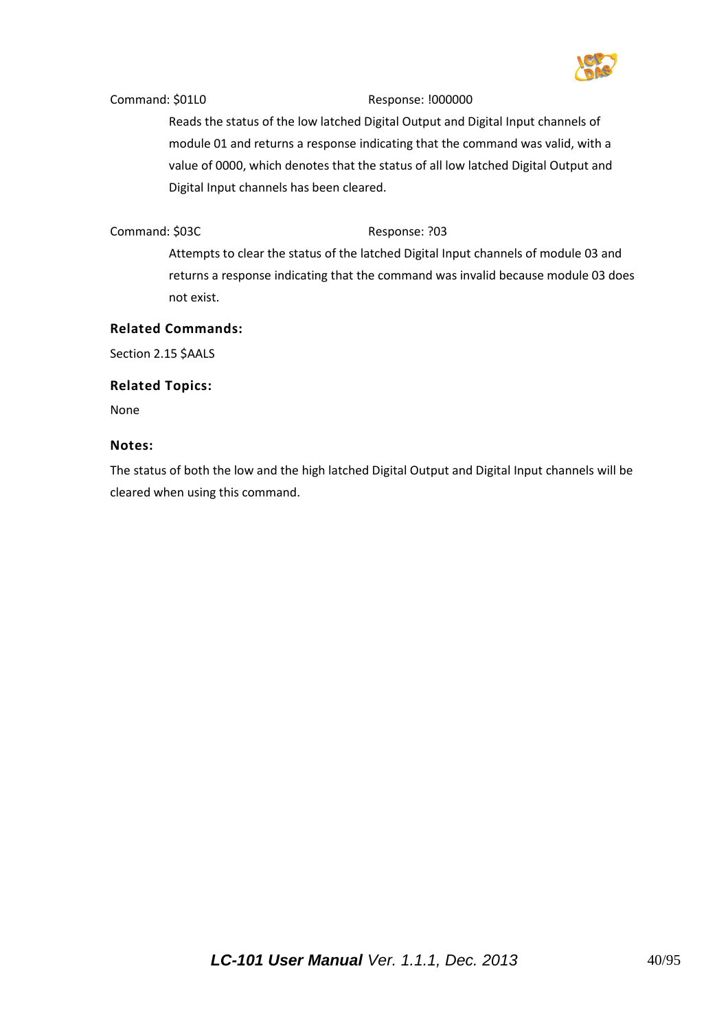Command: $01L0 Response: !000000

Reads the status of the low latched Digital Output and Digital Input channels of module 01 and returns a response indicating that the command was valid, with a value of 0000, which denotes that the status of all low latched Digital Output and Digital Input channels has been cleared.

Command: $03C Response: ?03

Attempts to clear the status of the latched Digital Input channels of module 03 and returns a response indicating that the command was invalid because module 03 does not exist.

### Related Commands:

Section 2.15 $AALS

### Related Topics:

None

### Notes:

The status of both the low and the high latched Digital Output and Digital Input channels will be cleared when using this command.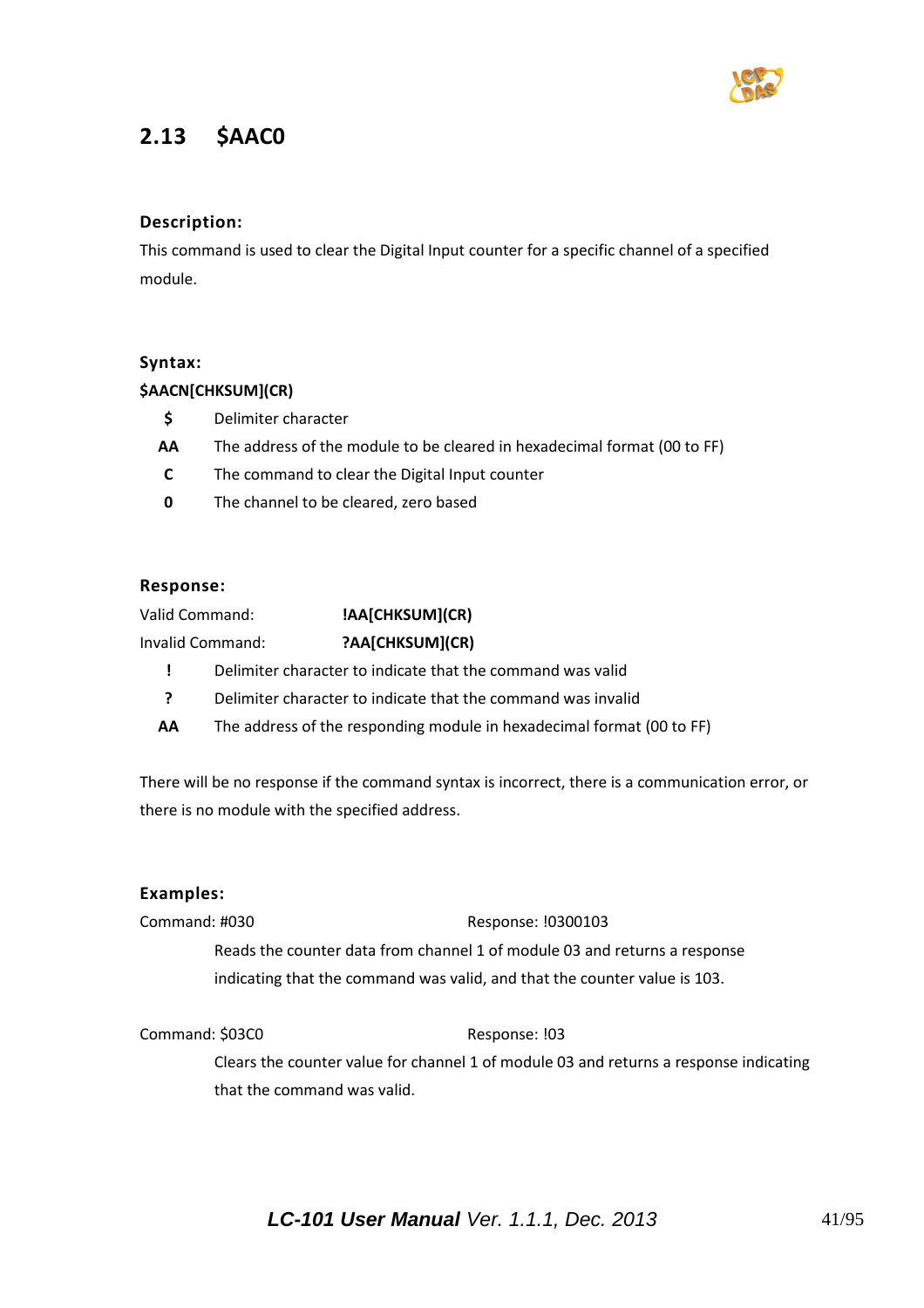## 2.13 $AAC0

### Description:

This command is used to clear the Digital Input counter for a specific channel of a specified module.

### Syntax:

**$AACN[CHKSUM](CR)**

- **$** Delimiter character
- **AA** The address of the module to be cleared in hexadecimal format (00 to FF)
- **C** The command to clear the Digital Input counter
- **0** The channel to be cleared, zero based

### Response:

Valid Command: **!AA[CHKSUM](CR)**

Invalid Command: **?AA[CHKSUM](CR)**

- **!** Delimiter character to indicate that the command was valid
- **?** Delimiter character to indicate that the command was invalid
- **AA** The address of the responding module in hexadecimal format (00 to FF)

There will be no response if the command syntax is incorrect, there is a communication error, or there is no module with the specified address.

### Examples:

Command: #030 Response: !0300103

Reads the counter data from channel 1 of module 03 and returns a response indicating that the command was valid, and that the counter value is 103.

Command: $03C0 Response: !03

Clears the counter value for channel 1 of module 03 and returns a response indicating that the command was valid.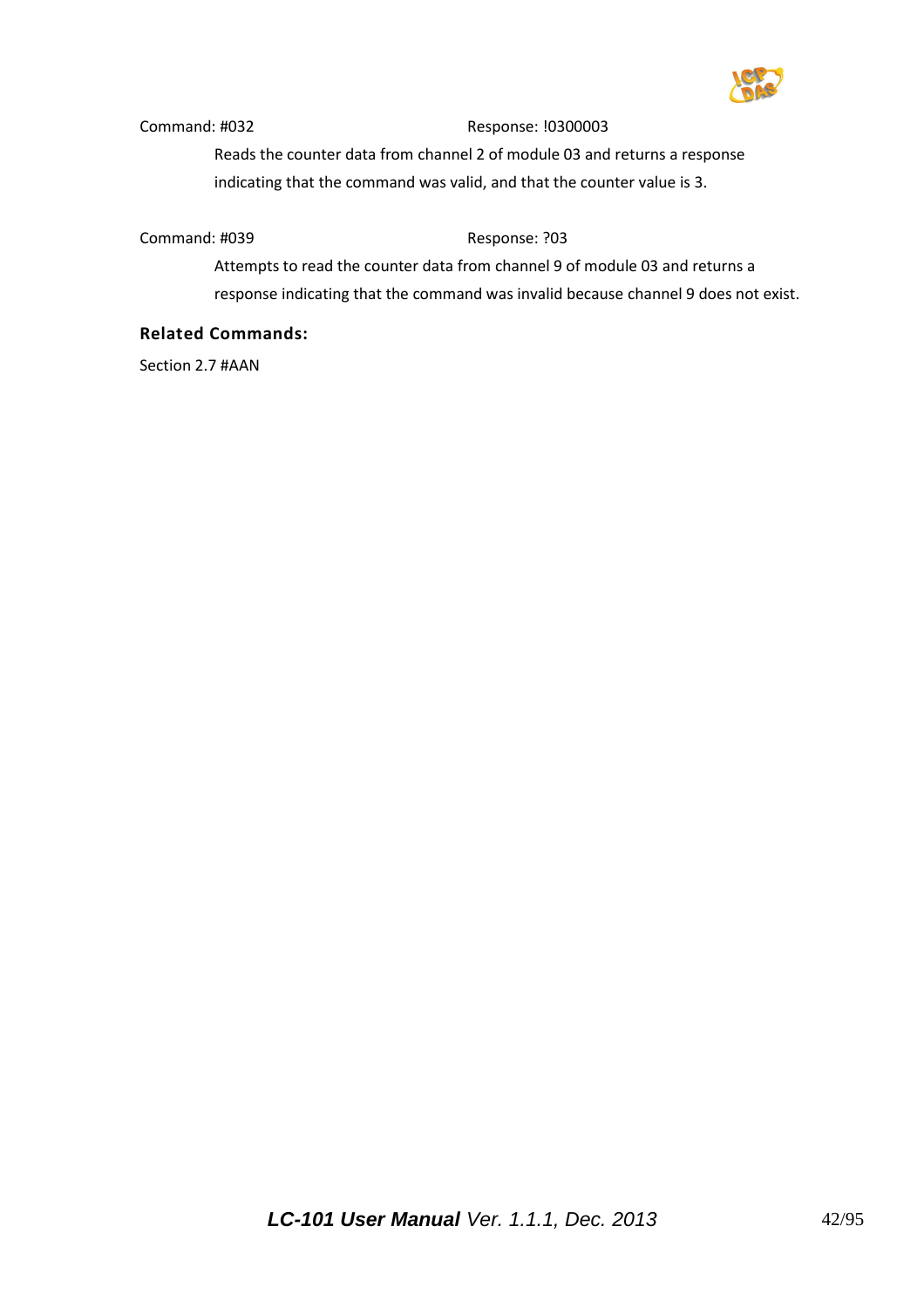Command: #032　　　　　　　Response: !0300003

Reads the counter data from channel 2 of module 03 and returns a response indicating that the command was valid, and that the counter value is 3.

Command: #039　　　　　　　Response: ?03

Attempts to read the counter data from channel 9 of module 03 and returns a response indicating that the command was invalid because channel 9 does not exist.

**Related Commands:**

Section 2.7 #AAN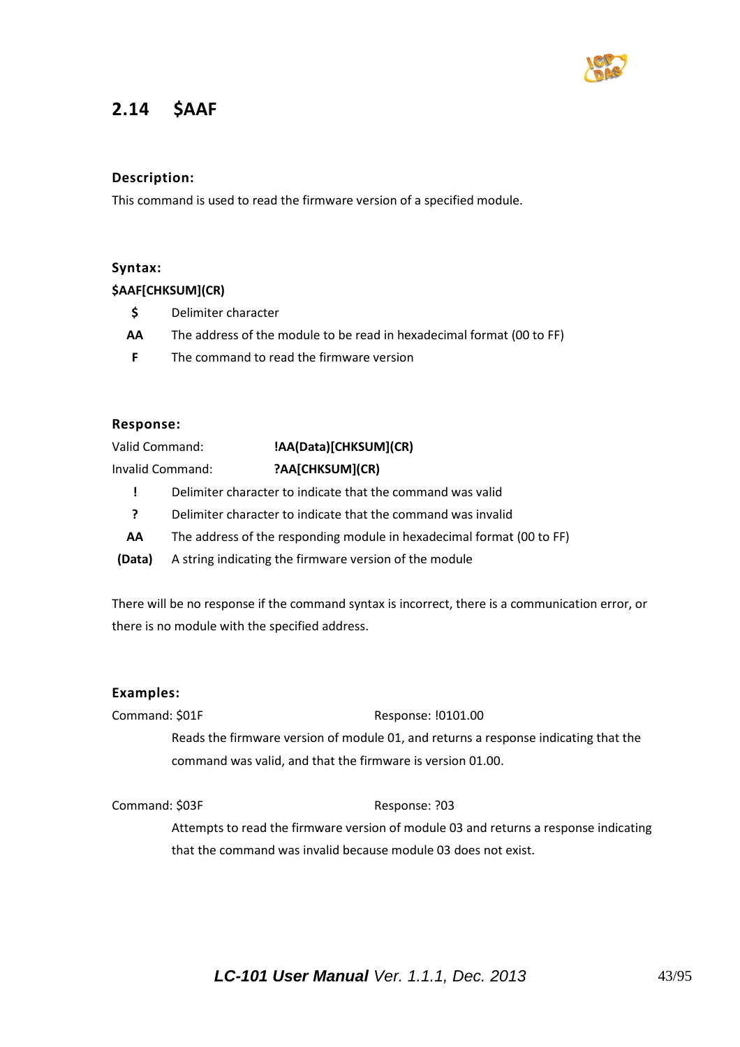## 2.14 $AAF

### Description:

This command is used to read the firmware version of a specified module.

### Syntax:

**$AAF[CHKSUM](CR)**

| | |
|---|---|
| **$** | Delimiter character |
| **AA** | The address of the module to be read in hexadecimal format (00 to FF) |
| **F** | The command to read the firmware version |

### Response:

Valid Command: **!AA(Data)[CHKSUM](CR)**

Invalid Command: **?AA[CHKSUM](CR)**

| | |
|---|---|
| **!** | Delimiter character to indicate that the command was valid |
| **?** | Delimiter character to indicate that the command was invalid |
| **AA** | The address of the responding module in hexadecimal format (00 to FF) |
| **(Data)** | A string indicating the firmware version of the module |

There will be no response if the command syntax is incorrect, there is a communication error, or there is no module with the specified address.

### Examples:

Command: $01F Response: !0101.00

Reads the firmware version of module 01, and returns a response indicating that the command was valid, and that the firmware is version 01.00.

Command: $03F Response: ?03

Attempts to read the firmware version of module 03 and returns a response indicating that the command was invalid because module 03 does not exist.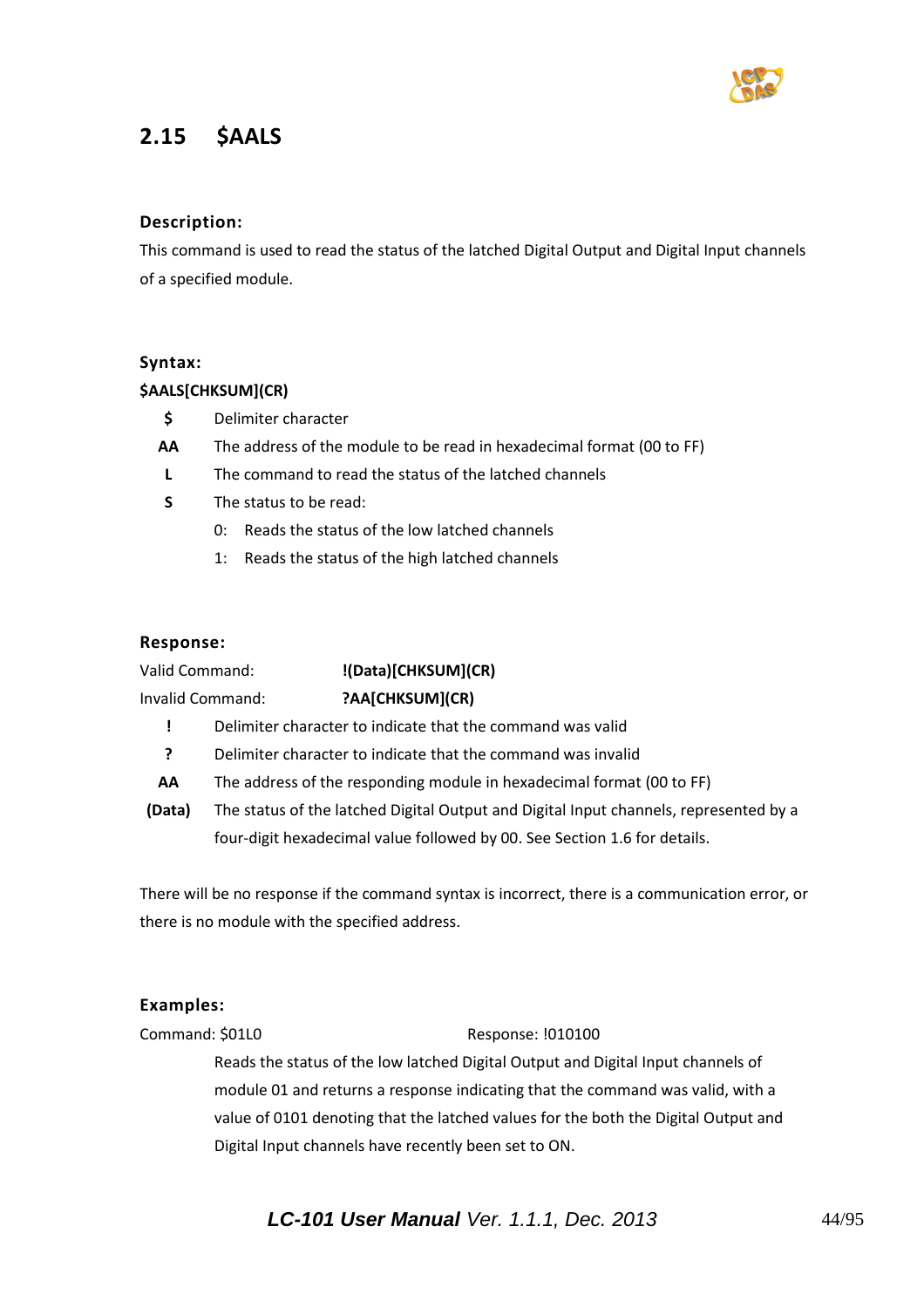## 2.15 $AALS

### Description:

This command is used to read the status of the latched Digital Output and Digital Input channels of a specified module.

### Syntax:

**$AALS[CHKSUM](CR)**

- **$** Delimiter character
- **AA** The address of the module to be read in hexadecimal format (00 to FF)
- **L** The command to read the status of the latched channels
- **S** The status to be read:
  - 0: Reads the status of the low latched channels
  - 1: Reads the status of the high latched channels

### Response:

Valid Command: **!(Data)[CHKSUM](CR)**

Invalid Command: **?AA[CHKSUM](CR)**

- **!** Delimiter character to indicate that the command was valid
- **?** Delimiter character to indicate that the command was invalid
- **AA** The address of the responding module in hexadecimal format (00 to FF)
- **(Data)** The status of the latched Digital Output and Digital Input channels, represented by a four-digit hexadecimal value followed by 00. See Section 1.6 for details.

There will be no response if the command syntax is incorrect, there is a communication error, or there is no module with the specified address.

### Examples:

Command: $01L0 Response: !010100

Reads the status of the low latched Digital Output and Digital Input channels of module 01 and returns a response indicating that the command was valid, with a value of 0101 denoting that the latched values for the both the Digital Output and Digital Input channels have recently been set to ON.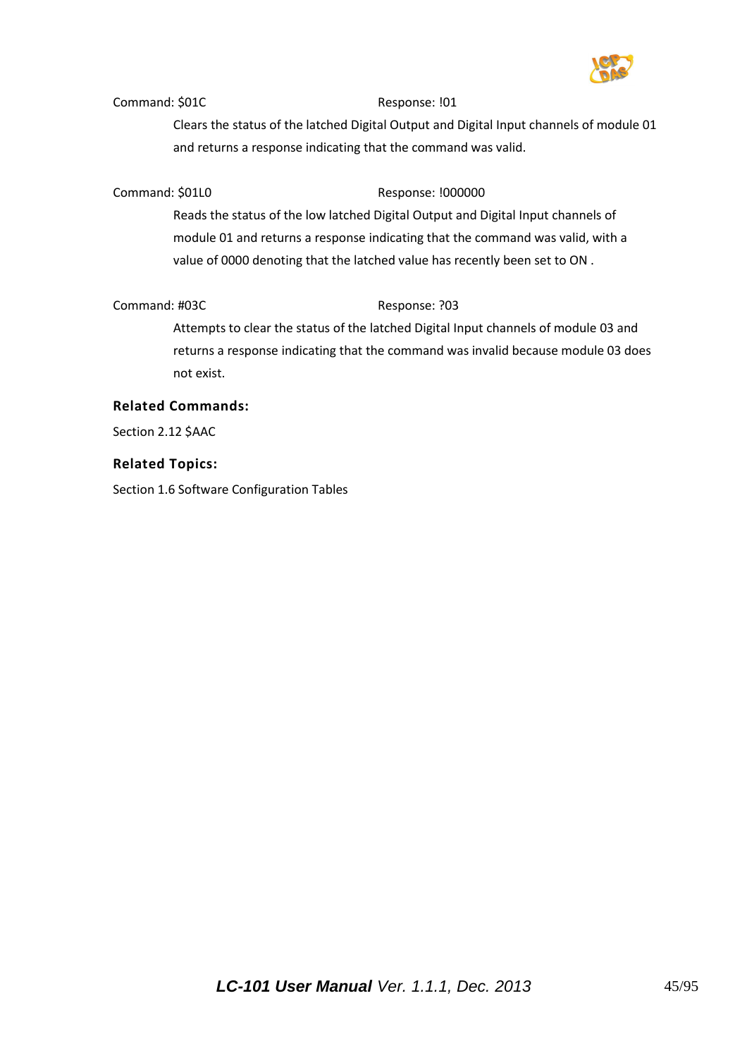Command: $01C Response: !01

Clears the status of the latched Digital Output and Digital Input channels of module 01 and returns a response indicating that the command was valid.

Command: $01L0 Response: !000000

Reads the status of the low latched Digital Output and Digital Input channels of module 01 and returns a response indicating that the command was valid, with a value of 0000 denoting that the latched value has recently been set to ON .

Command: #03C Response: ?03

Attempts to clear the status of the latched Digital Input channels of module 03 and returns a response indicating that the command was invalid because module 03 does not exist.

**Related Commands:**

Section 2.12 $AAC

**Related Topics:**

Section 1.6 Software Configuration Tables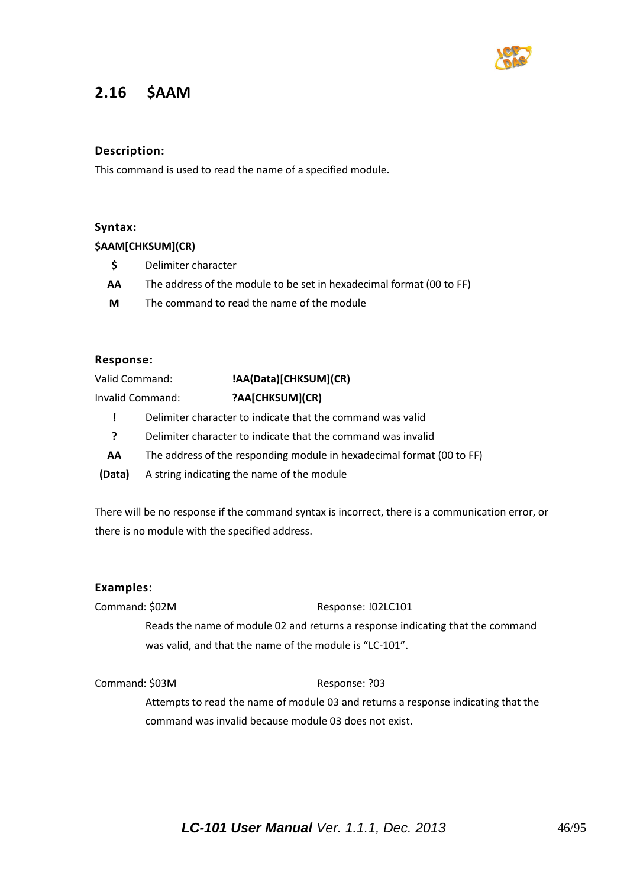## 2.16 $AAM

**Description:**

This command is used to read the name of a specified module.

**Syntax:**

**$AAM[CHKSUM](CR)**

| | |
|---|---|
| **$** | Delimiter character |
| **AA** | The address of the module to be set in hexadecimal format (00 to FF) |
| **M** | The command to read the name of the module |

**Response:**

Valid Command: **!AA(Data)[CHKSUM](CR)**

Invalid Command: **?AA[CHKSUM](CR)**

| | |
|---|---|
| **!** | Delimiter character to indicate that the command was valid |
| **?** | Delimiter character to indicate that the command was invalid |
| **AA** | The address of the responding module in hexadecimal format (00 to FF) |
| **(Data)** | A string indicating the name of the module |

There will be no response if the command syntax is incorrect, there is a communication error, or there is no module with the specified address.

**Examples:**

Command: $02M Response: !02LC101

Reads the name of module 02 and returns a response indicating that the command was valid, and that the name of the module is "LC-101".

Command: $03M Response: ?03

Attempts to read the name of module 03 and returns a response indicating that the command was invalid because module 03 does not exist.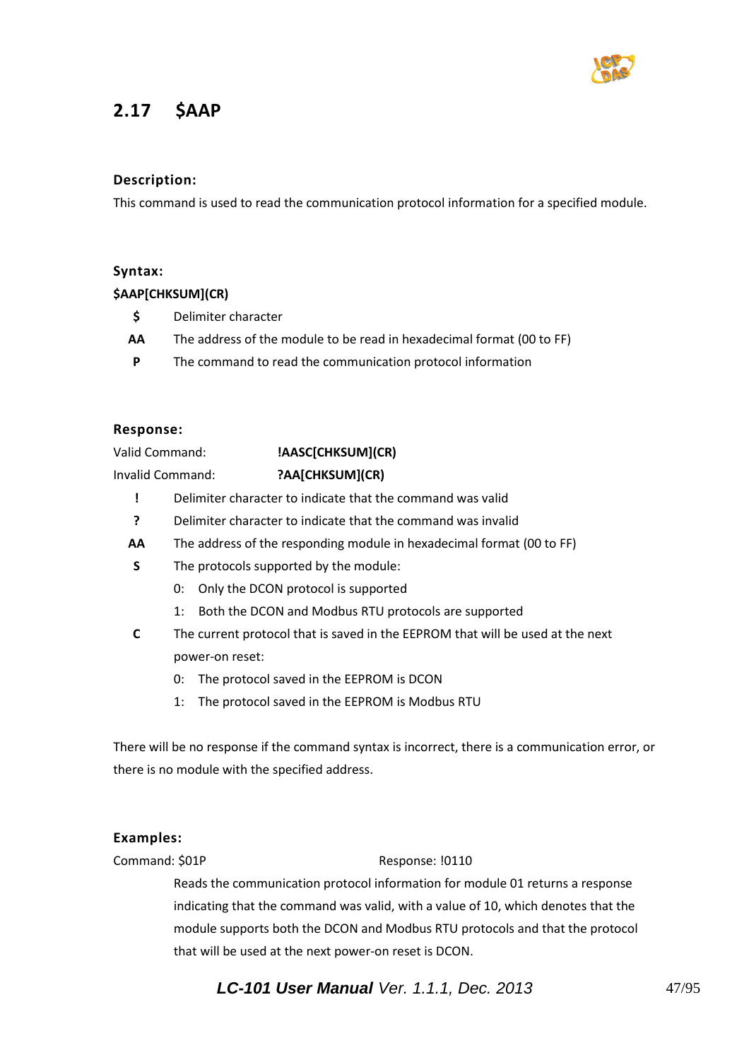## 2.17 $AAP

### Description:

This command is used to read the communication protocol information for a specified module.

### Syntax:

**$AAP[CHKSUM](CR)**

| | |
|---|---|
| **$** | Delimiter character |
| **AA** | The address of the module to be read in hexadecimal format (00 to FF) |
| **P** | The command to read the communication protocol information |

### Response:

Valid Command: **!AASC[CHKSUM](CR)**

Invalid Command: **?AA[CHKSUM](CR)**

- **!** Delimiter character to indicate that the command was valid
- **?** Delimiter character to indicate that the command was invalid
- **AA** The address of the responding module in hexadecimal format (00 to FF)
- **S** The protocols supported by the module:
  - 0: Only the DCON protocol is supported
  - 1: Both the DCON and Modbus RTU protocols are supported
- **C** The current protocol that is saved in the EEPROM that will be used at the next power-on reset:
  - 0: The protocol saved in the EEPROM is DCON
  - 1: The protocol saved in the EEPROM is Modbus RTU

There will be no response if the command syntax is incorrect, there is a communication error, or there is no module with the specified address.

### Examples:

Command: $01P Response: !0110

Reads the communication protocol information for module 01 returns a response indicating that the command was valid, with a value of 10, which denotes that the module supports both the DCON and Modbus RTU protocols and that the protocol that will be used at the next power-on reset is DCON.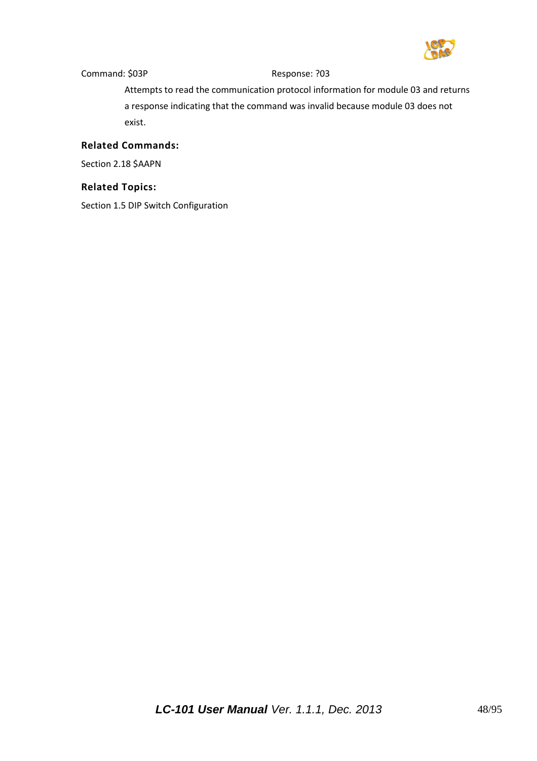Command: $03P Response: ?03

Attempts to read the communication protocol information for module 03 and returns a response indicating that the command was invalid because module 03 does not exist.

### Related Commands:

Section 2.18 $AAPN

### Related Topics:

Section 1.5 DIP Switch Configuration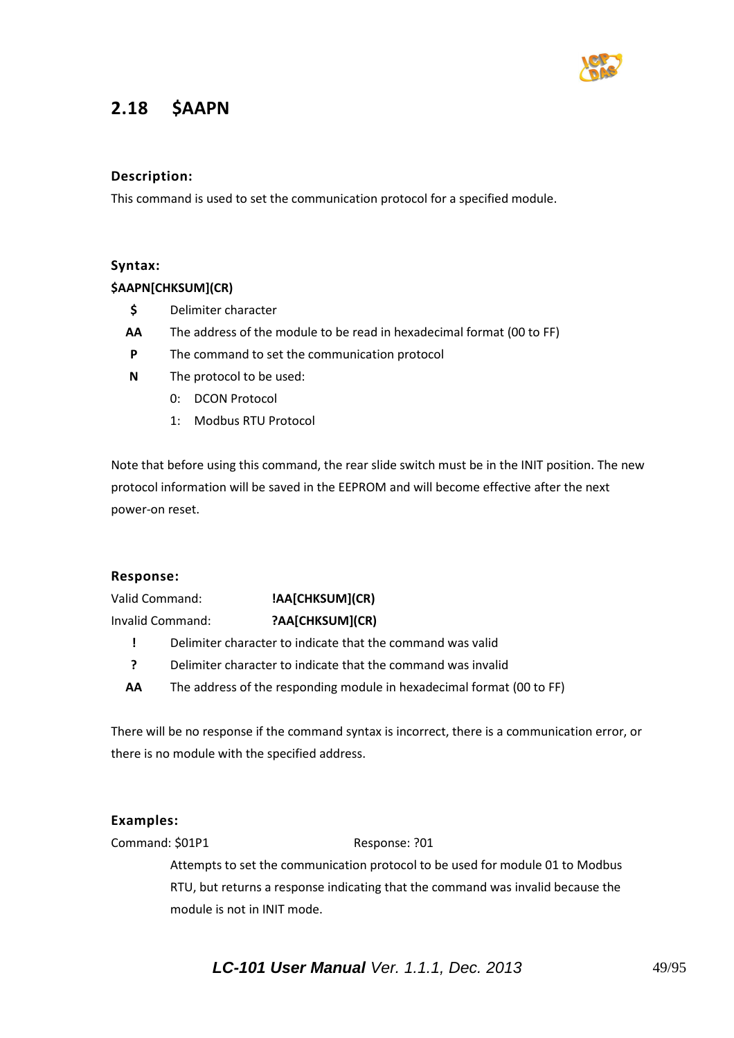## 2.18 $AAPN

### Description:

This command is used to set the communication protocol for a specified module.

### Syntax:

**$AAPN[CHKSUM](CR)**

- **$** Delimiter character
- **AA** The address of the module to be read in hexadecimal format (00 to FF)
- **P** The command to set the communication protocol
- **N** The protocol to be used:
  - 0: DCON Protocol
  - 1: Modbus RTU Protocol

Note that before using this command, the rear slide switch must be in the INIT position. The new protocol information will be saved in the EEPROM and will become effective after the next power-on reset.

### Response:

Valid Command: **!AA[CHKSUM](CR)**

Invalid Command: **?AA[CHKSUM](CR)**

- **!** Delimiter character to indicate that the command was valid
- **?** Delimiter character to indicate that the command was invalid
- **AA** The address of the responding module in hexadecimal format (00 to FF)

There will be no response if the command syntax is incorrect, there is a communication error, or there is no module with the specified address.

### Examples:

Command: $01P1 Response: ?01

Attempts to set the communication protocol to be used for module 01 to Modbus RTU, but returns a response indicating that the command was invalid because the module is not in INIT mode.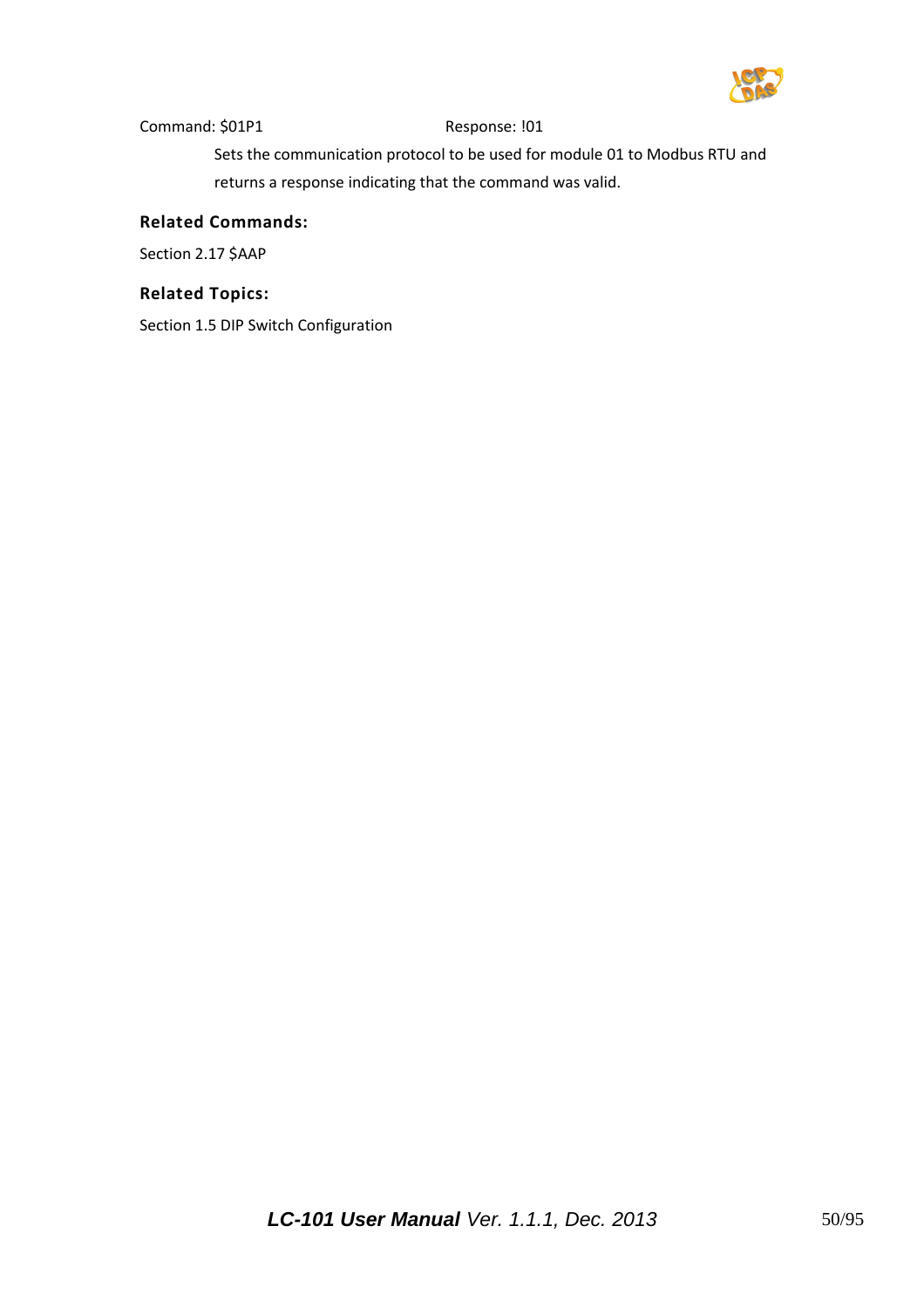Command: $01P1 Response: !01

Sets the communication protocol to be used for module 01 to Modbus RTU and returns a response indicating that the command was valid.

**Related Commands:**

Section 2.17 $AAP

**Related Topics:**

Section 1.5 DIP Switch Configuration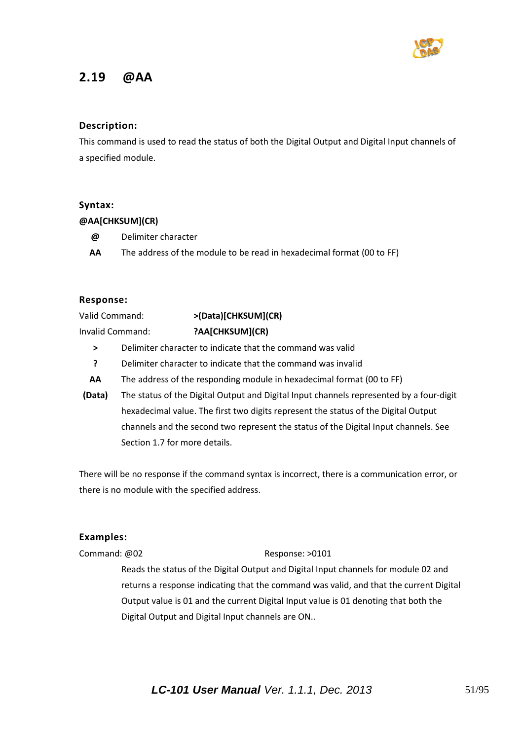## 2.19 @AA

### Description:

This command is used to read the status of both the Digital Output and Digital Input channels of a specified module.

### Syntax:

**@AA[CHKSUM](CR)**

| | |
|---|---|
| **@** | Delimiter character |
| **AA** | The address of the module to be read in hexadecimal format (00 to FF) |

### Response:

Valid Command: **>(Data)[CHKSUM](CR)**

Invalid Command: **?AA[CHKSUM](CR)**

| | |
|---|---|
| **>** | Delimiter character to indicate that the command was valid |
| **?** | Delimiter character to indicate that the command was invalid |
| **AA** | The address of the responding module in hexadecimal format (00 to FF) |
| **(Data)** | The status of the Digital Output and Digital Input channels represented by a four-digit hexadecimal value. The first two digits represent the status of the Digital Output channels and the second two represent the status of the Digital Input channels. See Section 1.7 for more details. |

There will be no response if the command syntax is incorrect, there is a communication error, or there is no module with the specified address.

### Examples:

Command: @02 Response: >0101

Reads the status of the Digital Output and Digital Input channels for module 02 and returns a response indicating that the command was valid, and that the current Digital Output value is 01 and the current Digital Input value is 01 denoting that both the Digital Output and Digital Input channels are ON..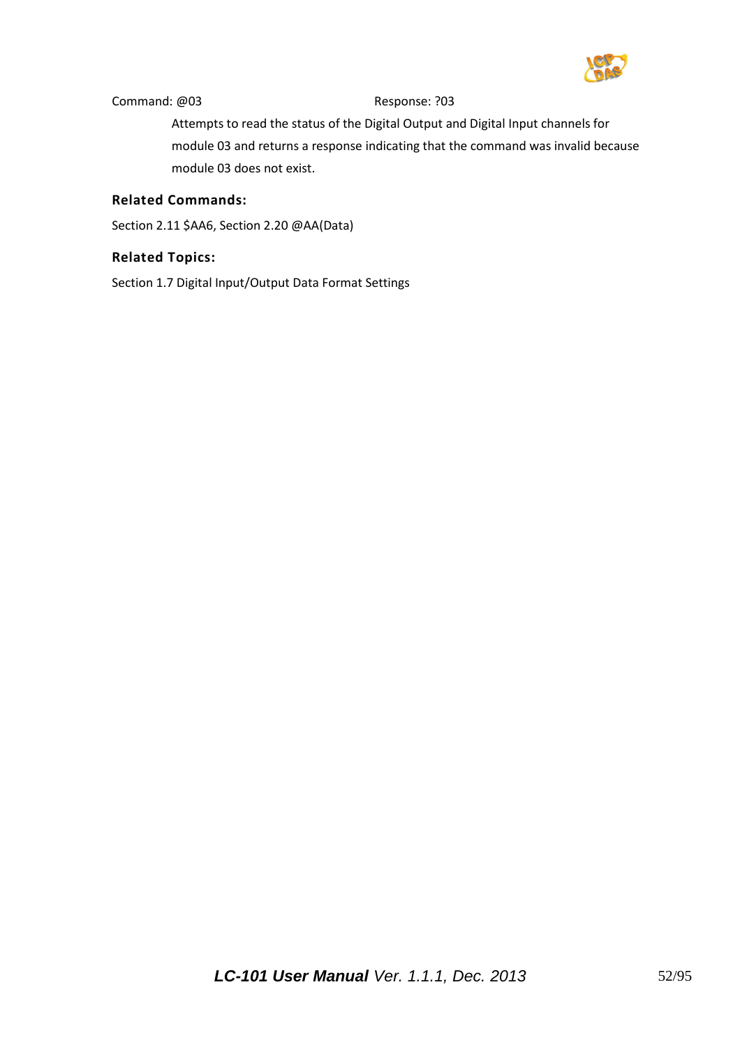Command: @03 Response: ?03

Attempts to read the status of the Digital Output and Digital Input channels for module 03 and returns a response indicating that the command was invalid because module 03 does not exist.

**Related Commands:**

Section 2.11 $AA6, Section 2.20 @AA(Data)

**Related Topics:**

Section 1.7 Digital Input/Output Data Format Settings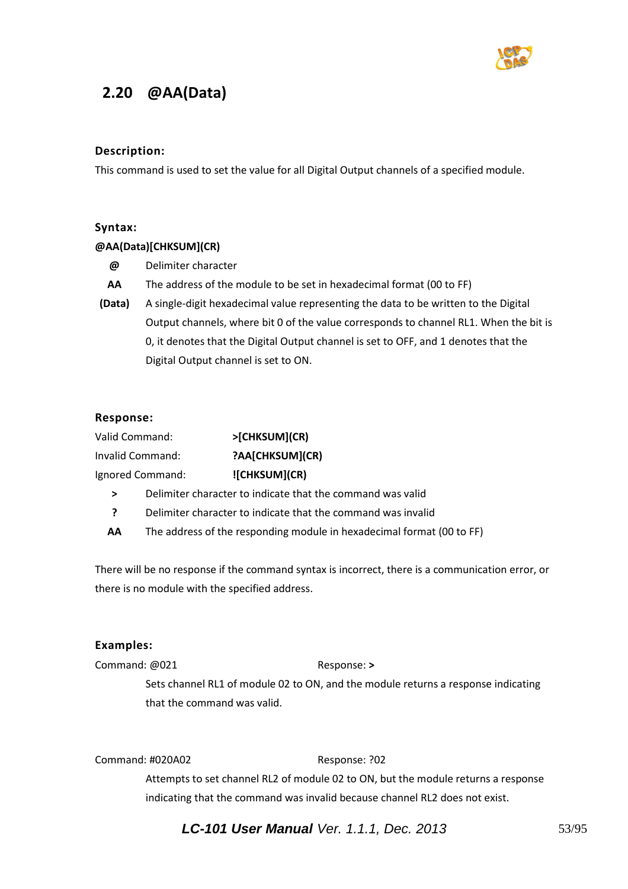## 2.20 @AA(Data)

### Description:

This command is used to set the value for all Digital Output channels of a specified module.

### Syntax:

**@AA(Data)[CHKSUM](CR)**

| | |
|---|---|
| **@** | Delimiter character |
| **AA** | The address of the module to be set in hexadecimal format (00 to FF) |
| **(Data)** | A single-digit hexadecimal value representing the data to be written to the Digital Output channels, where bit 0 of the value corresponds to channel RL1. When the bit is 0, it denotes that the Digital Output channel is set to OFF, and 1 denotes that the Digital Output channel is set to ON. |

### Response:

| | |
|---|---|
| Valid Command: | **>[CHKSUM](CR)** |
| Invalid Command: | **?AA[CHKSUM](CR)** |
| Ignored Command: | **![CHKSUM](CR)** |

| | |
|---|---|
| **>** | Delimiter character to indicate that the command was valid |
| **?** | Delimiter character to indicate that the command was invalid |
| **AA** | The address of the responding module in hexadecimal format (00 to FF) |

There will be no response if the command syntax is incorrect, there is a communication error, or there is no module with the specified address.

### Examples:

Command: @021 Response: **>**

Sets channel RL1 of module 02 to ON, and the module returns a response indicating that the command was valid.

Command: #020A02 Response: ?02

Attempts to set channel RL2 of module 02 to ON, but the module returns a response indicating that the command was invalid because channel RL2 does not exist.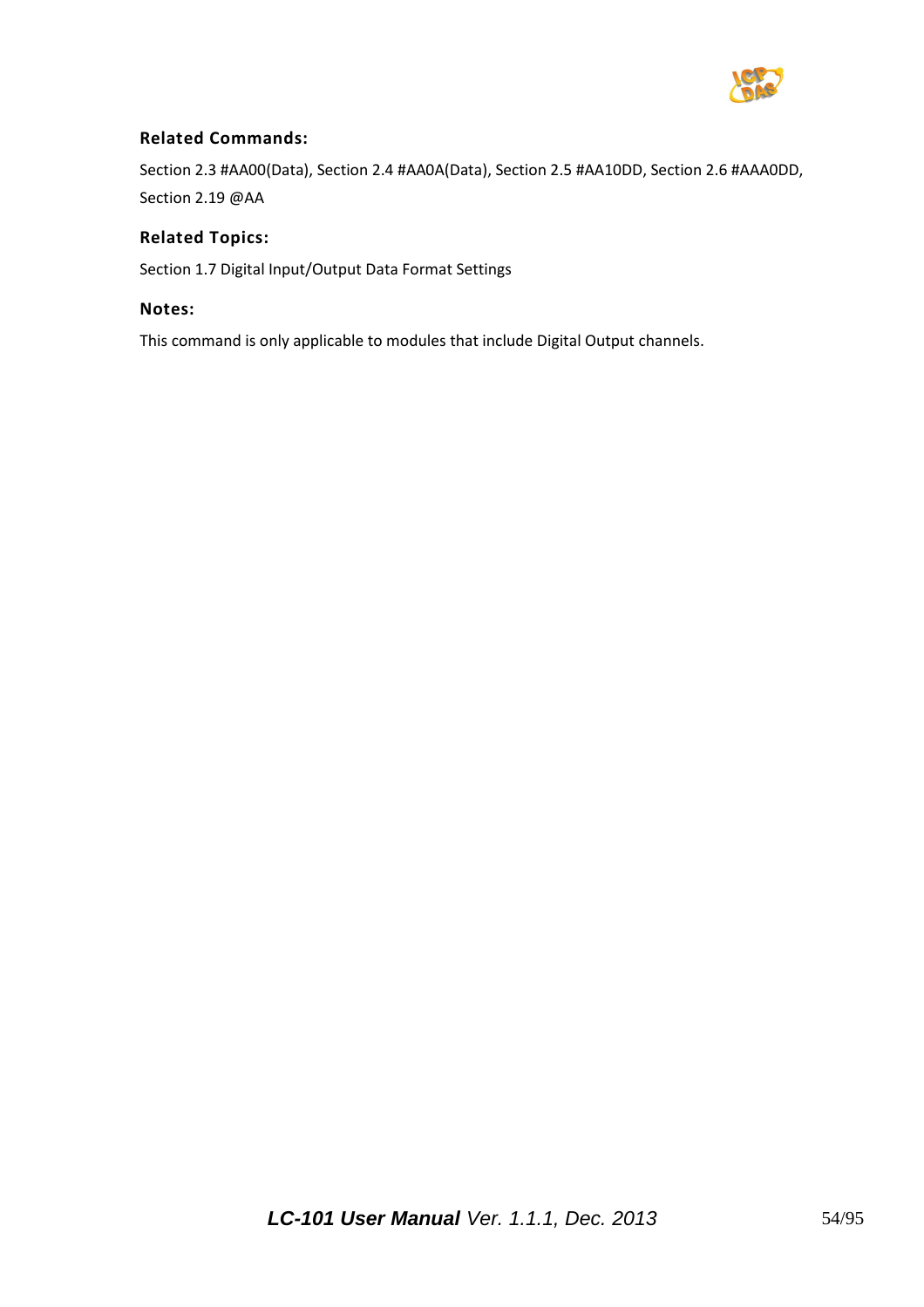**Related Commands:**

Section 2.3 #AA00(Data), Section 2.4 #AA0A(Data), Section 2.5 #AA10DD, Section 2.6 #AAA0DD, Section 2.19 @AA

**Related Topics:**

Section 1.7 Digital Input/Output Data Format Settings

**Notes:**

This command is only applicable to modules that include Digital Output channels.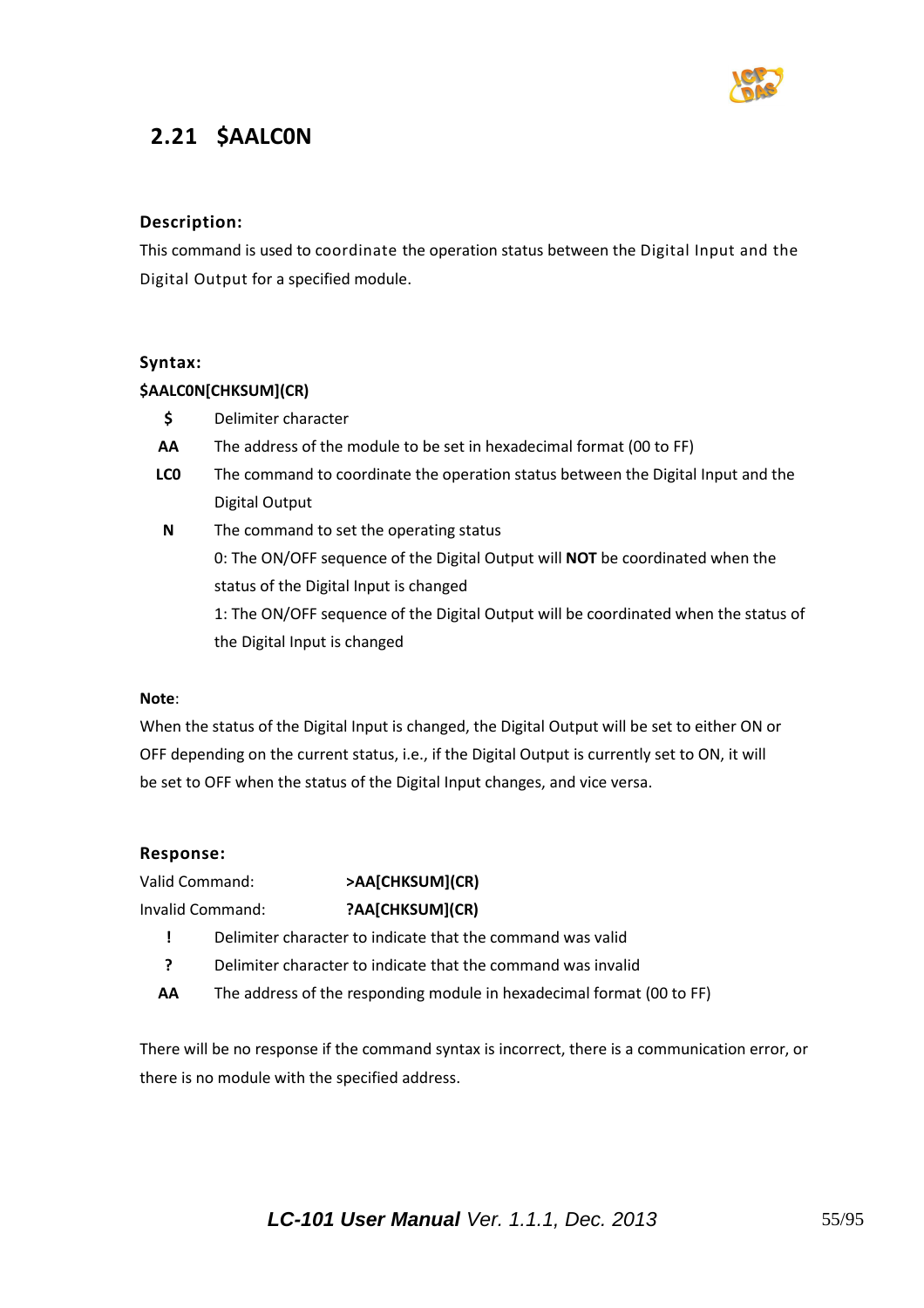## 2.21 $AALC0N

### Description:

This command is used to coordinate the operation status between the Digital Input and the Digital Output for a specified module.

### Syntax:

**$AALC0N[CHKSUM](CR)**

| | |
|---|---|
| **$** | Delimiter character |
| **AA** | The address of the module to be set in hexadecimal format (00 to FF) |
| **LC0** | The command to coordinate the operation status between the Digital Input and the Digital Output |
| **N** | The command to set the operating status<br>0: The ON/OFF sequence of the Digital Output will **NOT** be coordinated when the status of the Digital Input is changed<br>1: The ON/OFF sequence of the Digital Output will be coordinated when the status of the Digital Input is changed |

**Note**:

When the status of the Digital Input is changed, the Digital Output will be set to either ON or OFF depending on the current status, i.e., if the Digital Output is currently set to ON, it will be set to OFF when the status of the Digital Input changes, and vice versa.

### Response:

Valid Command: **>AA[CHKSUM](CR)**

Invalid Command: **?AA[CHKSUM](CR)**

| | |
|---|---|
| **!** | Delimiter character to indicate that the command was valid |
| **?** | Delimiter character to indicate that the command was invalid |
| **AA** | The address of the responding module in hexadecimal format (00 to FF) |

There will be no response if the command syntax is incorrect, there is a communication error, or there is no module with the specified address.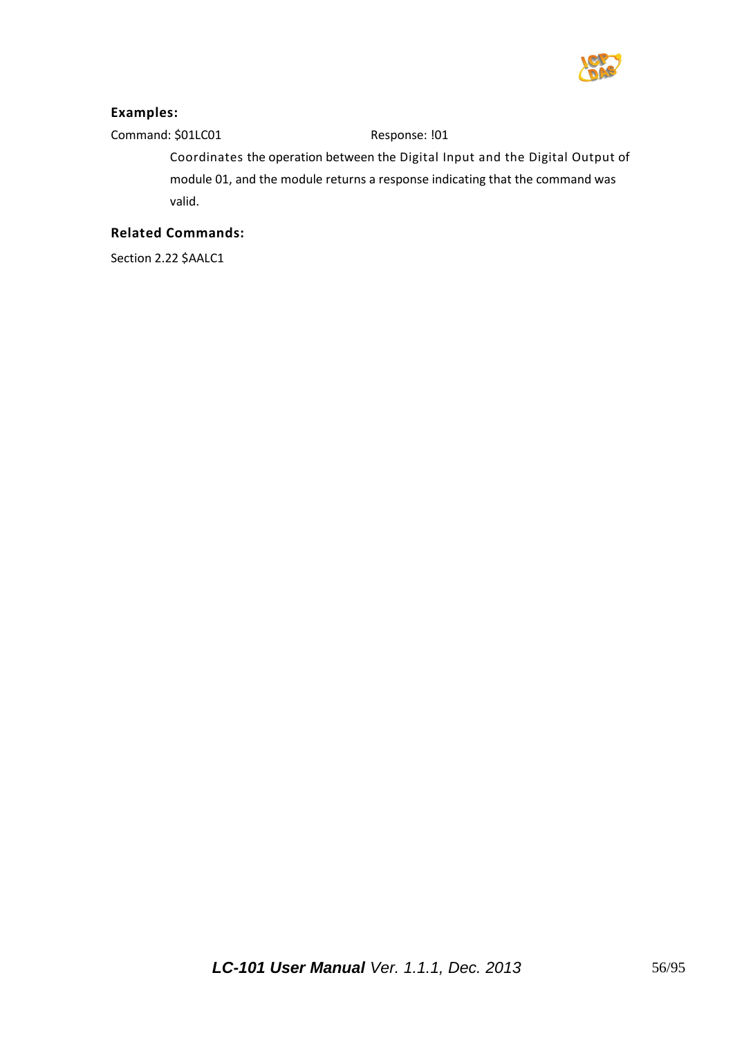**Examples:**

Command: $01LC01 Response: !01

Coordinates the operation between the Digital Input and the Digital Output of module 01, and the module returns a response indicating that the command was valid.

**Related Commands:**

Section 2.22 $AALC1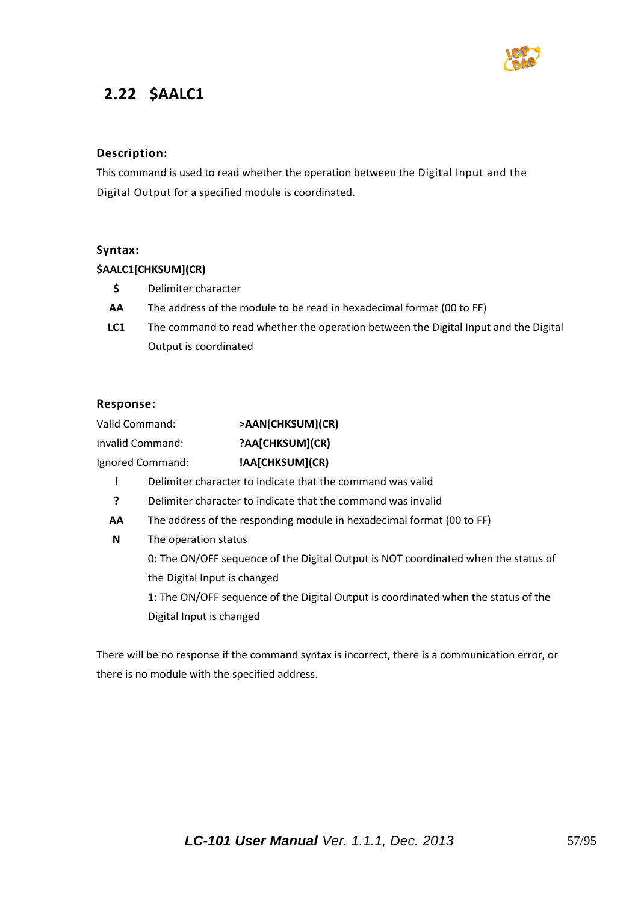## 2.22 $AALC1

### Description:

This command is used to read whether the operation between the Digital Input and the Digital Output for a specified module is coordinated.

### Syntax:

**$AALC1[CHKSUM](CR)**

| | |
|---|---|
| **$** | Delimiter character |
| **AA** | The address of the module to be read in hexadecimal format (00 to FF) |
| **LC1** | The command to read whether the operation between the Digital Input and the Digital Output is coordinated |

### Response:

| | |
|---|---|
| Valid Command: | **>AAN[CHKSUM](CR)** |
| Invalid Command: | **?AA[CHKSUM](CR)** |
| Ignored Command: | **!AA[CHKSUM](CR)** |

| | |
|---|---|
| **!** | Delimiter character to indicate that the command was valid |
| **?** | Delimiter character to indicate that the command was invalid |
| **AA** | The address of the responding module in hexadecimal format (00 to FF) |
| **N** | The operation status<br>0: The ON/OFF sequence of the Digital Output is NOT coordinated when the status of the Digital Input is changed<br>1: The ON/OFF sequence of the Digital Output is coordinated when the status of the Digital Input is changed |

There will be no response if the command syntax is incorrect, there is a communication error, or there is no module with the specified address.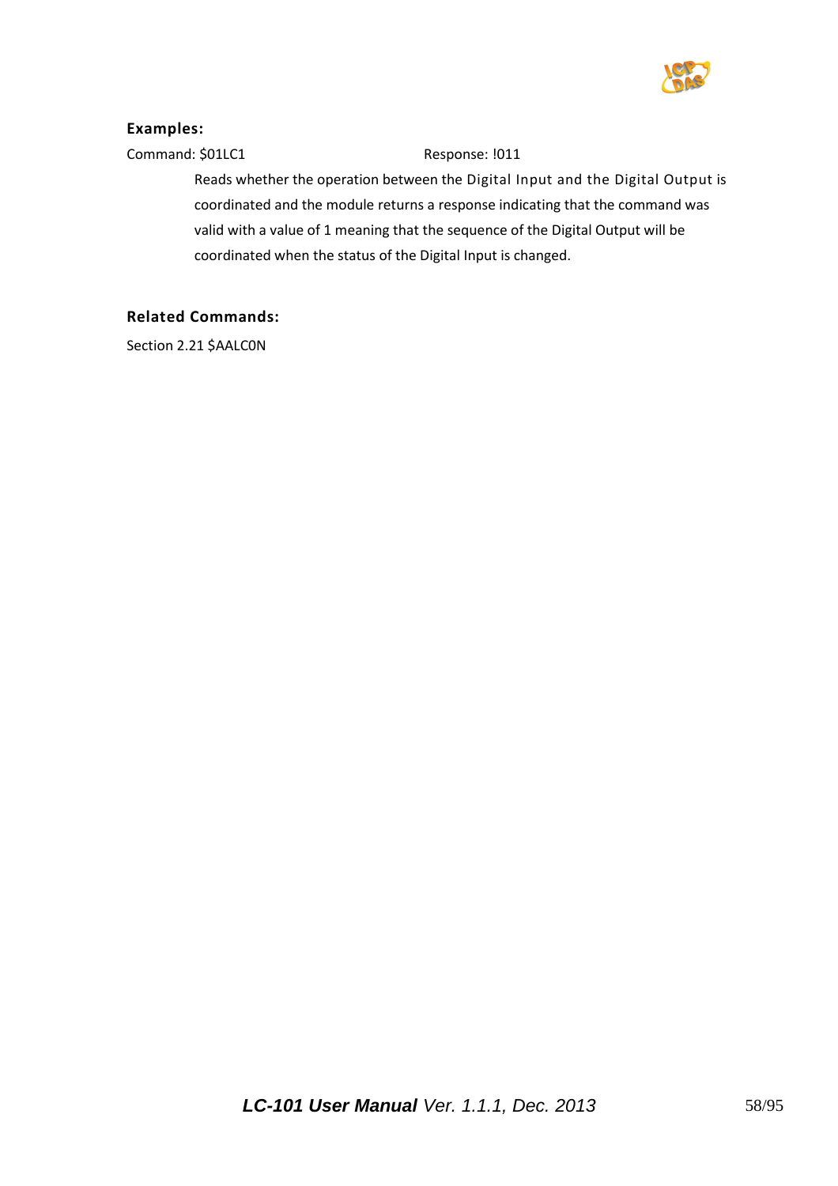**Examples:**

Command: $01LC1 Response: !011

Reads whether the operation between the Digital Input and the Digital Output is coordinated and the module returns a response indicating that the command was valid with a value of 1 meaning that the sequence of the Digital Output will be coordinated when the status of the Digital Input is changed.

**Related Commands:**

Section 2.21 $AALC0N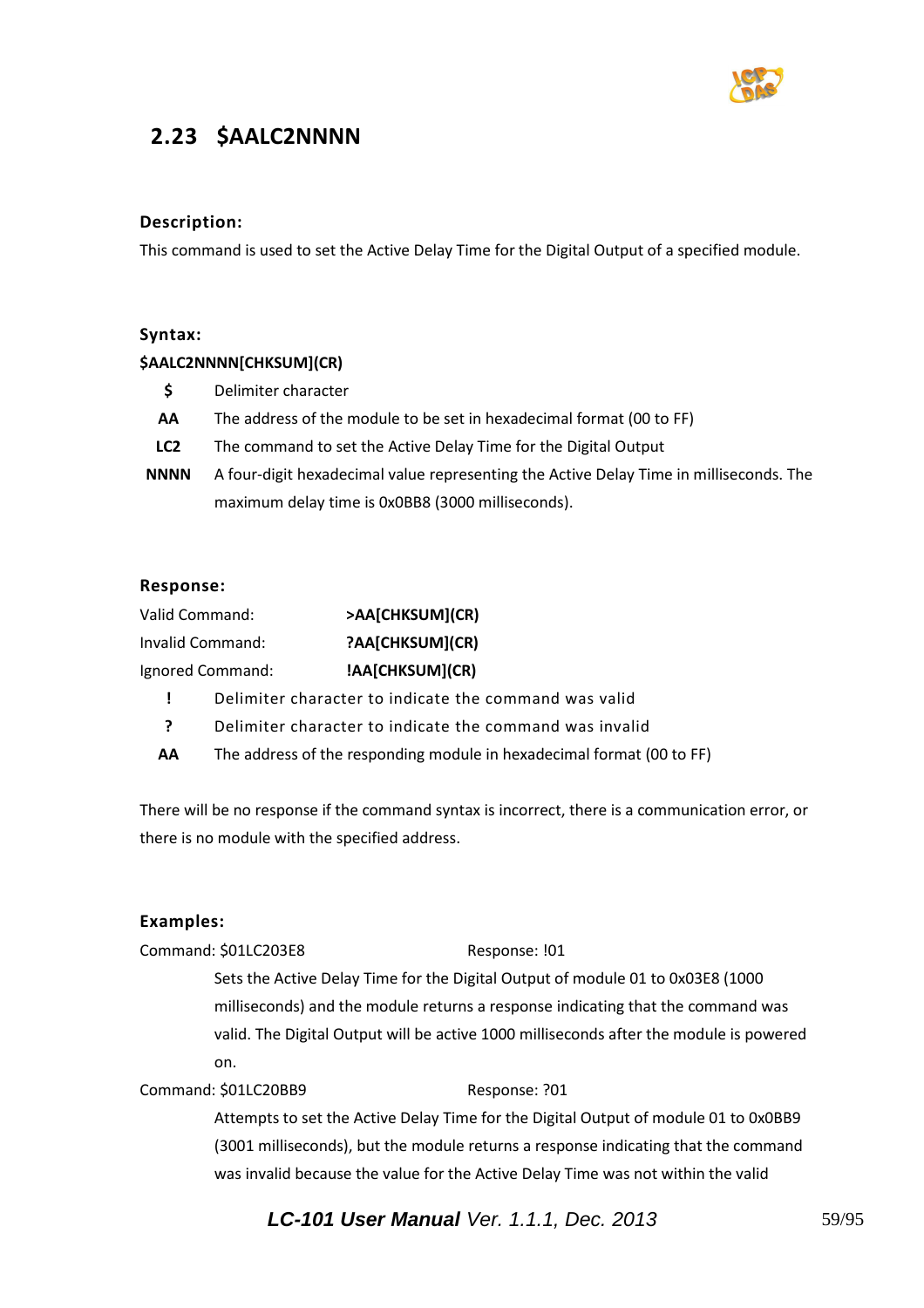## 2.23 $AALC2NNNN

### Description:

This command is used to set the Active Delay Time for the Digital Output of a specified module.

### Syntax:

**$AALC2NNNN[CHKSUM](CR)**

| | |
|---|---|
| **$** | Delimiter character |
| **AA** | The address of the module to be set in hexadecimal format (00 to FF) |
| **LC2** | The command to set the Active Delay Time for the Digital Output |
| **NNNN** | A four-digit hexadecimal value representing the Active Delay Time in milliseconds. The maximum delay time is 0x0BB8 (3000 milliseconds). |

### Response:

| | |
|---|---|
| Valid Command: | **>AA[CHKSUM](CR)** |
| Invalid Command: | **?AA[CHKSUM](CR)** |
| Ignored Command: | **!AA[CHKSUM](CR)** |

| | |
|---|---|
| **!** | Delimiter character to indicate the command was valid |
| **?** | Delimiter character to indicate the command was invalid |
| **AA** | The address of the responding module in hexadecimal format (00 to FF) |

There will be no response if the command syntax is incorrect, there is a communication error, or there is no module with the specified address.

### Examples:

Command: $01LC203E8 Response: !01

Sets the Active Delay Time for the Digital Output of module 01 to 0x03E8 (1000 milliseconds) and the module returns a response indicating that the command was valid. The Digital Output will be active 1000 milliseconds after the module is powered on.

Command: $01LC20BB9 Response: ?01

Attempts to set the Active Delay Time for the Digital Output of module 01 to 0x0BB9 (3001 milliseconds), but the module returns a response indicating that the command was invalid because the value for the Active Delay Time was not within the valid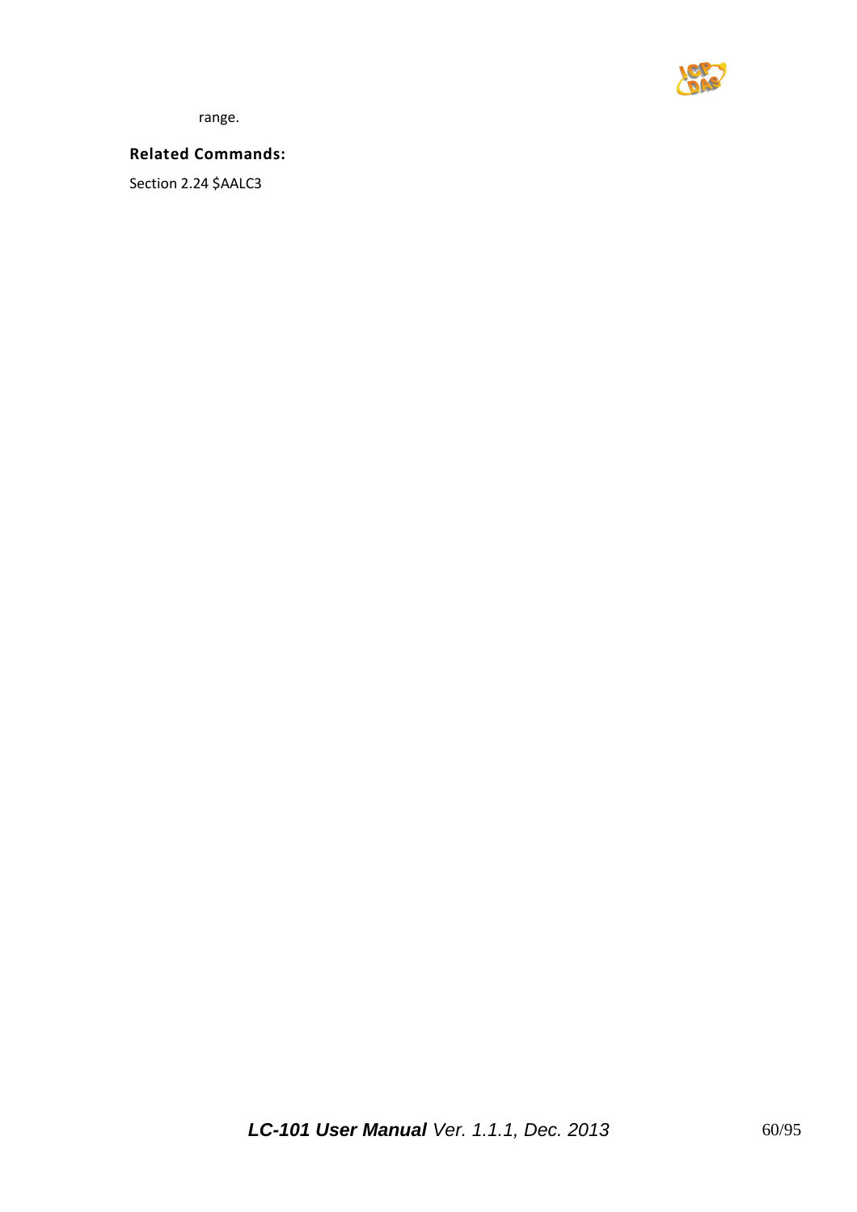range.

**Related Commands:**

Section 2.24 $AALC3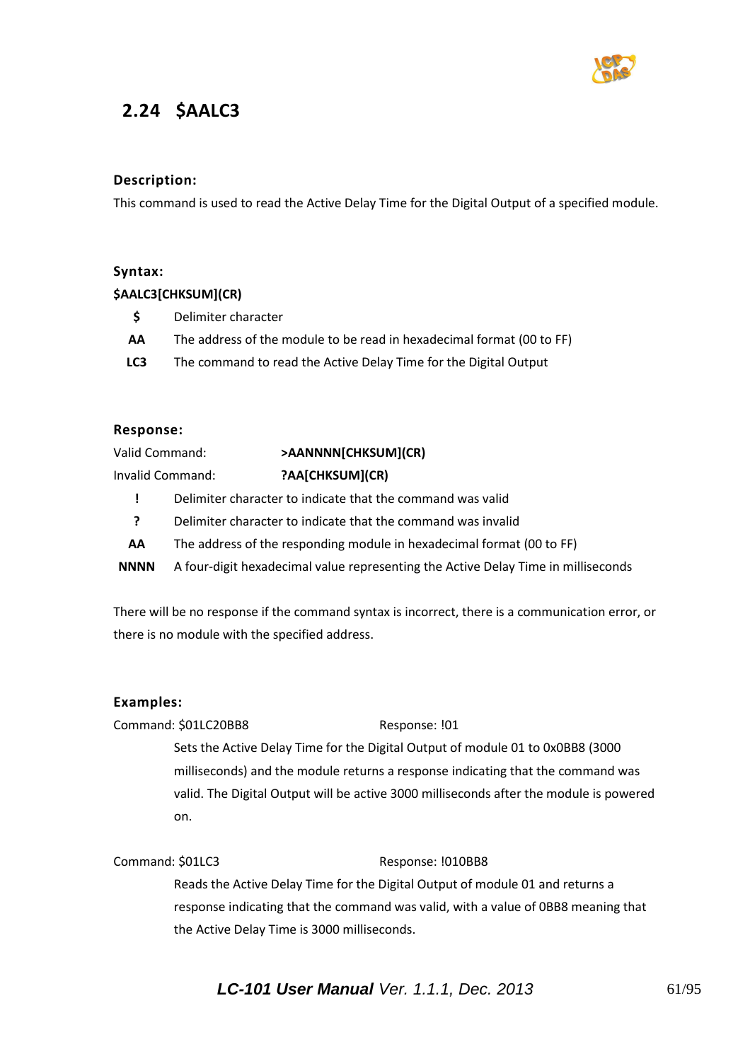## 2.24 $AALC3

### Description:

This command is used to read the Active Delay Time for the Digital Output of a specified module.

### Syntax:

**$AALC3[CHKSUM](CR)**

| | |
|---|---|
| **$** | Delimiter character |
| **AA** | The address of the module to be read in hexadecimal format (00 to FF) |
| **LC3** | The command to read the Active Delay Time for the Digital Output |

### Response:

Valid Command: **>AANNNN[CHKSUM](CR)**

Invalid Command: **?AA[CHKSUM](CR)**

| | |
|---|---|
| **!** | Delimiter character to indicate that the command was valid |
| **?** | Delimiter character to indicate that the command was invalid |
| **AA** | The address of the responding module in hexadecimal format (00 to FF) |
| **NNNN** | A four-digit hexadecimal value representing the Active Delay Time in milliseconds |

There will be no response if the command syntax is incorrect, there is a communication error, or there is no module with the specified address.

### Examples:

Command: $01LC20BB8 Response: !01

Sets the Active Delay Time for the Digital Output of module 01 to 0x0BB8 (3000 milliseconds) and the module returns a response indicating that the command was valid. The Digital Output will be active 3000 milliseconds after the module is powered on.

Command: $01LC3 Response: !010BB8

Reads the Active Delay Time for the Digital Output of module 01 and returns a response indicating that the command was valid, with a value of 0BB8 meaning that the Active Delay Time is 3000 milliseconds.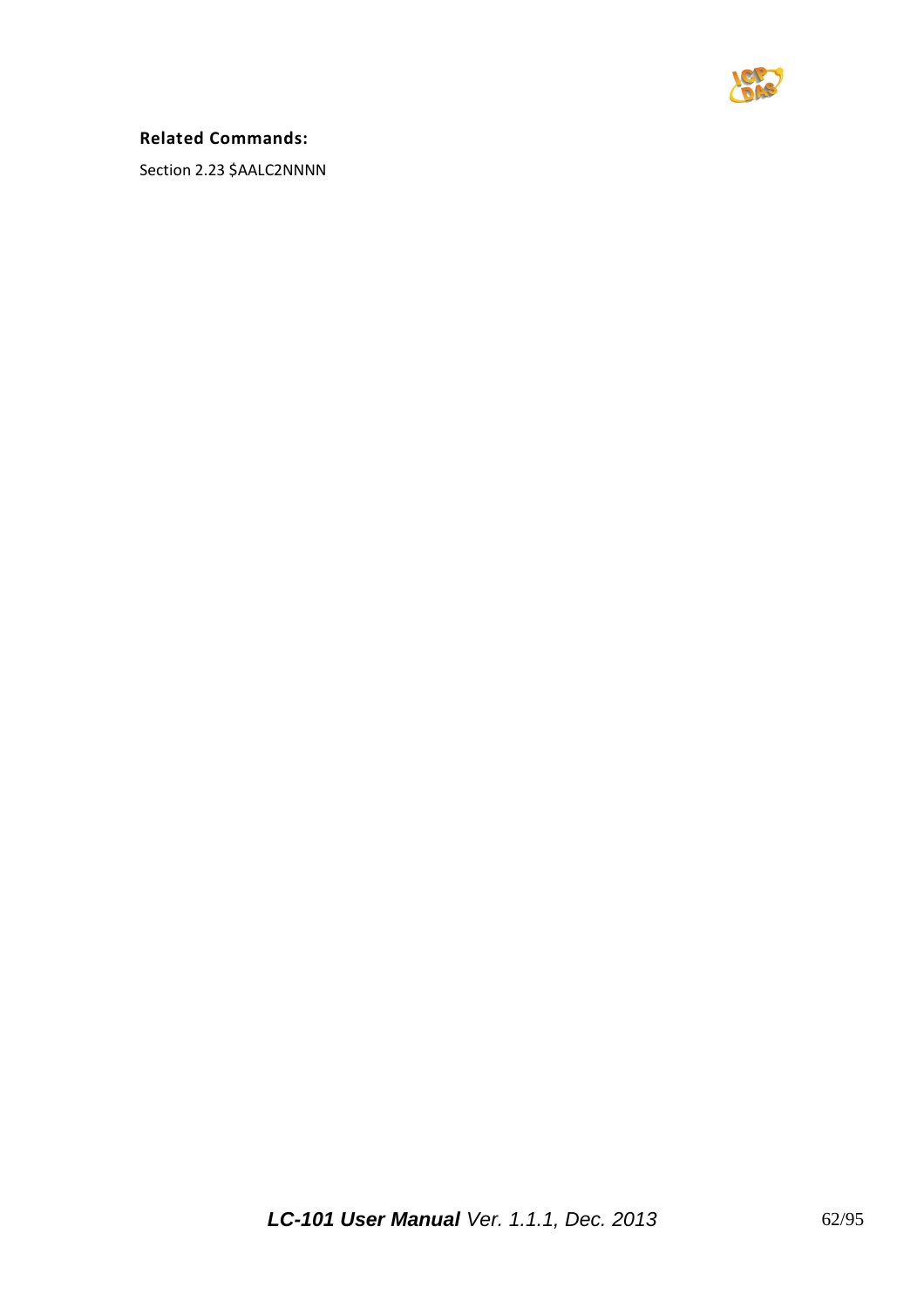**Related Commands:**

Section 2.23 $AALC2NNNN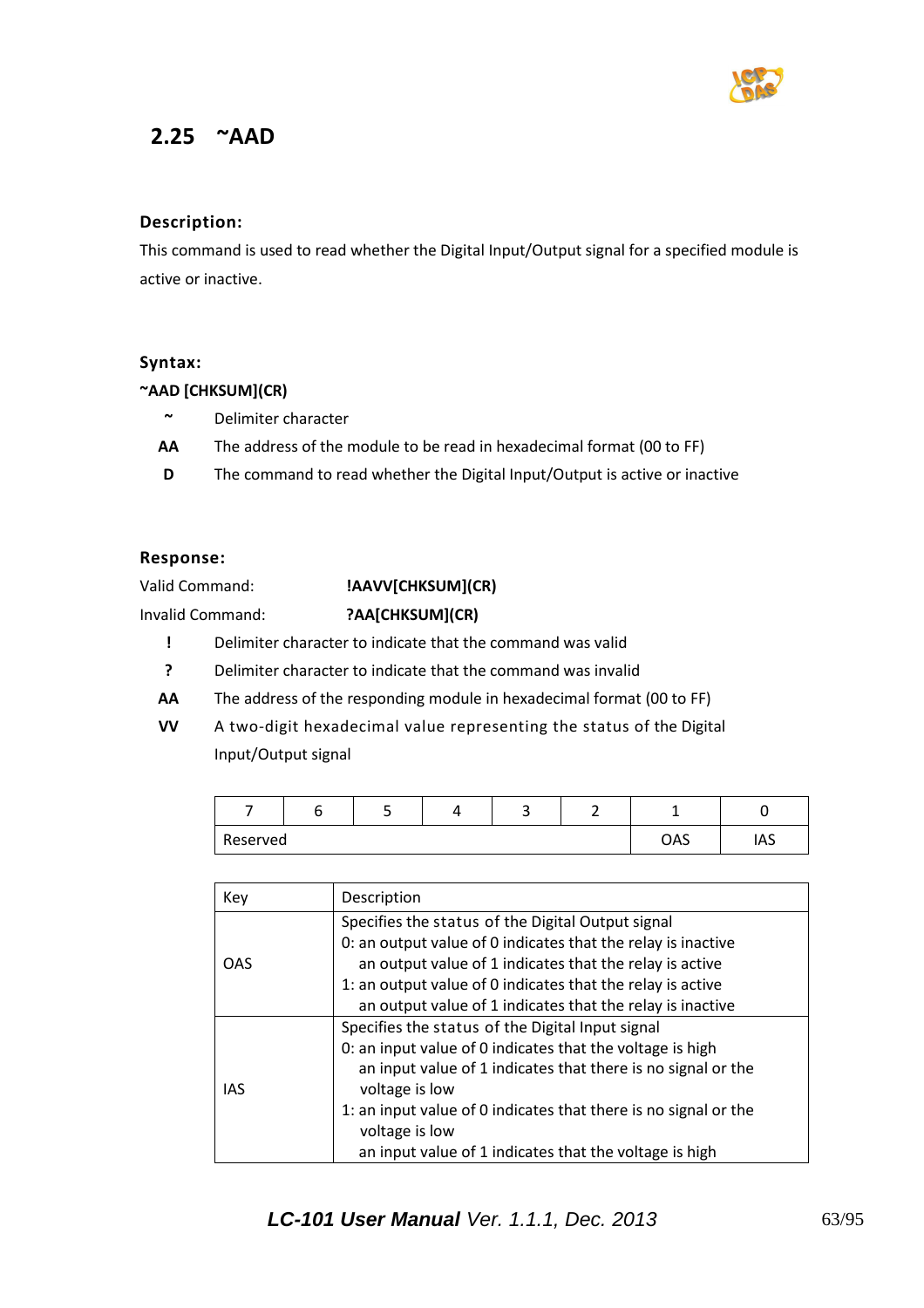## 2.25 ~AAD

### Description:

This command is used to read whether the Digital Input/Output signal for a specified module is active or inactive.

### Syntax:

**~AAD [CHKSUM](CR)**

| | |
|---|---|
| **~** | Delimiter character |
| **AA** | The address of the module to be read in hexadecimal format (00 to FF) |
| **D** | The command to read whether the Digital Input/Output is active or inactive |

### Response:

Valid Command: **!AAVV[CHKSUM](CR)**

Invalid Command: **?AA[CHKSUM](CR)**

| | |
|---|---|
| **!** | Delimiter character to indicate that the command was valid |
| **?** | Delimiter character to indicate that the command was invalid |
| **AA** | The address of the responding module in hexadecimal format (00 to FF) |
| **VV** | A two-digit hexadecimal value representing the status of the Digital Input/Output signal |

| 7 | 6 | 5 | 4 | 3 | 2 | 1 | 0 |
|---|---|---|---|---|---|---|---|
| Reserved | | | | | | OAS | IAS |

| Key | Description |
|---|---|
| OAS | Specifies the status of the Digital Output signal<br>0: an output value of 0 indicates that the relay is inactive<br>an output value of 1 indicates that the relay is active<br>1: an output value of 0 indicates that the relay is active<br>an output value of 1 indicates that the relay is inactive |
| IAS | Specifies the status of the Digital Input signal<br>0: an input value of 0 indicates that the voltage is high<br>an input value of 1 indicates that there is no signal or the voltage is low<br>1: an input value of 0 indicates that there is no signal or the voltage is low<br>an input value of 1 indicates that the voltage is high |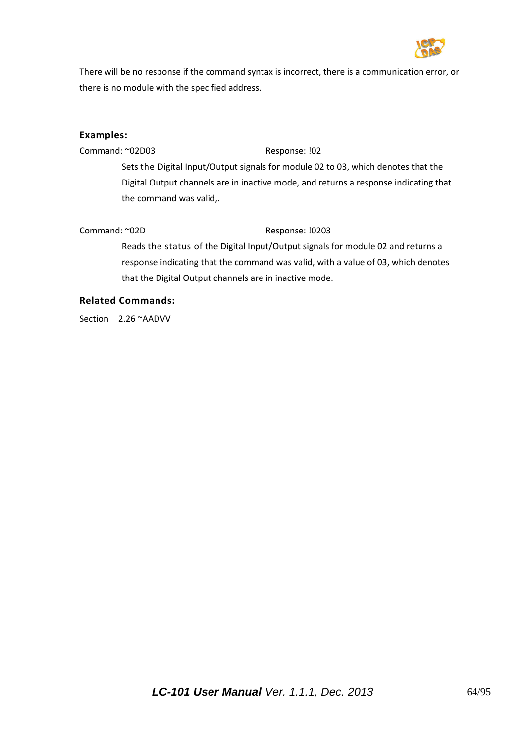There will be no response if the command syntax is incorrect, there is a communication error, or there is no module with the specified address.

**Examples:**

Command: ~02D03 Response: !02

Sets the Digital Input/Output signals for module 02 to 03, which denotes that the Digital Output channels are in inactive mode, and returns a response indicating that the command was valid,.

Command: ~02D Response: !0203

Reads the status of the Digital Input/Output signals for module 02 and returns a response indicating that the command was valid, with a value of 03, which denotes that the Digital Output channels are in inactive mode.

**Related Commands:**

Section 2.26 ~AADVV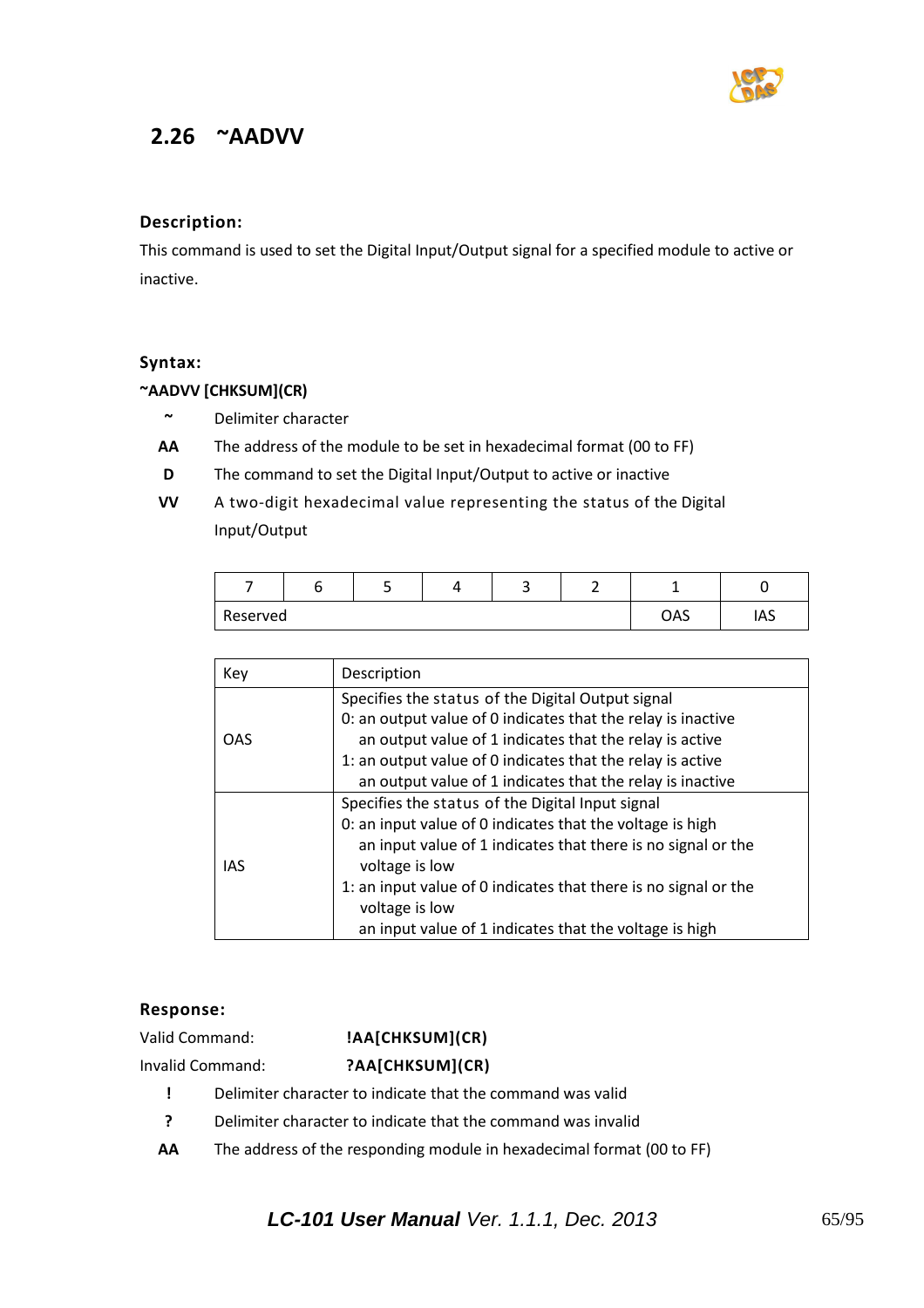## 2.26 ~AADVV

**Description:**

This command is used to set the Digital Input/Output signal for a specified module to active or inactive.

**Syntax:**

**~AADVV [CHKSUM](CR)**

- **~** Delimiter character
- **AA** The address of the module to be set in hexadecimal format (00 to FF)
- **D** The command to set the Digital Input/Output to active or inactive
- **VV** A two-digit hexadecimal value representing the status of the Digital Input/Output

| 7 | 6 | 5 | 4 | 3 | 2 | 1 | 0 |
|---|---|---|---|---|---|---|---|
| Reserved | | | | | | OAS | IAS |

| Key | Description |
|---|---|
| OAS | Specifies the status of the Digital Output signal<br>0: an output value of 0 indicates that the relay is inactive<br>an output value of 1 indicates that the relay is active<br>1: an output value of 0 indicates that the relay is active<br>an output value of 1 indicates that the relay is inactive |
| IAS | Specifies the status of the Digital Input signal<br>0: an input value of 0 indicates that the voltage is high<br>an input value of 1 indicates that there is no signal or the voltage is low<br>1: an input value of 0 indicates that there is no signal or the voltage is low<br>an input value of 1 indicates that the voltage is high |

**Response:**

Valid Command: **!AA[CHKSUM](CR)**

Invalid Command: **?AA[CHKSUM](CR)**

- **!** Delimiter character to indicate that the command was valid
- **?** Delimiter character to indicate that the command was invalid
- **AA** The address of the responding module in hexadecimal format (00 to FF)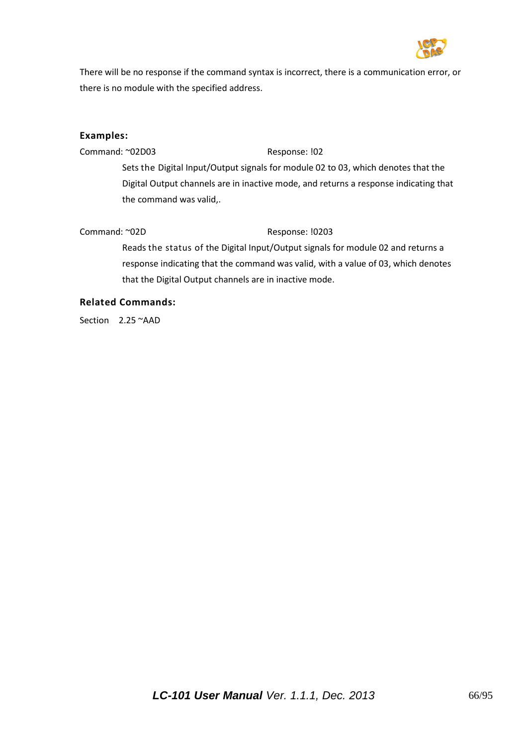There will be no response if the command syntax is incorrect, there is a communication error, or there is no module with the specified address.

### Examples:

Command: ~02D03　　　　　　　　Response: !02

Sets the Digital Input/Output signals for module 02 to 03, which denotes that the Digital Output channels are in inactive mode, and returns a response indicating that the command was valid,.

Command: ~02D　　　　　　　　Response: !0203

Reads the status of the Digital Input/Output signals for module 02 and returns a response indicating that the command was valid, with a value of 03, which denotes that the Digital Output channels are in inactive mode.

### Related Commands:

Section 2.25 ~AAD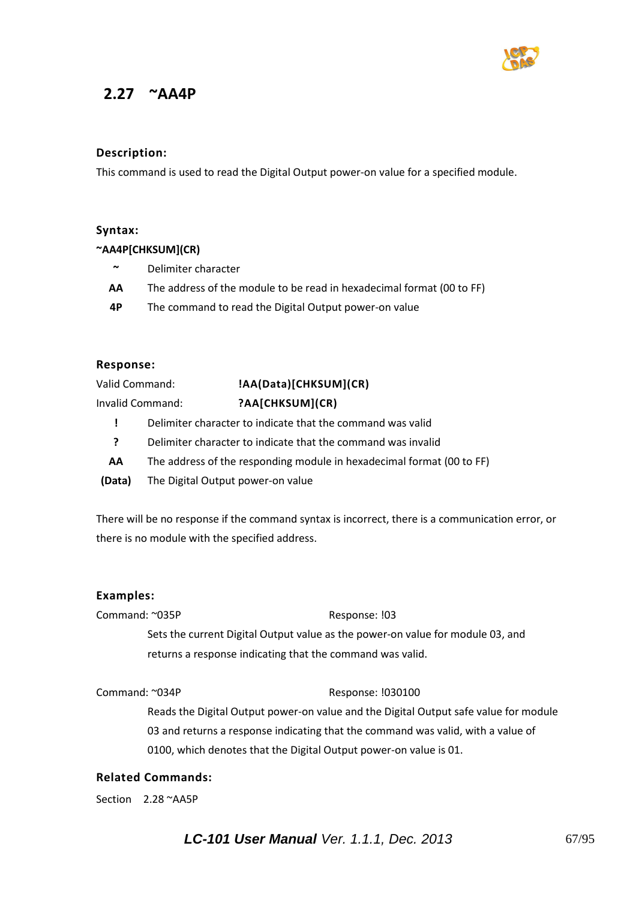## 2.27 ~AA4P

**Description:**

This command is used to read the Digital Output power-on value for a specified module.

**Syntax:**

**~AA4P[CHKSUM](CR)**

| | |
|---|---|
| **~** | Delimiter character |
| **AA** | The address of the module to be read in hexadecimal format (00 to FF) |
| **4P** | The command to read the Digital Output power-on value |

**Response:**

Valid Command: **!AA(Data)[CHKSUM](CR)**

Invalid Command: **?AA[CHKSUM](CR)**

| | |
|---|---|
| **!** | Delimiter character to indicate that the command was valid |
| **?** | Delimiter character to indicate that the command was invalid |
| **AA** | The address of the responding module in hexadecimal format (00 to FF) |
| **(Data)** | The Digital Output power-on value |

There will be no response if the command syntax is incorrect, there is a communication error, or there is no module with the specified address.

**Examples:**

Command: ~035P Response: !03

Sets the current Digital Output value as the power-on value for module 03, and returns a response indicating that the command was valid.

Command: ~034P Response: !030100

Reads the Digital Output power-on value and the Digital Output safe value for module 03 and returns a response indicating that the command was valid, with a value of 0100, which denotes that the Digital Output power-on value is 01.

**Related Commands:**

Section 2.28 ~AA5P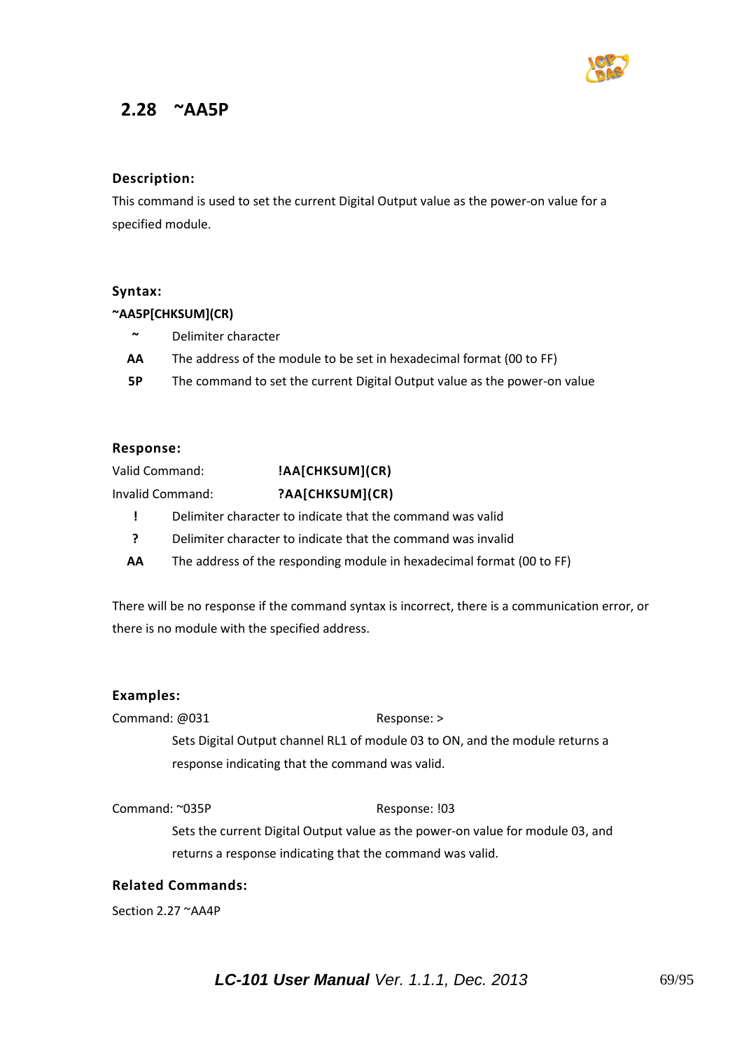## 2.28 ~AA5P

### Description:

This command is used to set the current Digital Output value as the power-on value for a specified module.

### Syntax:

**~AA5P[CHKSUM](CR)**

| | |
|---|---|
| **~** | Delimiter character |
| **AA** | The address of the module to be set in hexadecimal format (00 to FF) |
| **5P** | The command to set the current Digital Output value as the power-on value |

### Response:

Valid Command: **!AA[CHKSUM](CR)**

Invalid Command: **?AA[CHKSUM](CR)**

| | |
|---|---|
| **!** | Delimiter character to indicate that the command was valid |
| **?** | Delimiter character to indicate that the command was invalid |
| **AA** | The address of the responding module in hexadecimal format (00 to FF) |

There will be no response if the command syntax is incorrect, there is a communication error, or there is no module with the specified address.

### Examples:

Command: @031 Response: >

Sets Digital Output channel RL1 of module 03 to ON, and the module returns a response indicating that the command was valid.

Command: ~035P Response: !03

Sets the current Digital Output value as the power-on value for module 03, and returns a response indicating that the command was valid.

### Related Commands:

Section 2.27 ~AA4P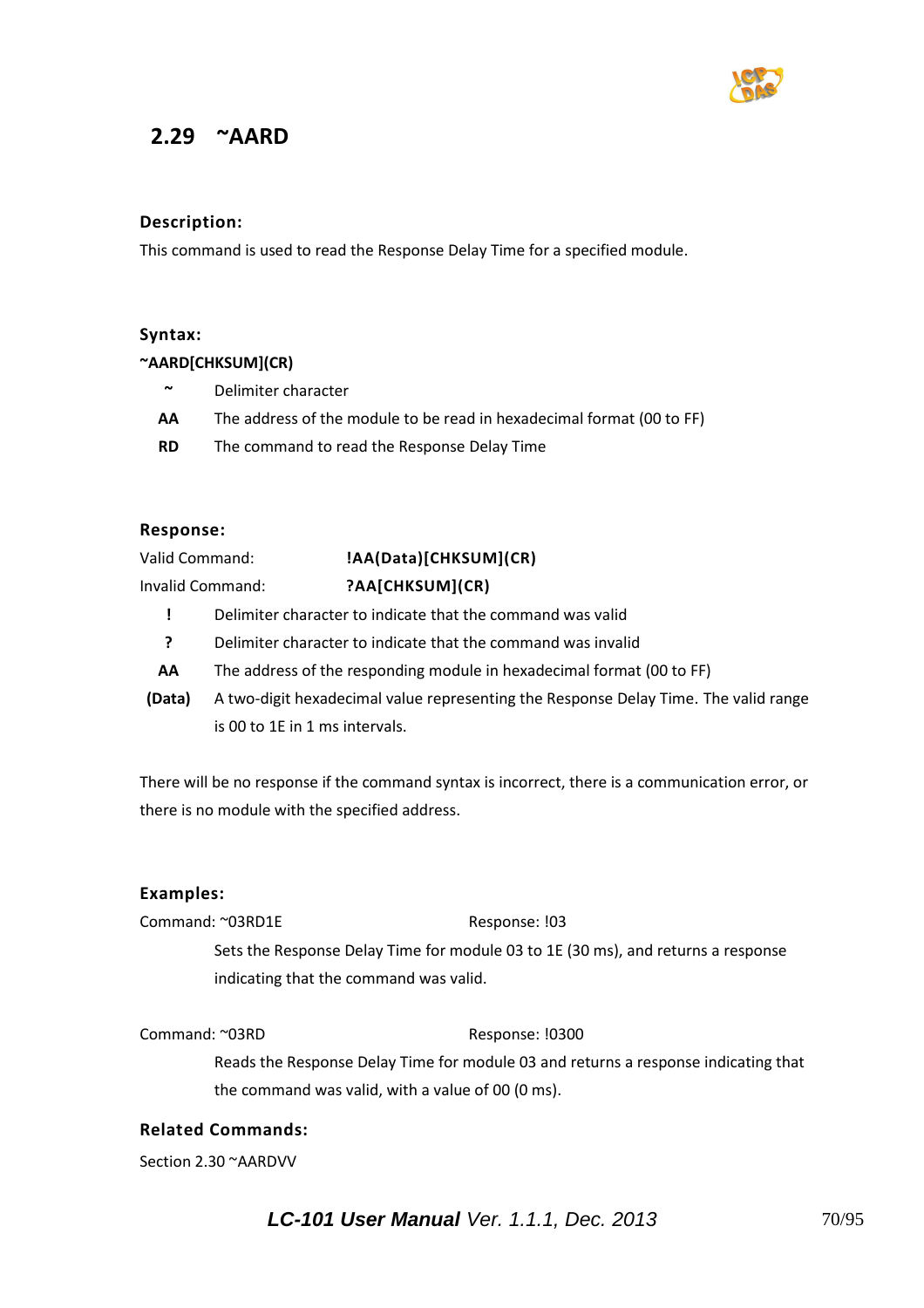## 2.29 ~AARD

### Description:

This command is used to read the Response Delay Time for a specified module.

### Syntax:

**~AARD[CHKSUM](CR)**

| | |
|---|---|
| **~** | Delimiter character |
| **AA** | The address of the module to be read in hexadecimal format (00 to FF) |
| **RD** | The command to read the Response Delay Time |

### Response:

Valid Command: **!AA(Data)[CHKSUM](CR)**

Invalid Command: **?AA[CHKSUM](CR)**

| | |
|---|---|
| **!** | Delimiter character to indicate that the command was valid |
| **?** | Delimiter character to indicate that the command was invalid |
| **AA** | The address of the responding module in hexadecimal format (00 to FF) |
| **(Data)** | A two-digit hexadecimal value representing the Response Delay Time. The valid range is 00 to 1E in 1 ms intervals. |

There will be no response if the command syntax is incorrect, there is a communication error, or there is no module with the specified address.

### Examples:

Command: ~03RD1E Response: !03

Sets the Response Delay Time for module 03 to 1E (30 ms), and returns a response indicating that the command was valid.

Command: ~03RD Response: !0300

Reads the Response Delay Time for module 03 and returns a response indicating that the command was valid, with a value of 00 (0 ms).

### Related Commands:

Section 2.30 ~AARDVV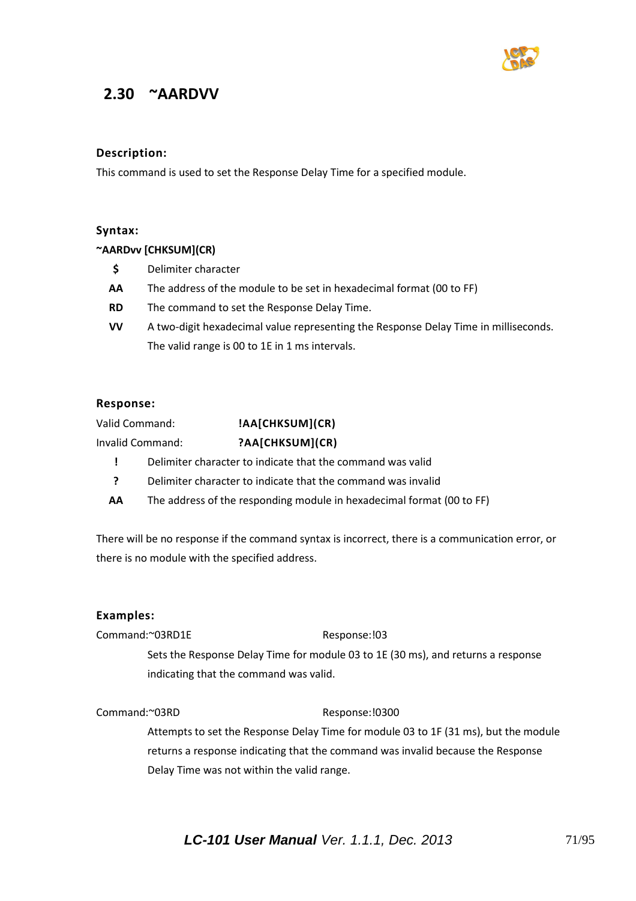## 2.30 ~AARDVV

### Description:

This command is used to set the Response Delay Time for a specified module.

### Syntax:

**~AARDvv [CHKSUM](CR)**

| | |
|---|---|
| **$** | Delimiter character |
| **AA** | The address of the module to be set in hexadecimal format (00 to FF) |
| **RD** | The command to set the Response Delay Time. |
| **VV** | A two-digit hexadecimal value representing the Response Delay Time in milliseconds. The valid range is 00 to 1E in 1 ms intervals. |

### Response:

Valid Command: **!AA[CHKSUM](CR)**

Invalid Command: **?AA[CHKSUM](CR)**

| | |
|---|---|
| **!** | Delimiter character to indicate that the command was valid |
| **?** | Delimiter character to indicate that the command was invalid |
| **AA** | The address of the responding module in hexadecimal format (00 to FF) |

There will be no response if the command syntax is incorrect, there is a communication error, or there is no module with the specified address.

### Examples:

Command:~03RD1E Response:!03

Sets the Response Delay Time for module 03 to 1E (30 ms), and returns a response indicating that the command was valid.

Command:~03RD Response:!0300

Attempts to set the Response Delay Time for module 03 to 1F (31 ms), but the module returns a response indicating that the command was invalid because the Response Delay Time was not within the valid range.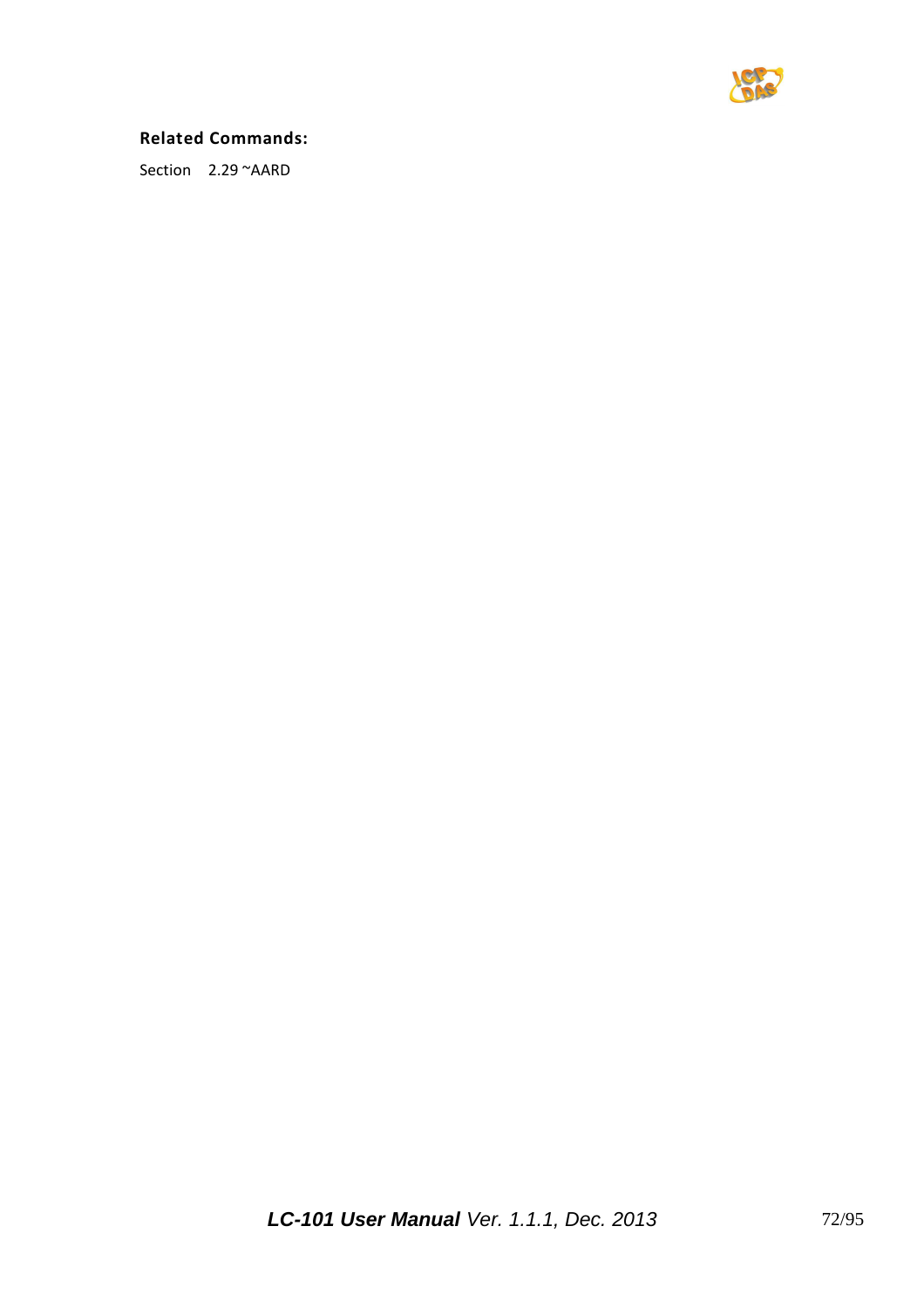**Related Commands:**

Section 2.29 ~AARD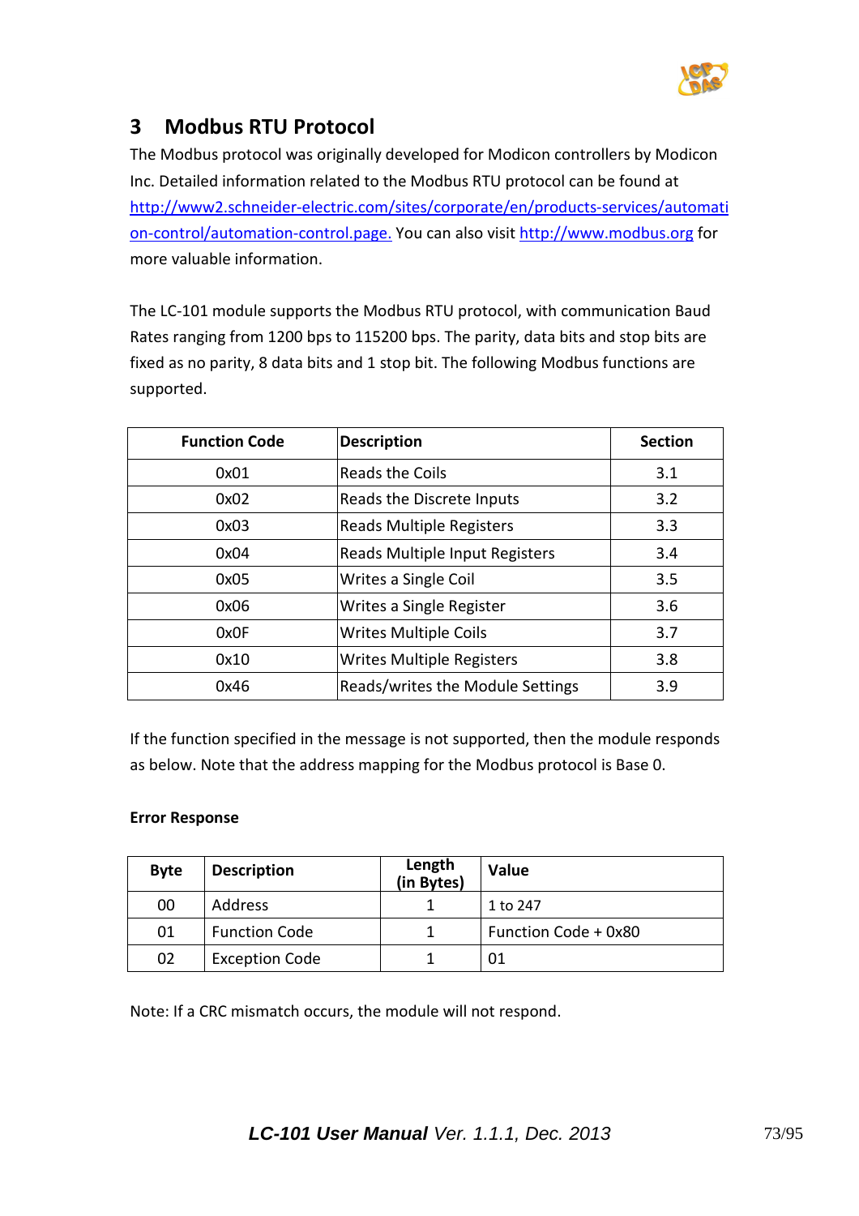# 3 Modbus RTU Protocol

The Modbus protocol was originally developed for Modicon controllers by Modicon Inc. Detailed information related to the Modbus RTU protocol can be found at http://www2.schneider-electric.com/sites/corporate/en/products-services/automation-control/automation-control.page. You can also visit http://www.modbus.org for more valuable information.

The LC-101 module supports the Modbus RTU protocol, with communication Baud Rates ranging from 1200 bps to 115200 bps. The parity, data bits and stop bits are fixed as no parity, 8 data bits and 1 stop bit. The following Modbus functions are supported.

| Function Code | Description | Section |
|---|---|---|
| 0x01 | Reads the Coils | 3.1 |
| 0x02 | Reads the Discrete Inputs | 3.2 |
| 0x03 | Reads Multiple Registers | 3.3 |
| 0x04 | Reads Multiple Input Registers | 3.4 |
| 0x05 | Writes a Single Coil | 3.5 |
| 0x06 | Writes a Single Register | 3.6 |
| 0x0F | Writes Multiple Coils | 3.7 |
| 0x10 | Writes Multiple Registers | 3.8 |
| 0x46 | Reads/writes the Module Settings | 3.9 |

If the function specified in the message is not supported, then the module responds as below. Note that the address mapping for the Modbus protocol is Base 0.

**Error Response**

| Byte | Description | Length (in Bytes) | Value |
|---|---|---|---|
| 00 | Address | 1 | 1 to 247 |
| 01 | Function Code | 1 | Function Code + 0x80 |
| 02 | Exception Code | 1 | 01 |

Note: If a CRC mismatch occurs, the module will not respond.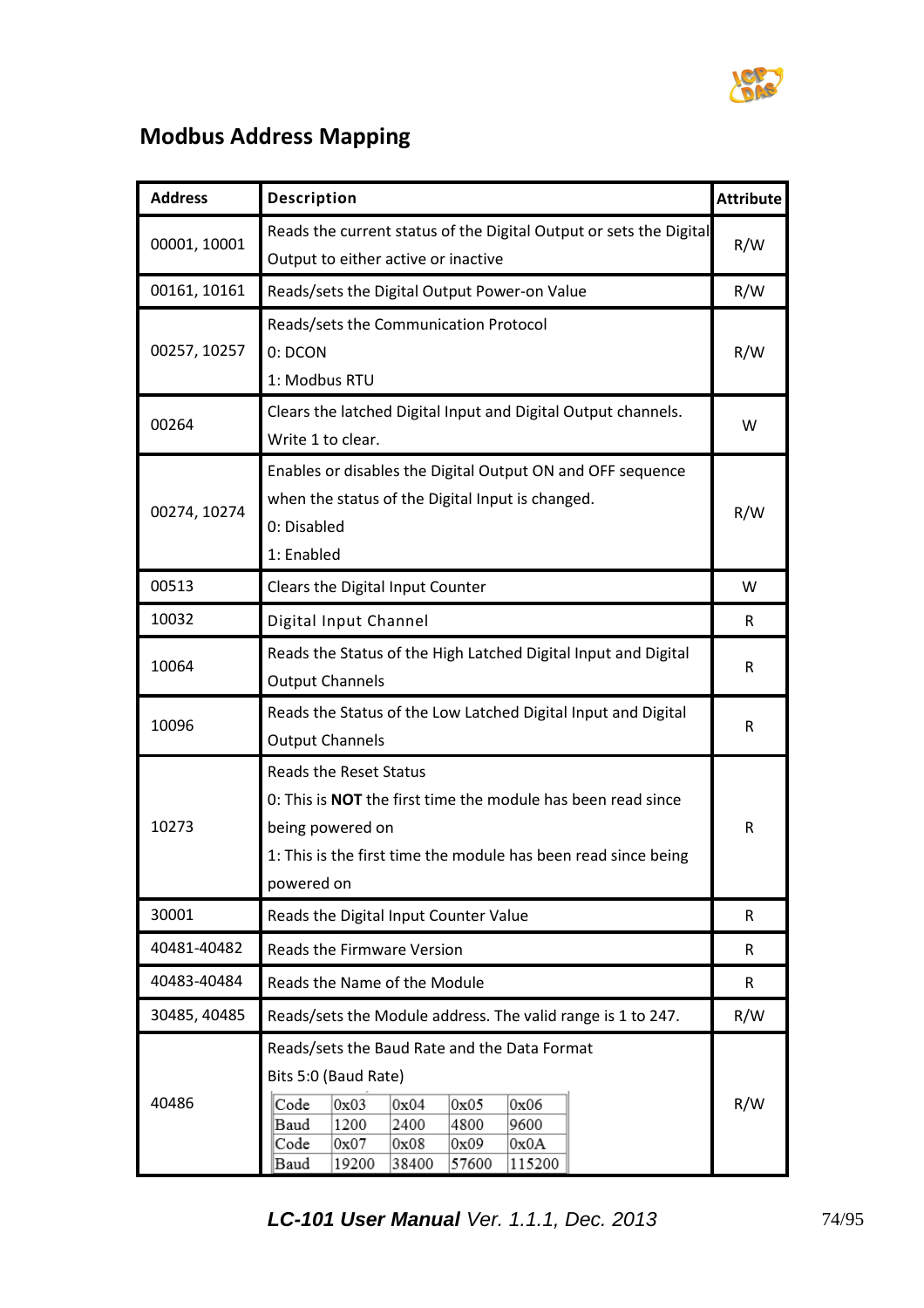## Modbus Address Mapping

| Address | Description | Attribute |
|---|---|---|
| 00001, 10001 | Reads the current status of the Digital Output or sets the Digital Output to either active or inactive | R/W |
| 00161, 10161 | Reads/sets the Digital Output Power-on Value | R/W |
| 00257, 10257 | Reads/sets the Communication Protocol<br>0: DCON<br>1: Modbus RTU | R/W |
| 00264 | Clears the latched Digital Input and Digital Output channels. Write 1 to clear. | W |
| 00274, 10274 | Enables or disables the Digital Output ON and OFF sequence when the status of the Digital Input is changed.<br>0: Disabled<br>1: Enabled | R/W |
| 00513 | Clears the Digital Input Counter | W |
| 10032 | Digital Input Channel | R |
| 10064 | Reads the Status of the High Latched Digital Input and Digital Output Channels | R |
| 10096 | Reads the Status of the Low Latched Digital Input and Digital Output Channels | R |
| 10273 | Reads the Reset Status<br>0: This is **NOT** the first time the module has been read since being powered on<br>1: This is the first time the module has been read since being powered on | R |
| 30001 | Reads the Digital Input Counter Value | R |
| 40481-40482 | Reads the Firmware Version | R |
| 40483-40484 | Reads the Name of the Module | R |
| 30485, 40485 | Reads/sets the Module address. The valid range is 1 to 247. | R/W |
| 40486 | Reads/sets the Baud Rate and the Data Format<br>Bits 5:0 (Baud Rate)<br>Code: 0x03, 0x04, 0x05, 0x06<br>Baud: 1200, 2400, 4800, 9600<br>Code: 0x07, 0x08, 0x09, 0x0A<br>Baud: 19200, 38400, 57600, 115200 | R/W |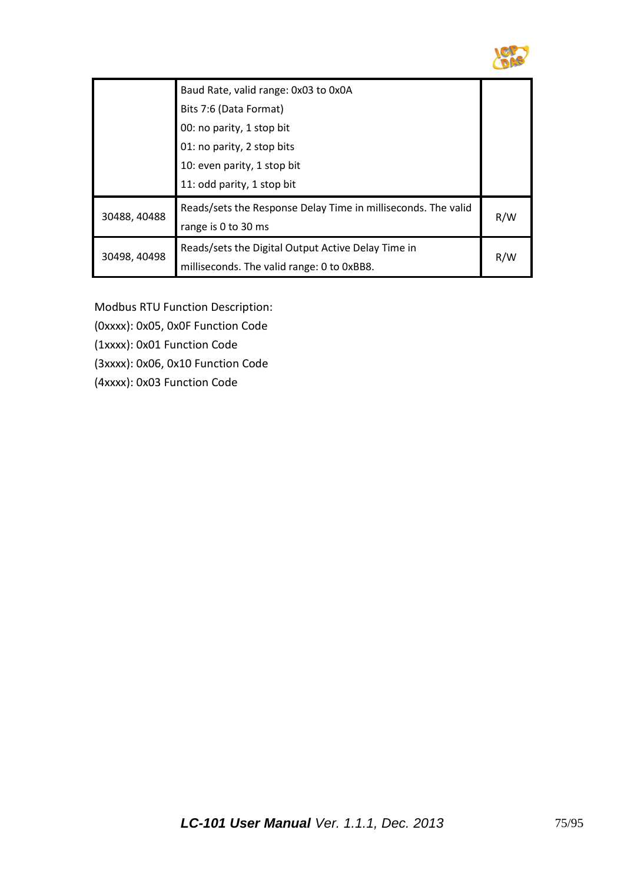| | | |
|---|---|---|
| | Baud Rate, valid range: 0x03 to 0x0A<br>Bits 7:6 (Data Format)<br>00: no parity, 1 stop bit<br>01: no parity, 2 stop bits<br>10: even parity, 1 stop bit<br>11: odd parity, 1 stop bit | |
| 30488, 40488 | Reads/sets the Response Delay Time in milliseconds. The valid range is 0 to 30 ms | R/W |
| 30498, 40498 | Reads/sets the Digital Output Active Delay Time in milliseconds. The valid range: 0 to 0xBB8. | R/W |

Modbus RTU Function Description:

(0xxxx): 0x05, 0x0F Function Code

(1xxxx): 0x01 Function Code

(3xxxx): 0x06, 0x10 Function Code

(4xxxx): 0x03 Function Code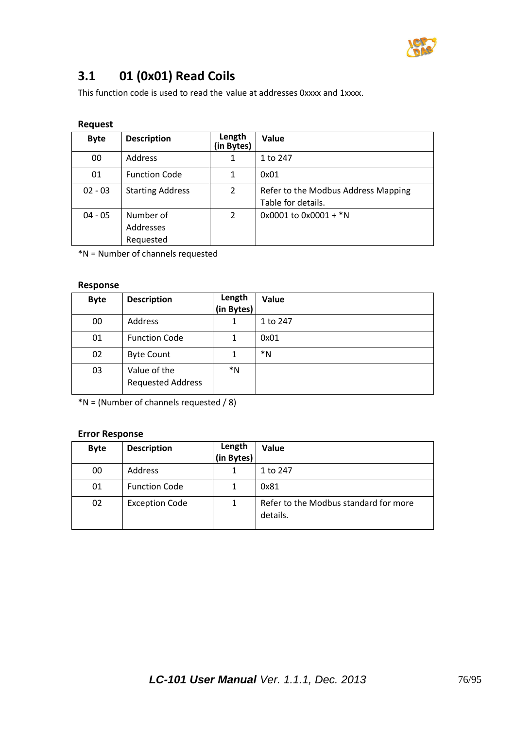## 3.1 01 (0x01) Read Coils

This function code is used to read the value at addresses 0xxxx and 1xxxx.

**Request**

| Byte | Description | Length (in Bytes) | Value |
|---|---|---|---|
| 00 | Address | 1 | 1 to 247 |
| 01 | Function Code | 1 | 0x01 |
| 02 - 03 | Starting Address | 2 | Refer to the Modbus Address Mapping Table for details. |
| 04 - 05 | Number of Addresses Requested | 2 | 0x0001 to 0x0001 + *N |

*N = Number of channels requested

**Response**

| Byte | Description | Length (in Bytes) | Value |
|---|---|---|---|
| 00 | Address | 1 | 1 to 247 |
| 01 | Function Code | 1 | 0x01 |
| 02 | Byte Count | 1 | *N |
| 03 | Value of the Requested Address | *N | |

*N = (Number of channels requested / 8)

**Error Response**

| Byte | Description | Length (in Bytes) | Value |
|---|---|---|---|
| 00 | Address | 1 | 1 to 247 |
| 01 | Function Code | 1 | 0x81 |
| 02 | Exception Code | 1 | Refer to the Modbus standard for more details. |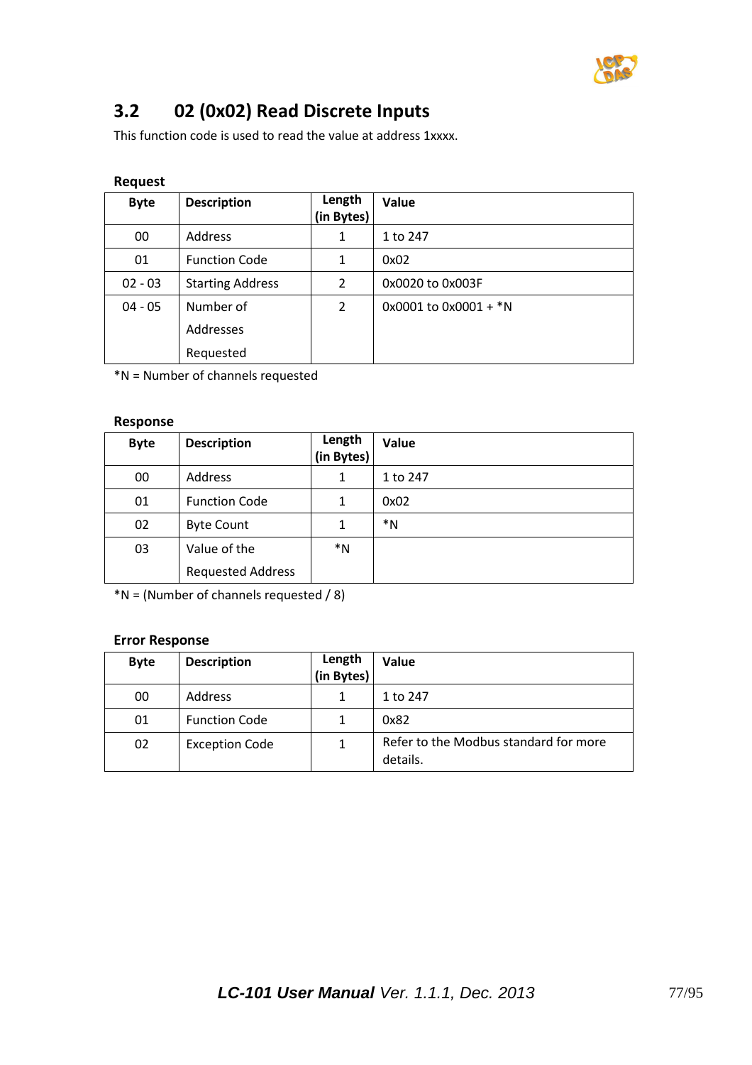## 3.2 02 (0x02) Read Discrete Inputs

This function code is used to read the value at address 1xxxx.

**Request**

| Byte | Description | Length (in Bytes) | Value |
|---|---|---|---|
| 00 | Address | 1 | 1 to 247 |
| 01 | Function Code | 1 | 0x02 |
| 02 - 03 | Starting Address | 2 | 0x0020 to 0x003F |
| 04 - 05 | Number of Addresses Requested | 2 | 0x0001 to 0x0001 + *N |

*N = Number of channels requested

**Response**

| Byte | Description | Length (in Bytes) | Value |
|---|---|---|---|
| 00 | Address | 1 | 1 to 247 |
| 01 | Function Code | 1 | 0x02 |
| 02 | Byte Count | 1 | *N |
| 03 | Value of the Requested Address | *N | |

*N = (Number of channels requested / 8)

**Error Response**

| Byte | Description | Length (in Bytes) | Value |
|---|---|---|---|
| 00 | Address | 1 | 1 to 247 |
| 01 | Function Code | 1 | 0x82 |
| 02 | Exception Code | 1 | Refer to the Modbus standard for more details. |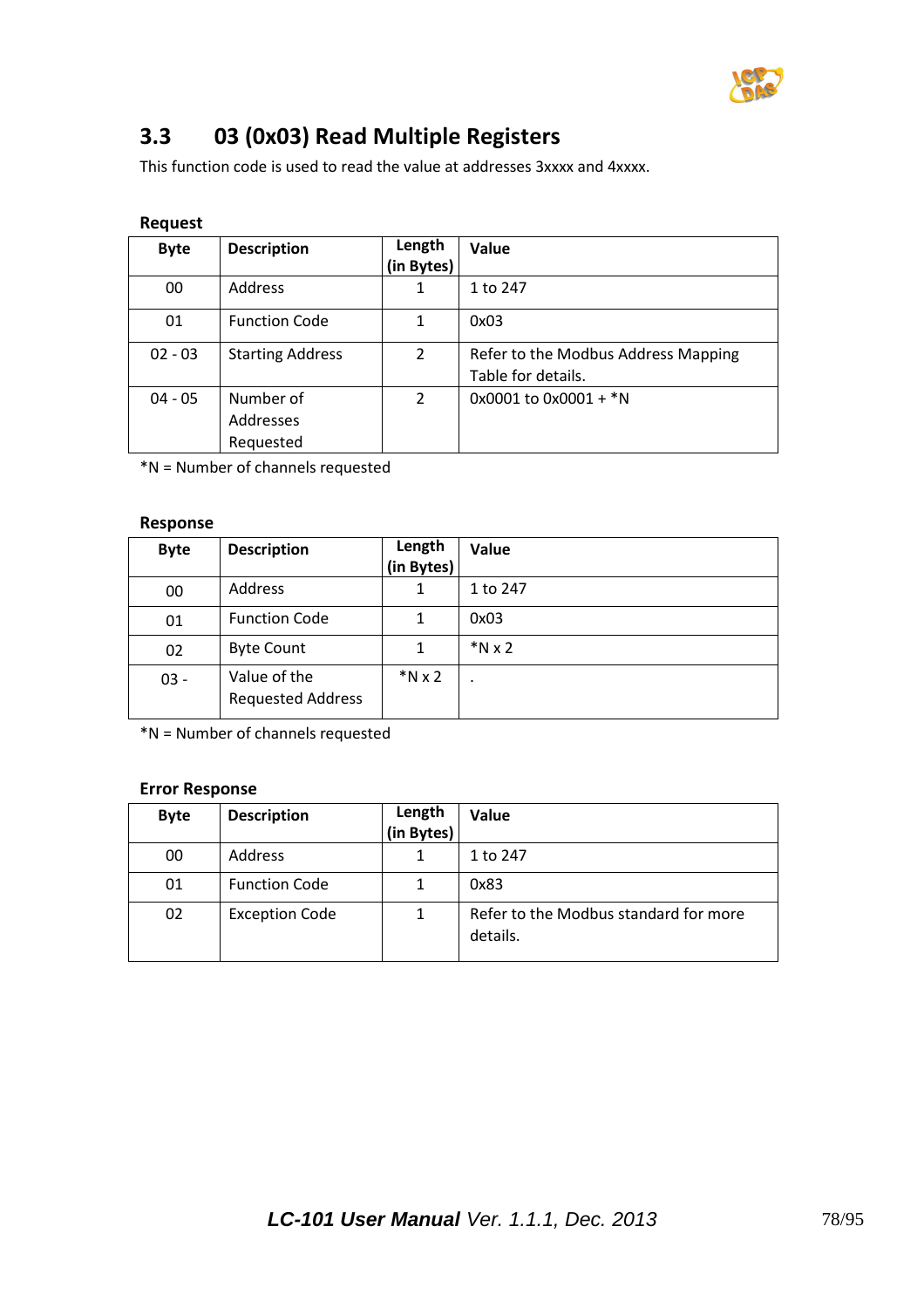## 3.3 03 (0x03) Read Multiple Registers

This function code is used to read the value at addresses 3xxxx and 4xxxx.

**Request**

| Byte | Description | Length (in Bytes) | Value |
|---|---|---|---|
| 00 | Address | 1 | 1 to 247 |
| 01 | Function Code | 1 | 0x03 |
| 02 - 03 | Starting Address | 2 | Refer to the Modbus Address Mapping Table for details. |
| 04 - 05 | Number of Addresses Requested | 2 | 0x0001 to 0x0001 + *N |

*N = Number of channels requested

**Response**

| Byte | Description | Length (in Bytes) | Value |
|---|---|---|---|
| 00 | Address | 1 | 1 to 247 |
| 01 | Function Code | 1 | 0x03 |
| 02 | Byte Count | 1 | *N x 2 |
| 03 - | Value of the Requested Address | *N x 2 | . |

*N = Number of channels requested

**Error Response**

| Byte | Description | Length (in Bytes) | Value |
|---|---|---|---|
| 00 | Address | 1 | 1 to 247 |
| 01 | Function Code | 1 | 0x83 |
| 02 | Exception Code | 1 | Refer to the Modbus standard for more details. |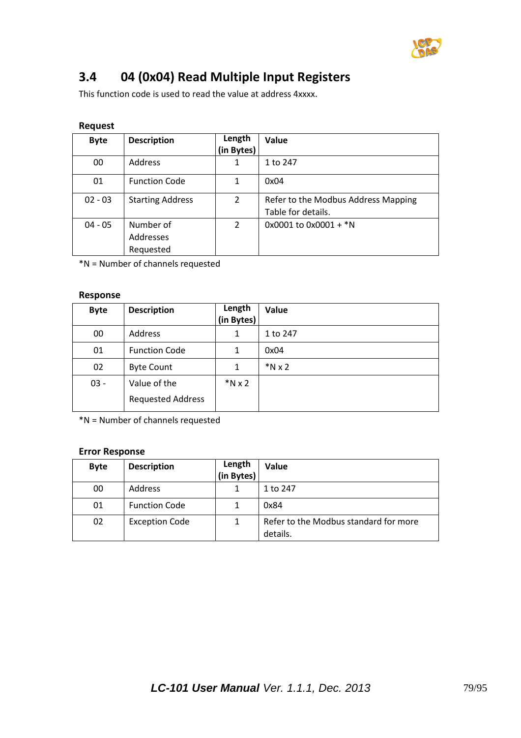## 3.4 04 (0x04) Read Multiple Input Registers

This function code is used to read the value at address 4xxxx.

**Request**

| Byte | Description | Length (in Bytes) | Value |
|---|---|---|---|
| 00 | Address | 1 | 1 to 247 |
| 01 | Function Code | 1 | 0x04 |
| 02 - 03 | Starting Address | 2 | Refer to the Modbus Address Mapping Table for details. |
| 04 - 05 | Number of Addresses Requested | 2 | 0x0001 to 0x0001 + *N |

*N = Number of channels requested

**Response**

| Byte | Description | Length (in Bytes) | Value |
|---|---|---|---|
| 00 | Address | 1 | 1 to 247 |
| 01 | Function Code | 1 | 0x04 |
| 02 | Byte Count | 1 | *N x 2 |
| 03 - | Value of the Requested Address | *N x 2 | |

*N = Number of channels requested

**Error Response**

| Byte | Description | Length (in Bytes) | Value |
|---|---|---|---|
| 00 | Address | 1 | 1 to 247 |
| 01 | Function Code | 1 | 0x84 |
| 02 | Exception Code | 1 | Refer to the Modbus standard for more details. |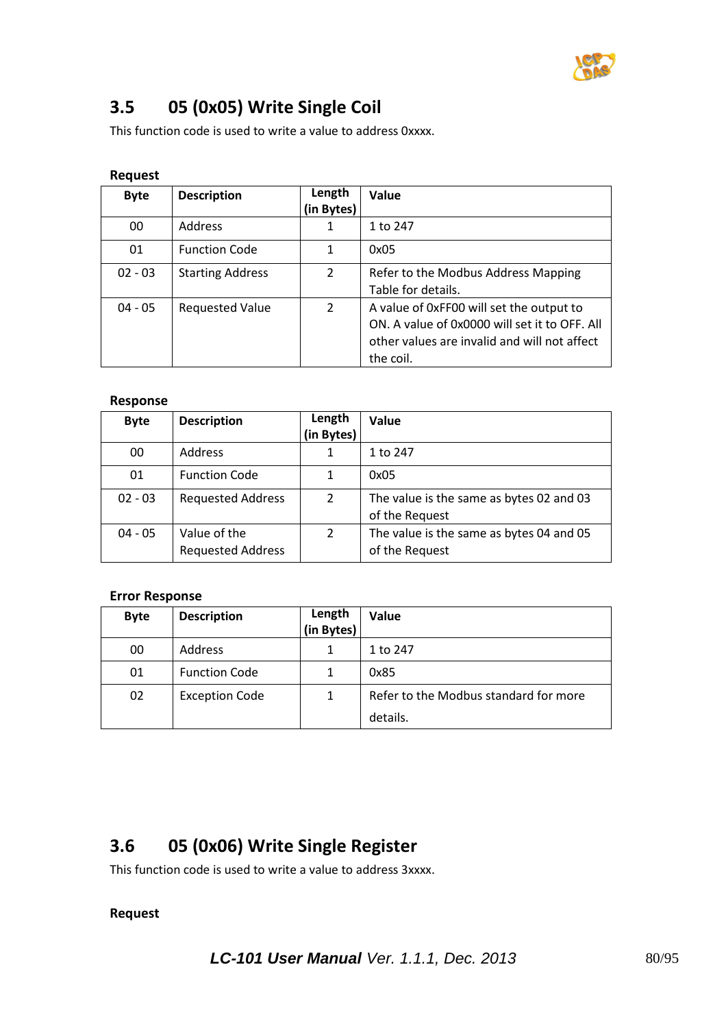## 3.5 05 (0x05) Write Single Coil

This function code is used to write a value to address 0xxxx.

**Request**

| Byte | Description | Length (in Bytes) | Value |
|---|---|---|---|
| 00 | Address | 1 | 1 to 247 |
| 01 | Function Code | 1 | 0x05 |
| 02 - 03 | Starting Address | 2 | Refer to the Modbus Address Mapping Table for details. |
| 04 - 05 | Requested Value | 2 | A value of 0xFF00 will set the output to ON. A value of 0x0000 will set it to OFF. All other values are invalid and will not affect the coil. |

**Response**

| Byte | Description | Length (in Bytes) | Value |
|---|---|---|---|
| 00 | Address | 1 | 1 to 247 |
| 01 | Function Code | 1 | 0x05 |
| 02 - 03 | Requested Address | 2 | The value is the same as bytes 02 and 03 of the Request |
| 04 - 05 | Value of the Requested Address | 2 | The value is the same as bytes 04 and 05 of the Request |

**Error Response**

| Byte | Description | Length (in Bytes) | Value |
|---|---|---|---|
| 00 | Address | 1 | 1 to 247 |
| 01 | Function Code | 1 | 0x85 |
| 02 | Exception Code | 1 | Refer to the Modbus standard for more details. |

## 3.6 05 (0x06) Write Single Register

This function code is used to write a value to address 3xxxx.

**Request**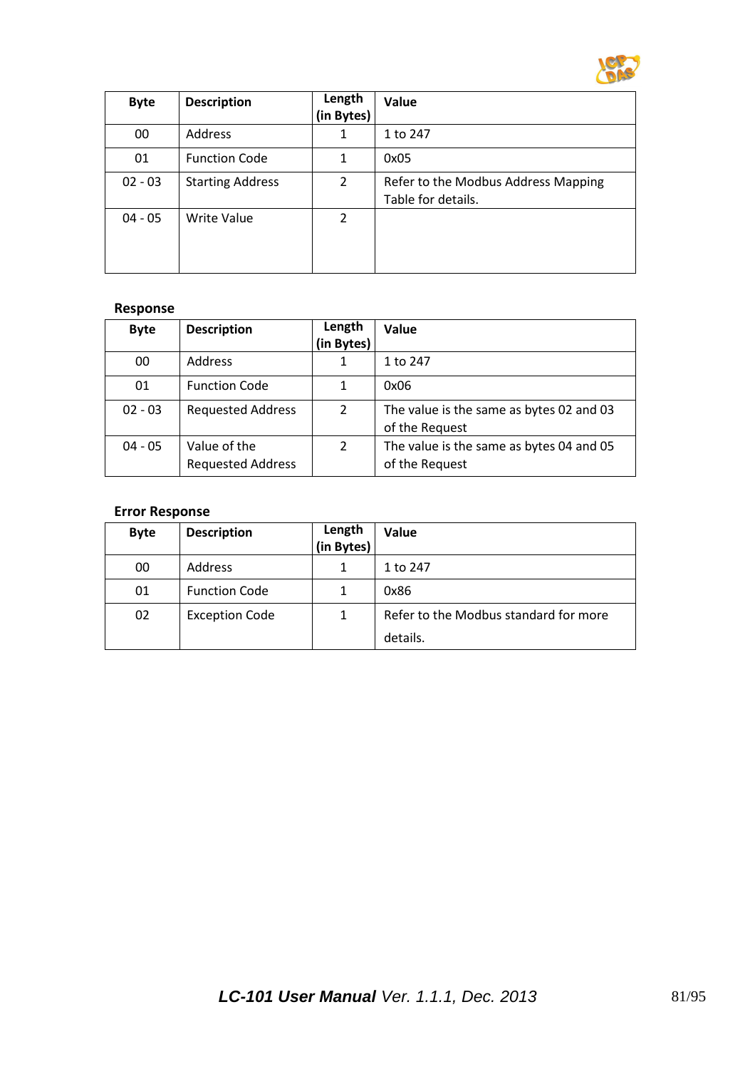| Byte | Description | Length (in Bytes) | Value |
|---|---|---|---|
| 00 | Address | 1 | 1 to 247 |
| 01 | Function Code | 1 | 0x05 |
| 02 - 03 | Starting Address | 2 | Refer to the Modbus Address Mapping Table for details. |
| 04 - 05 | Write Value | 2 | |

**Response**

| Byte | Description | Length (in Bytes) | Value |
|---|---|---|---|
| 00 | Address | 1 | 1 to 247 |
| 01 | Function Code | 1 | 0x06 |
| 02 - 03 | Requested Address | 2 | The value is the same as bytes 02 and 03 of the Request |
| 04 - 05 | Value of the Requested Address | 2 | The value is the same as bytes 04 and 05 of the Request |

**Error Response**

| Byte | Description | Length (in Bytes) | Value |
|---|---|---|---|
| 00 | Address | 1 | 1 to 247 |
| 01 | Function Code | 1 | 0x86 |
| 02 | Exception Code | 1 | Refer to the Modbus standard for more details. |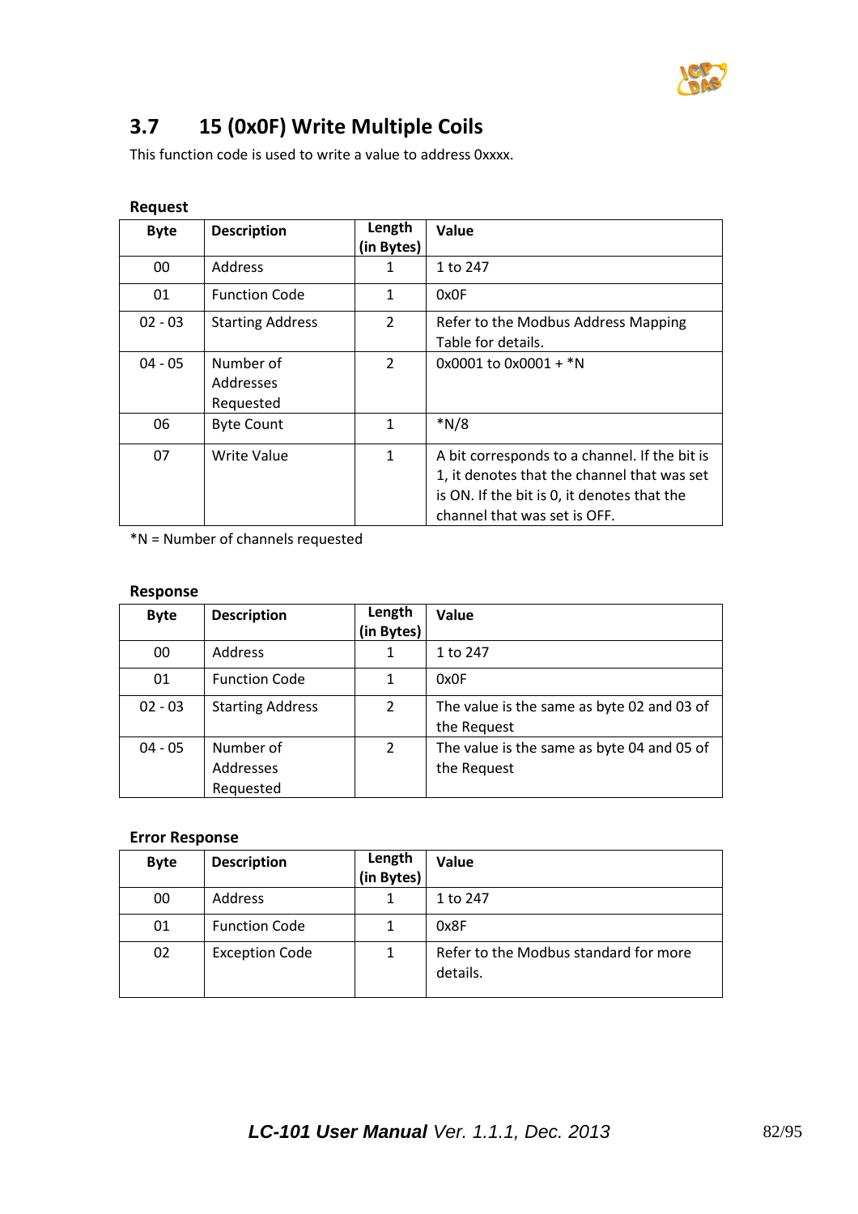## 3.7 15 (0x0F) Write Multiple Coils

This function code is used to write a value to address 0xxxx.

**Request**

| Byte | Description | Length (in Bytes) | Value |
|---|---|---|---|
| 00 | Address | 1 | 1 to 247 |
| 01 | Function Code | 1 | 0x0F |
| 02 - 03 | Starting Address | 2 | Refer to the Modbus Address Mapping Table for details. |
| 04 - 05 | Number of Addresses Requested | 2 | 0x0001 to 0x0001 + *N |
| 06 | Byte Count | 1 | *N/8 |
| 07 | Write Value | 1 | A bit corresponds to a channel. If the bit is 1, it denotes that the channel that was set is ON. If the bit is 0, it denotes that the channel that was set is OFF. |

*N = Number of channels requested

**Response**

| Byte | Description | Length (in Bytes) | Value |
|---|---|---|---|
| 00 | Address | 1 | 1 to 247 |
| 01 | Function Code | 1 | 0x0F |
| 02 - 03 | Starting Address | 2 | The value is the same as byte 02 and 03 of the Request |
| 04 - 05 | Number of Addresses Requested | 2 | The value is the same as byte 04 and 05 of the Request |

**Error Response**

| Byte | Description | Length (in Bytes) | Value |
|---|---|---|---|
| 00 | Address | 1 | 1 to 247 |
| 01 | Function Code | 1 | 0x8F |
| 02 | Exception Code | 1 | Refer to the Modbus standard for more details. |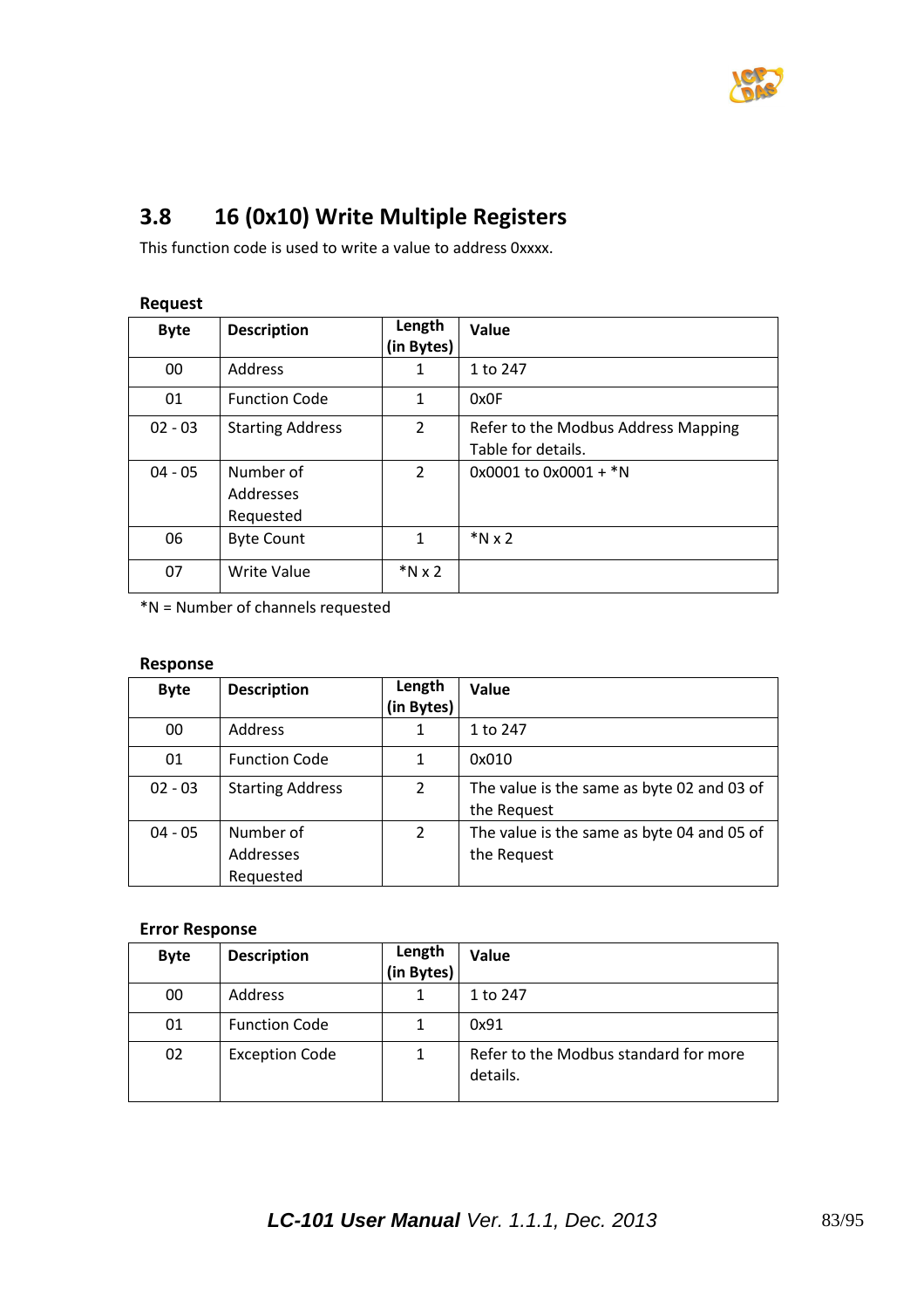## 3.8 16 (0x10) Write Multiple Registers

This function code is used to write a value to address 0xxxx.

**Request**

| Byte | Description | Length (in Bytes) | Value |
|---|---|---|---|
| 00 | Address | 1 | 1 to 247 |
| 01 | Function Code | 1 | 0x0F |
| 02 - 03 | Starting Address | 2 | Refer to the Modbus Address Mapping Table for details. |
| 04 - 05 | Number of Addresses Requested | 2 | 0x0001 to 0x0001 + *N |
| 06 | Byte Count | 1 | *N x 2 |
| 07 | Write Value | *N x 2 | |

*N = Number of channels requested

**Response**

| Byte | Description | Length (in Bytes) | Value |
|---|---|---|---|
| 00 | Address | 1 | 1 to 247 |
| 01 | Function Code | 1 | 0x010 |
| 02 - 03 | Starting Address | 2 | The value is the same as byte 02 and 03 of the Request |
| 04 - 05 | Number of Addresses Requested | 2 | The value is the same as byte 04 and 05 of the Request |

**Error Response**

| Byte | Description | Length (in Bytes) | Value |
|---|---|---|---|
| 00 | Address | 1 | 1 to 247 |
| 01 | Function Code | 1 | 0x91 |
| 02 | Exception Code | 1 | Refer to the Modbus standard for more details. |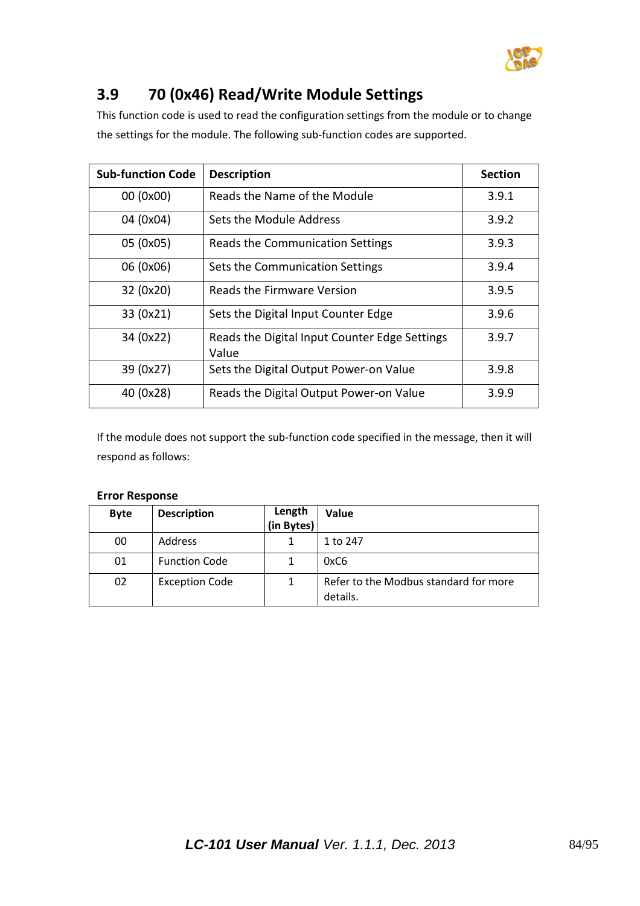## 3.9 70 (0x46) Read/Write Module Settings

This function code is used to read the configuration settings from the module or to change the settings for the module. The following sub-function codes are supported.

| Sub-function Code | Description | Section |
|---|---|---|
| 00 (0x00) | Reads the Name of the Module | 3.9.1 |
| 04 (0x04) | Sets the Module Address | 3.9.2 |
| 05 (0x05) | Reads the Communication Settings | 3.9.3 |
| 06 (0x06) | Sets the Communication Settings | 3.9.4 |
| 32 (0x20) | Reads the Firmware Version | 3.9.5 |
| 33 (0x21) | Sets the Digital Input Counter Edge | 3.9.6 |
| 34 (0x22) | Reads the Digital Input Counter Edge Settings Value | 3.9.7 |
| 39 (0x27) | Sets the Digital Output Power-on Value | 3.9.8 |
| 40 (0x28) | Reads the Digital Output Power-on Value | 3.9.9 |

If the module does not support the sub-function code specified in the message, then it will respond as follows:

**Error Response**

| Byte | Description | Length (in Bytes) | Value |
|---|---|---|---|
| 00 | Address | 1 | 1 to 247 |
| 01 | Function Code | 1 | 0xC6 |
| 02 | Exception Code | 1 | Refer to the Modbus standard for more details. |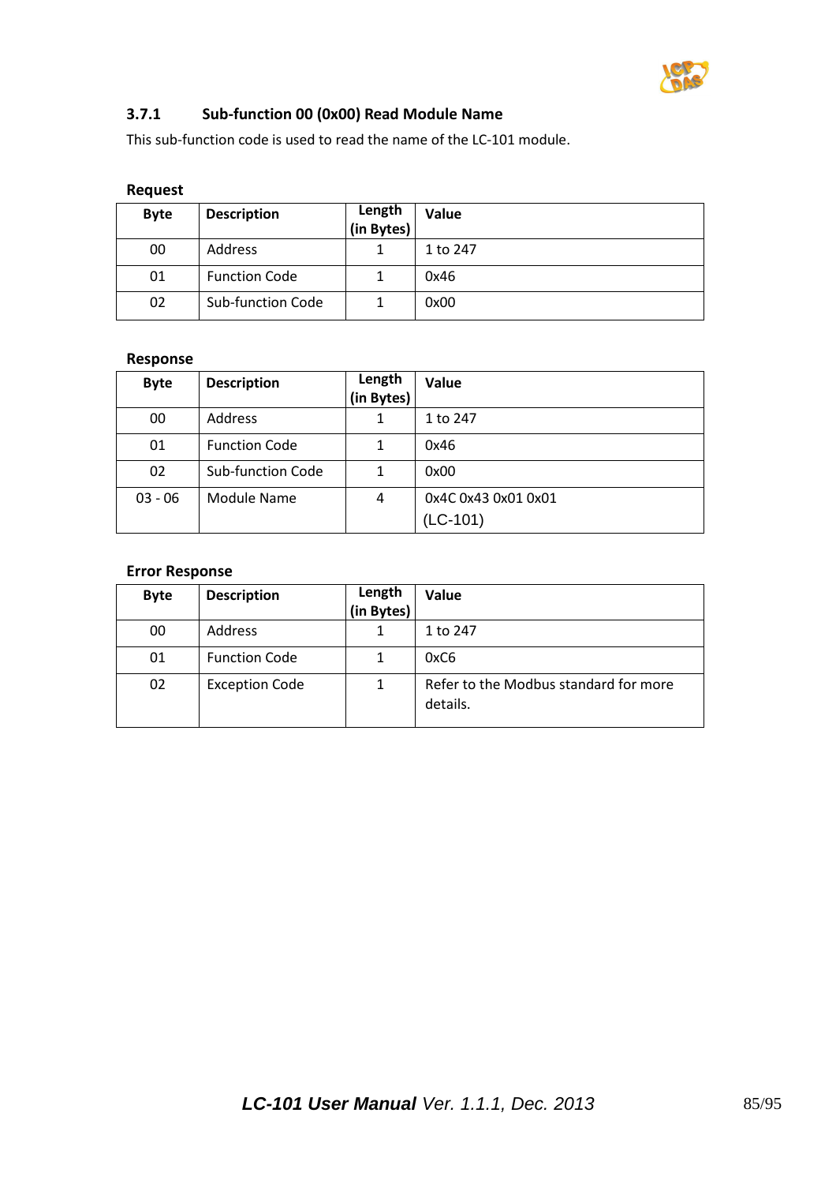### 3.7.1 Sub-function 00 (0x00) Read Module Name

This sub-function code is used to read the name of the LC-101 module.

**Request**

| Byte | Description | Length (in Bytes) | Value |
|---|---|---|---|
| 00 | Address | 1 | 1 to 247 |
| 01 | Function Code | 1 | 0x46 |
| 02 | Sub-function Code | 1 | 0x00 |

**Response**

| Byte | Description | Length (in Bytes) | Value |
|---|---|---|---|
| 00 | Address | 1 | 1 to 247 |
| 01 | Function Code | 1 | 0x46 |
| 02 | Sub-function Code | 1 | 0x00 |
| 03 - 06 | Module Name | 4 | 0x4C 0x43 0x01 0x01 (LC-101) |

**Error Response**

| Byte | Description | Length (in Bytes) | Value |
|---|---|---|---|
| 00 | Address | 1 | 1 to 247 |
| 01 | Function Code | 1 | 0xC6 |
| 02 | Exception Code | 1 | Refer to the Modbus standard for more details. |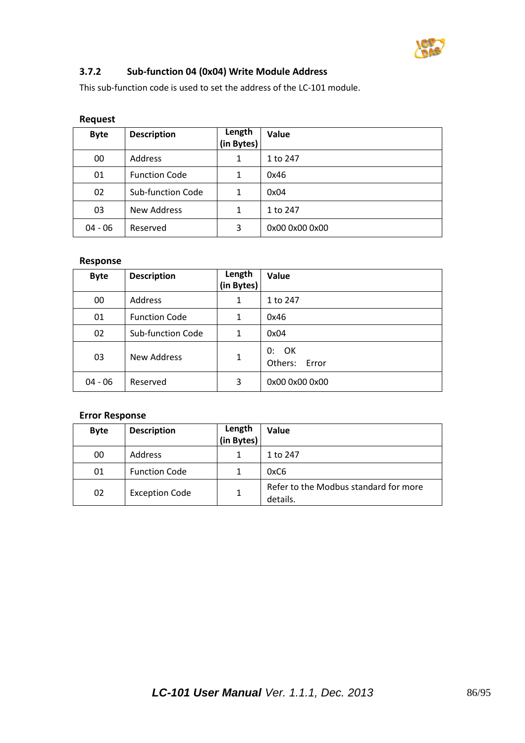### 3.7.2 Sub-function 04 (0x04) Write Module Address

This sub-function code is used to set the address of the LC-101 module.

**Request**

| Byte | Description | Length (in Bytes) | Value |
|---|---|---|---|
| 00 | Address | 1 | 1 to 247 |
| 01 | Function Code | 1 | 0x46 |
| 02 | Sub-function Code | 1 | 0x04 |
| 03 | New Address | 1 | 1 to 247 |
| 04 - 06 | Reserved | 3 | 0x00 0x00 0x00 |

**Response**

| Byte | Description | Length (in Bytes) | Value |
|---|---|---|---|
| 00 | Address | 1 | 1 to 247 |
| 01 | Function Code | 1 | 0x46 |
| 02 | Sub-function Code | 1 | 0x04 |
| 03 | New Address | 1 | 0: OK<br>Others: Error |
| 04 - 06 | Reserved | 3 | 0x00 0x00 0x00 |

**Error Response**

| Byte | Description | Length (in Bytes) | Value |
|---|---|---|---|
| 00 | Address | 1 | 1 to 247 |
| 01 | Function Code | 1 | 0xC6 |
| 02 | Exception Code | 1 | Refer to the Modbus standard for more details. |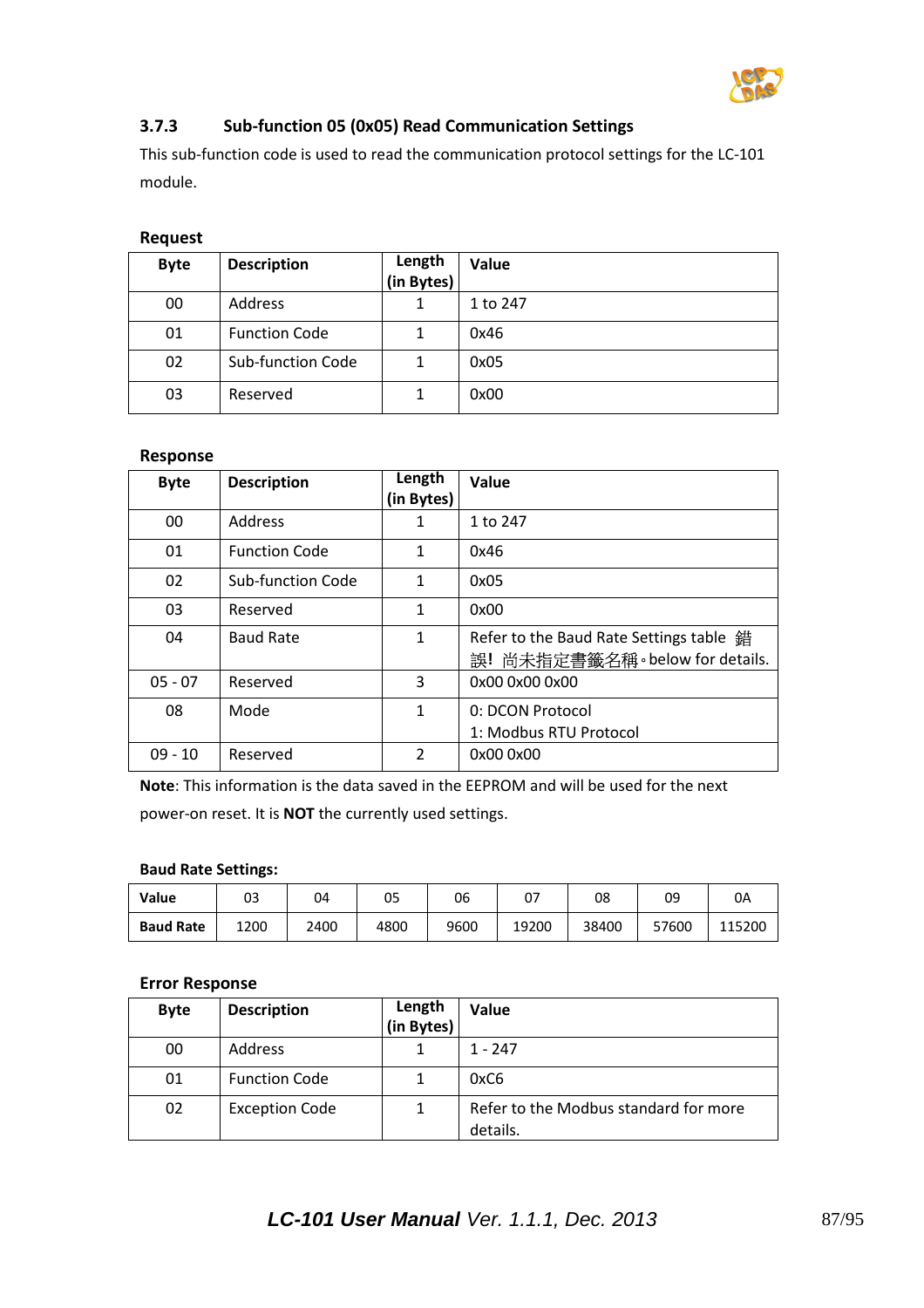### 3.7.3 Sub-function 05 (0x05) Read Communication Settings

This sub-function code is used to read the communication protocol settings for the LC-101 module.

**Request**

| Byte | Description | Length (in Bytes) | Value |
|---|---|---|---|
| 00 | Address | 1 | 1 to 247 |
| 01 | Function Code | 1 | 0x46 |
| 02 | Sub-function Code | 1 | 0x05 |
| 03 | Reserved | 1 | 0x00 |

**Response**

| Byte | Description | Length (in Bytes) | Value |
|---|---|---|---|
| 00 | Address | 1 | 1 to 247 |
| 01 | Function Code | 1 | 0x46 |
| 02 | Sub-function Code | 1 | 0x05 |
| 03 | Reserved | 1 | 0x00 |
| 04 | Baud Rate | 1 | Refer to the Baud Rate Settings table 錯誤! 尚未指定書籤名稱。below for details. |
| 05 - 07 | Reserved | 3 | 0x00 0x00 0x00 |
| 08 | Mode | 1 | 0: DCON Protocol<br>1: Modbus RTU Protocol |
| 09 - 10 | Reserved | 2 | 0x00 0x00 |

**Note**: This information is the data saved in the EEPROM and will be used for the next power-on reset. It is **NOT** the currently used settings.

**Baud Rate Settings:**

| **Value** | 03 | 04 | 05 | 06 | 07 | 08 | 09 | 0A |
|---|---|---|---|---|---|---|---|---|
| **Baud Rate** | 1200 | 2400 | 4800 | 9600 | 19200 | 38400 | 57600 | 115200 |

**Error Response**

| Byte | Description | Length (in Bytes) | Value |
|---|---|---|---|
| 00 | Address | 1 | 1 - 247 |
| 01 | Function Code | 1 | 0xC6 |
| 02 | Exception Code | 1 | Refer to the Modbus standard for more details. |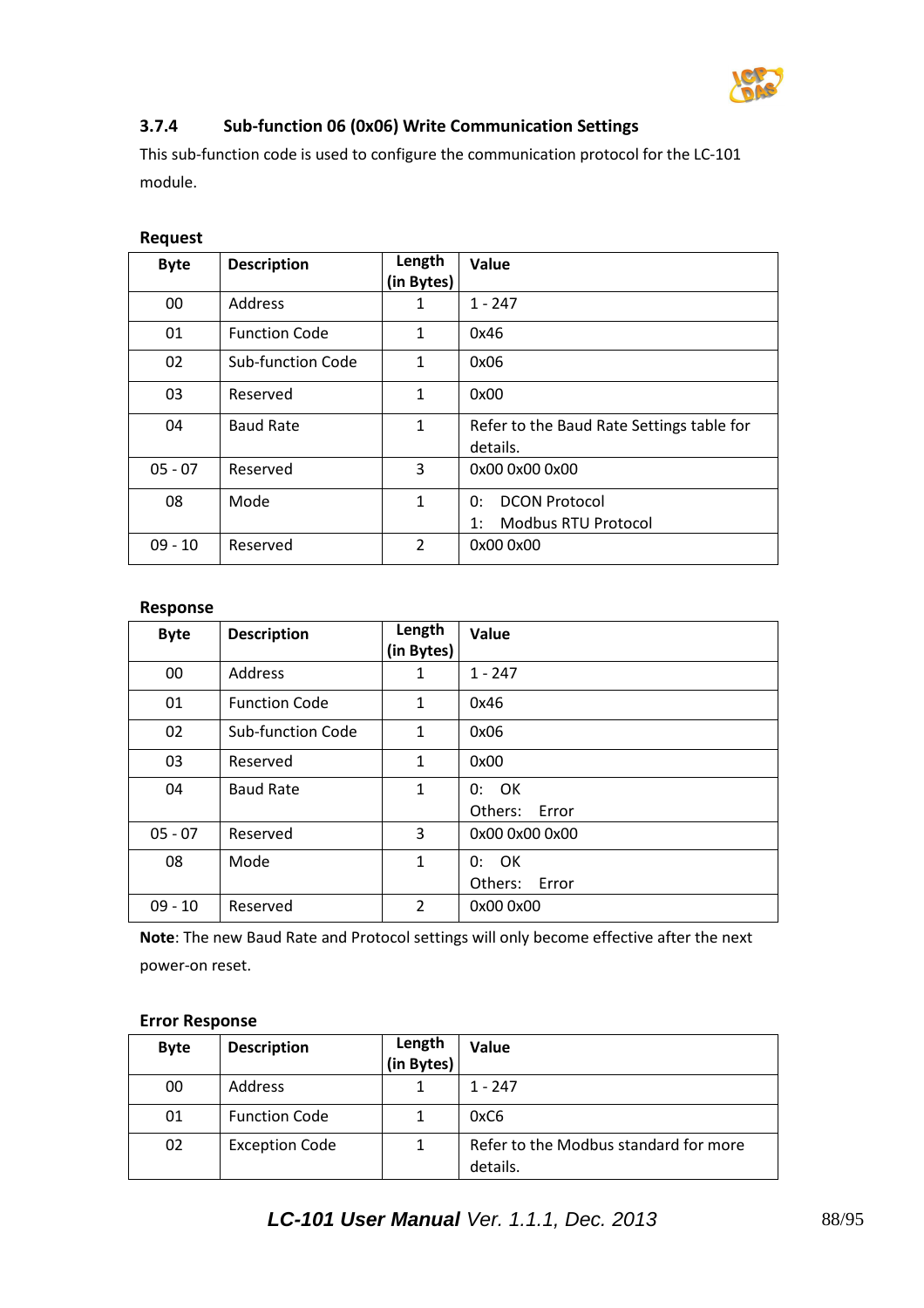### 3.7.4 Sub-function 06 (0x06) Write Communication Settings

This sub-function code is used to configure the communication protocol for the LC-101 module.

**Request**

| Byte | Description | Length (in Bytes) | Value |
|---|---|---|---|
| 00 | Address | 1 | 1 - 247 |
| 01 | Function Code | 1 | 0x46 |
| 02 | Sub-function Code | 1 | 0x06 |
| 03 | Reserved | 1 | 0x00 |
| 04 | Baud Rate | 1 | Refer to the Baud Rate Settings table for details. |
| 05 - 07 | Reserved | 3 | 0x00 0x00 0x00 |
| 08 | Mode | 1 | 0: DCON Protocol<br>1: Modbus RTU Protocol |
| 09 - 10 | Reserved | 2 | 0x00 0x00 |

**Response**

| Byte | Description | Length (in Bytes) | Value |
|---|---|---|---|
| 00 | Address | 1 | 1 - 247 |
| 01 | Function Code | 1 | 0x46 |
| 02 | Sub-function Code | 1 | 0x06 |
| 03 | Reserved | 1 | 0x00 |
| 04 | Baud Rate | 1 | 0: OK<br>Others: Error |
| 05 - 07 | Reserved | 3 | 0x00 0x00 0x00 |
| 08 | Mode | 1 | 0: OK<br>Others: Error |
| 09 - 10 | Reserved | 2 | 0x00 0x00 |

**Note**: The new Baud Rate and Protocol settings will only become effective after the next power-on reset.

**Error Response**

| Byte | Description | Length (in Bytes) | Value |
|---|---|---|---|
| 00 | Address | 1 | 1 - 247 |
| 01 | Function Code | 1 | 0xC6 |
| 02 | Exception Code | 1 | Refer to the Modbus standard for more details. |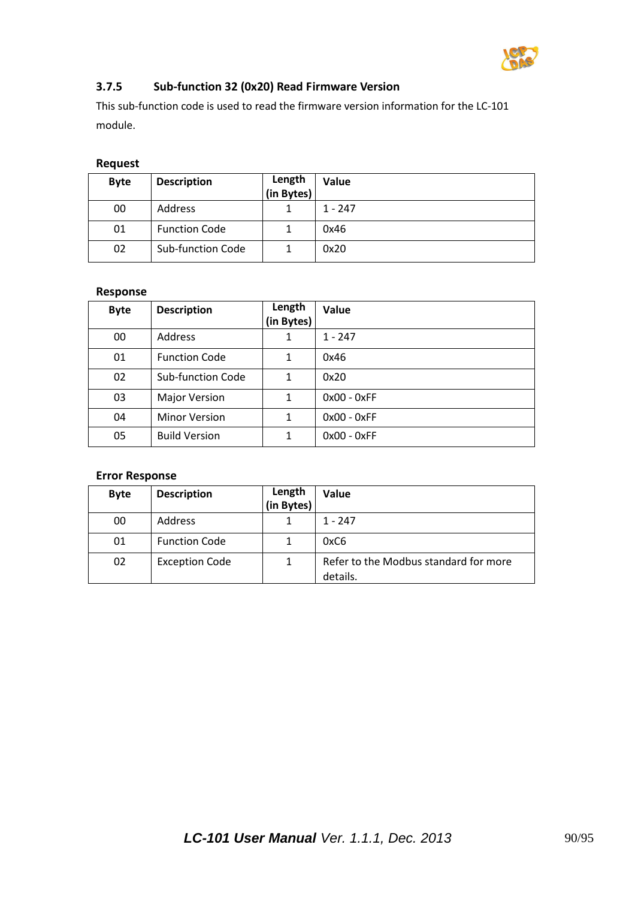### 3.7.5 Sub-function 32 (0x20) Read Firmware Version

This sub-function code is used to read the firmware version information for the LC-101 module.

**Request**

| Byte | Description | Length (in Bytes) | Value |
|---|---|---|---|
| 00 | Address | 1 | 1 - 247 |
| 01 | Function Code | 1 | 0x46 |
| 02 | Sub-function Code | 1 | 0x20 |

**Response**

| Byte | Description | Length (in Bytes) | Value |
|---|---|---|---|
| 00 | Address | 1 | 1 - 247 |
| 01 | Function Code | 1 | 0x46 |
| 02 | Sub-function Code | 1 | 0x20 |
| 03 | Major Version | 1 | 0x00 - 0xFF |
| 04 | Minor Version | 1 | 0x00 - 0xFF |
| 05 | Build Version | 1 | 0x00 - 0xFF |

**Error Response**

| Byte | Description | Length (in Bytes) | Value |
|---|---|---|---|
| 00 | Address | 1 | 1 - 247 |
| 01 | Function Code | 1 | 0xC6 |
| 02 | Exception Code | 1 | Refer to the Modbus standard for more details. |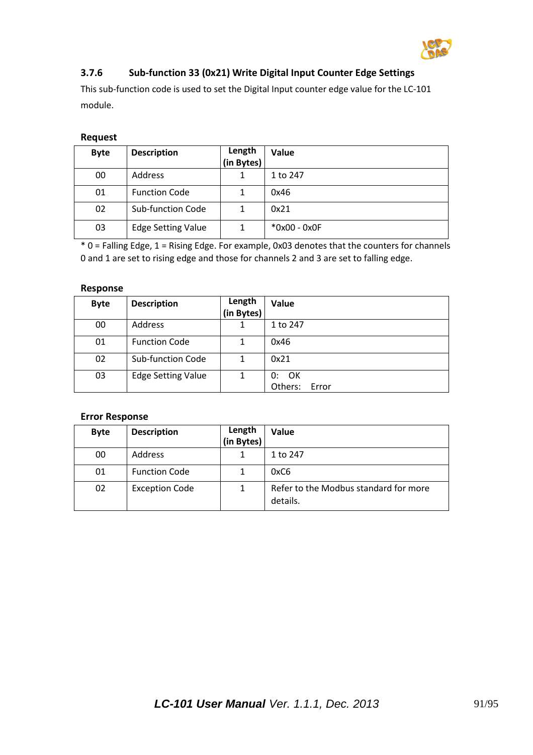### 3.7.6 Sub-function 33 (0x21) Write Digital Input Counter Edge Settings

This sub-function code is used to set the Digital Input counter edge value for the LC-101 module.

**Request**

| Byte | Description | Length (in Bytes) | Value |
|---|---|---|---|
| 00 | Address | 1 | 1 to 247 |
| 01 | Function Code | 1 | 0x46 |
| 02 | Sub-function Code | 1 | 0x21 |
| 03 | Edge Setting Value | 1 | *0x00 - 0x0F |

* 0 = Falling Edge, 1 = Rising Edge. For example, 0x03 denotes that the counters for channels 0 and 1 are set to rising edge and those for channels 2 and 3 are set to falling edge.

**Response**

| Byte | Description | Length (in Bytes) | Value |
|---|---|---|---|
| 00 | Address | 1 | 1 to 247 |
| 01 | Function Code | 1 | 0x46 |
| 02 | Sub-function Code | 1 | 0x21 |
| 03 | Edge Setting Value | 1 | 0: OK<br>Others: Error |

**Error Response**

| Byte | Description | Length (in Bytes) | Value |
|---|---|---|---|
| 00 | Address | 1 | 1 to 247 |
| 01 | Function Code | 1 | 0xC6 |
| 02 | Exception Code | 1 | Refer to the Modbus standard for more details. |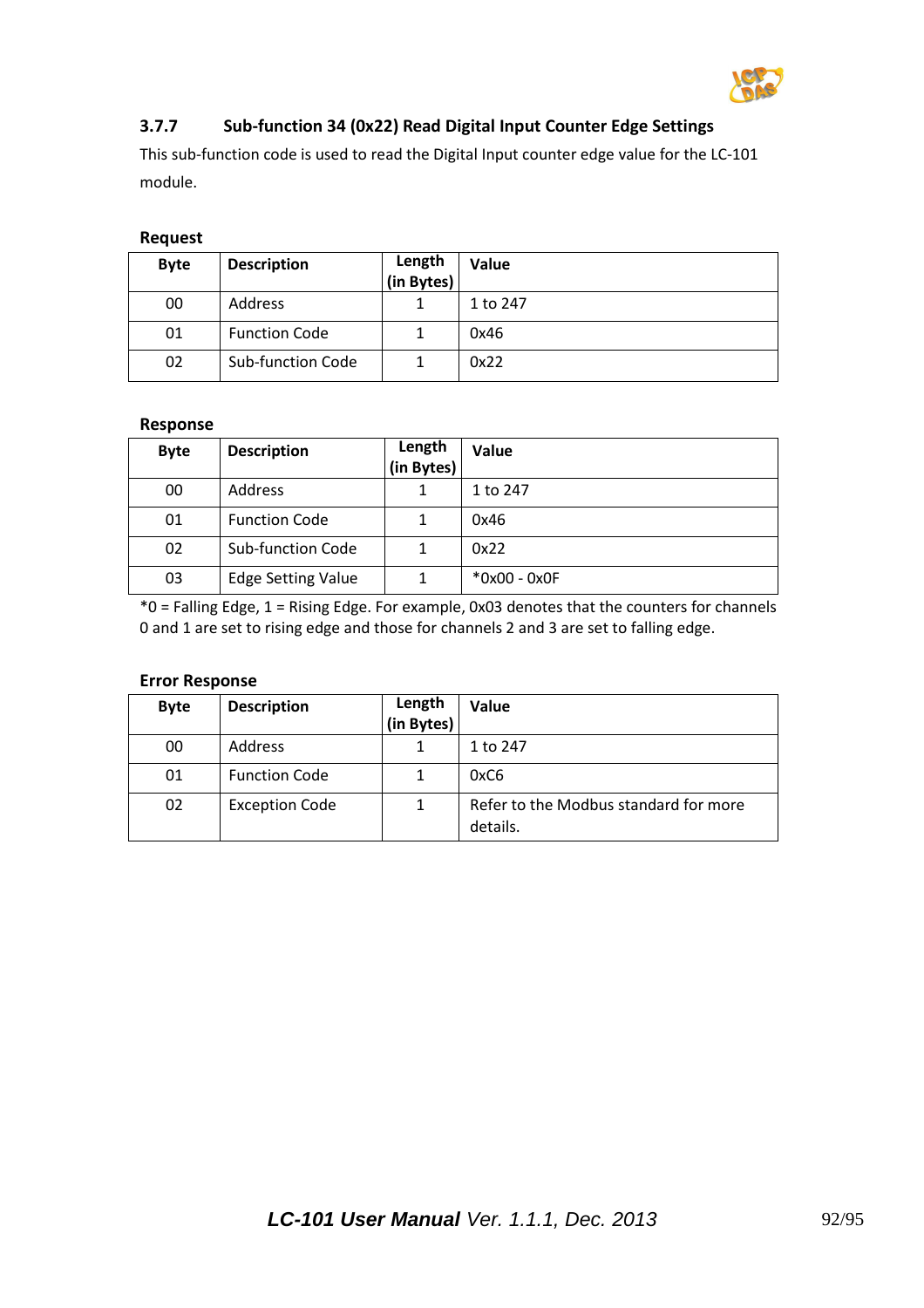### 3.7.7 Sub-function 34 (0x22) Read Digital Input Counter Edge Settings

This sub-function code is used to read the Digital Input counter edge value for the LC-101 module.

**Request**

| Byte | Description | Length (in Bytes) | Value |
|---|---|---|---|
| 00 | Address | 1 | 1 to 247 |
| 01 | Function Code | 1 | 0x46 |
| 02 | Sub-function Code | 1 | 0x22 |

**Response**

| Byte | Description | Length (in Bytes) | Value |
|---|---|---|---|
| 00 | Address | 1 | 1 to 247 |
| 01 | Function Code | 1 | 0x46 |
| 02 | Sub-function Code | 1 | 0x22 |
| 03 | Edge Setting Value | 1 | *0x00 - 0x0F |

*0 = Falling Edge, 1 = Rising Edge. For example, 0x03 denotes that the counters for channels 0 and 1 are set to rising edge and those for channels 2 and 3 are set to falling edge.

**Error Response**

| Byte | Description | Length (in Bytes) | Value |
|---|---|---|---|
| 00 | Address | 1 | 1 to 247 |
| 01 | Function Code | 1 | 0xC6 |
| 02 | Exception Code | 1 | Refer to the Modbus standard for more details. |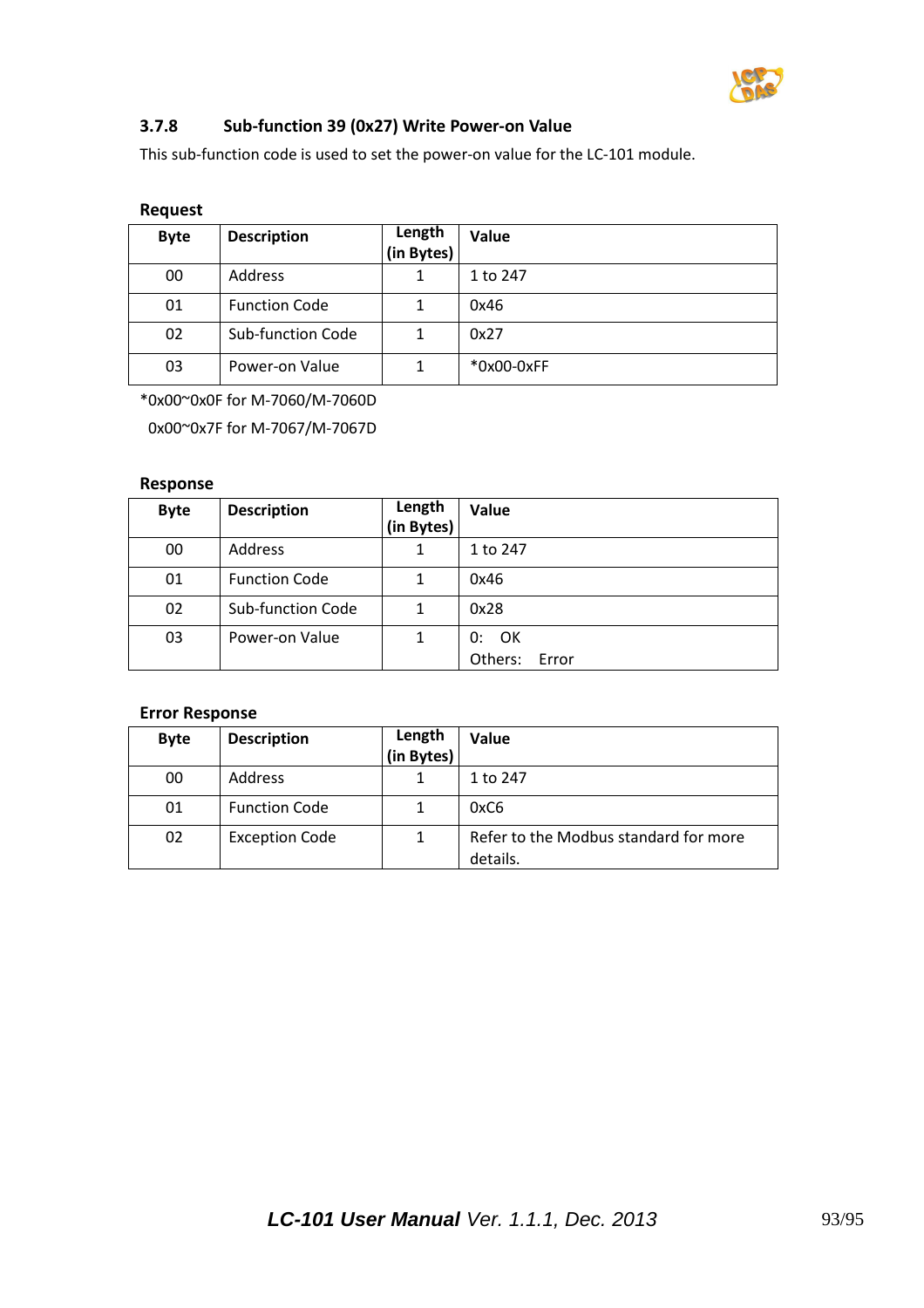### 3.7.8 Sub-function 39 (0x27) Write Power-on Value

This sub-function code is used to set the power-on value for the LC-101 module.

**Request**

| Byte | Description | Length (in Bytes) | Value |
|---|---|---|---|
| 00 | Address | 1 | 1 to 247 |
| 01 | Function Code | 1 | 0x46 |
| 02 | Sub-function Code | 1 | 0x27 |
| 03 | Power-on Value | 1 | *0x00-0xFF |

*0x00~0x0F for M-7060/M-7060D

0x00~0x7F for M-7067/M-7067D

**Response**

| Byte | Description | Length (in Bytes) | Value |
|---|---|---|---|
| 00 | Address | 1 | 1 to 247 |
| 01 | Function Code | 1 | 0x46 |
| 02 | Sub-function Code | 1 | 0x28 |
| 03 | Power-on Value | 1 | 0: OK<br>Others: Error |

**Error Response**

| Byte | Description | Length (in Bytes) | Value |
|---|---|---|---|
| 00 | Address | 1 | 1 to 247 |
| 01 | Function Code | 1 | 0xC6 |
| 02 | Exception Code | 1 | Refer to the Modbus standard for more details. |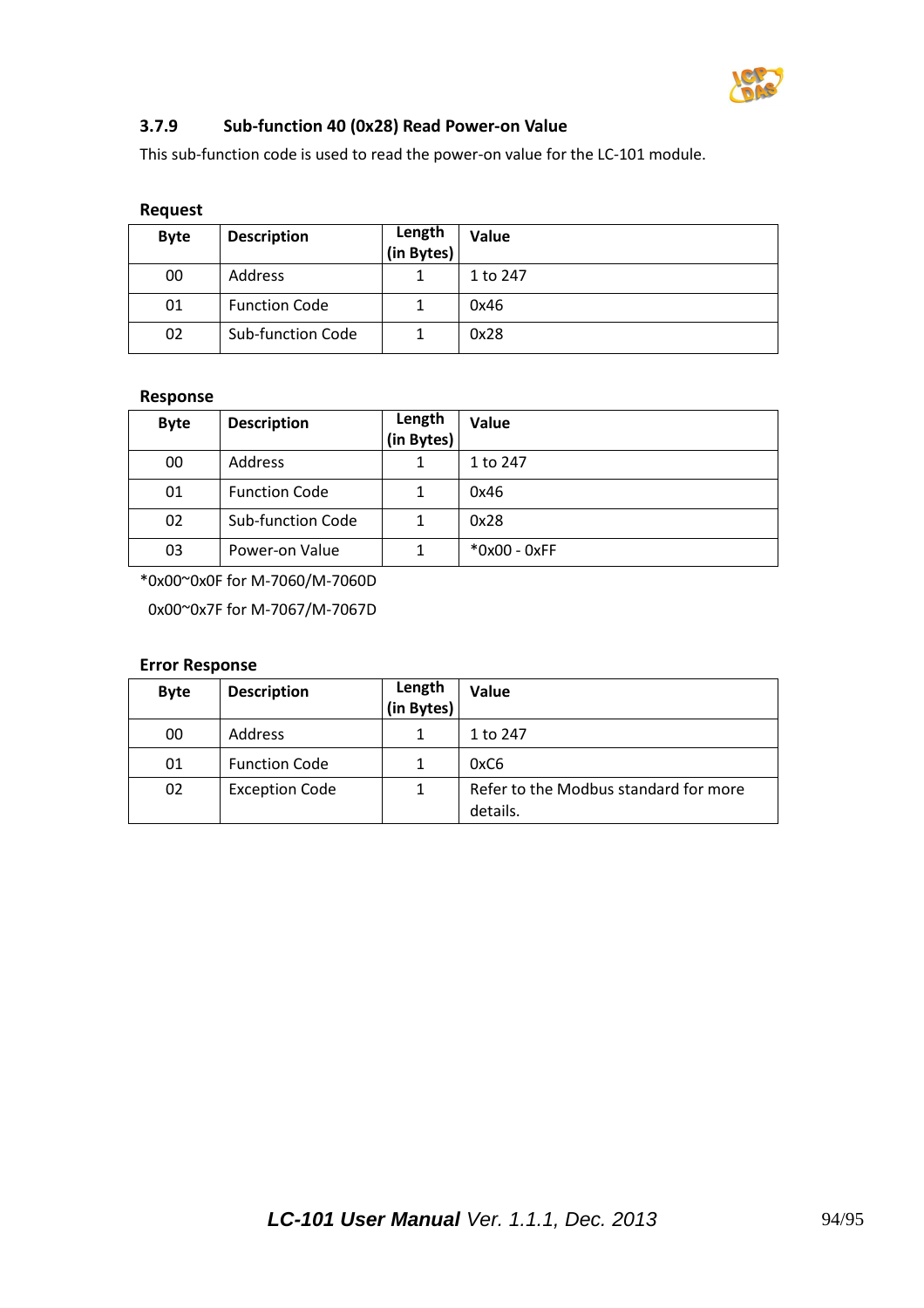### 3.7.9 Sub-function 40 (0x28) Read Power-on Value

This sub-function code is used to read the power-on value for the LC-101 module.

**Request**

| Byte | Description | Length (in Bytes) | Value |
|---|---|---|---|
| 00 | Address | 1 | 1 to 247 |
| 01 | Function Code | 1 | 0x46 |
| 02 | Sub-function Code | 1 | 0x28 |

**Response**

| Byte | Description | Length (in Bytes) | Value |
|---|---|---|---|
| 00 | Address | 1 | 1 to 247 |
| 01 | Function Code | 1 | 0x46 |
| 02 | Sub-function Code | 1 | 0x28 |
| 03 | Power-on Value | 1 | *0x00 - 0xFF |

*0x00~0x0F for M-7060/M-7060D

0x00~0x7F for M-7067/M-7067D

**Error Response**

| Byte | Description | Length (in Bytes) | Value |
|---|---|---|---|
| 00 | Address | 1 | 1 to 247 |
| 01 | Function Code | 1 | 0xC6 |
| 02 | Exception Code | 1 | Refer to the Modbus standard for more details. |